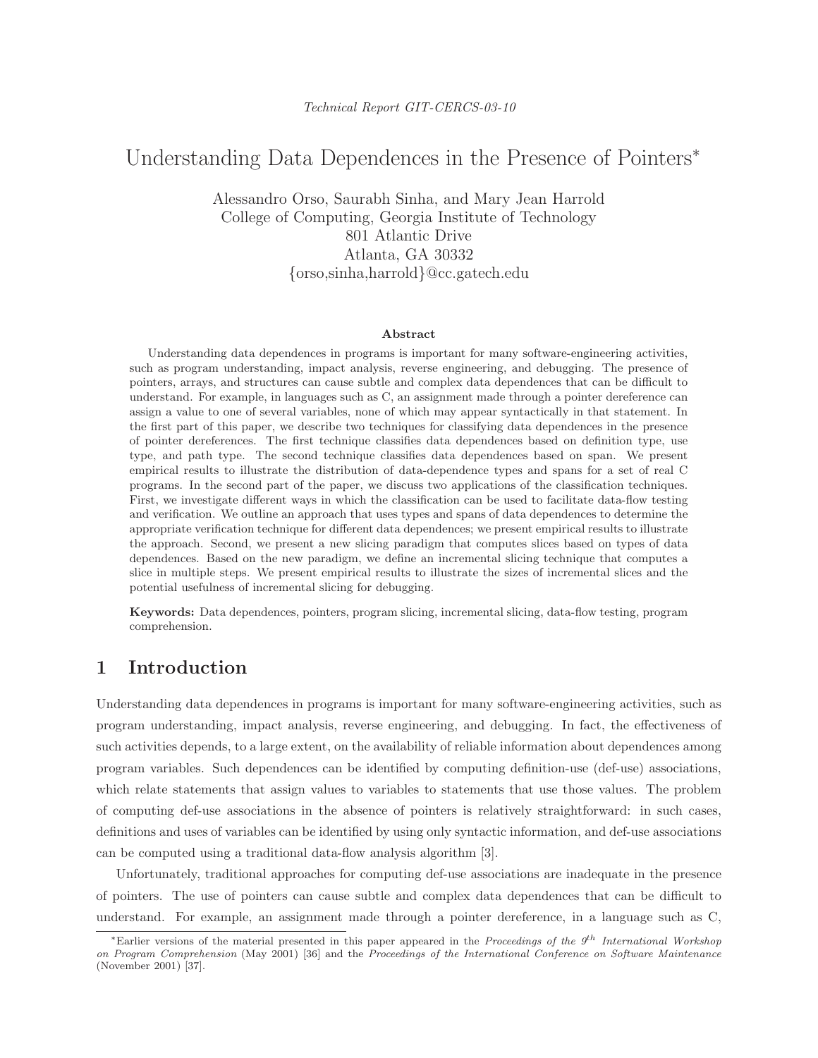*Technical Report GIT-CERCS-03-10*

# Understanding Data Dependences in the Presence of Pointers*

Alessandro Orso, Saurabh Sinha, and Mary Jean Harrold
College of Computing, Georgia Institute of Technology
801 Atlantic Drive
Atlanta, GA 30332
{orso,sinha,harrold}@cc.gatech.edu

**Abstract**

Understanding data dependences in programs is important for many software-engineering activities, such as program understanding, impact analysis, reverse engineering, and debugging. The presence of pointers, arrays, and structures can cause subtle and complex data dependences that can be difficult to understand. For example, in languages such as C, an assignment made through a pointer dereference can assign a value to one of several variables, none of which may appear syntactically in that statement. In the first part of this paper, we describe two techniques for classifying data dependences in the presence of pointer dereferences. The first technique classifies data dependences based on definition type, use type, and path type. The second technique classifies data dependences based on span. We present empirical results to illustrate the distribution of data-dependence types and spans for a set of real C programs. In the second part of the paper, we discuss two applications of the classification techniques. First, we investigate different ways in which the classification can be used to facilitate data-flow testing and verification. We outline an approach that uses types and spans of data dependences to determine the appropriate verification technique for different data dependences; we present empirical results to illustrate the approach. Second, we present a new slicing paradigm that computes slices based on types of data dependences. Based on the new paradigm, we define an incremental slicing technique that computes a slice in multiple steps. We present empirical results to illustrate the sizes of incremental slices and the potential usefulness of incremental slicing for debugging.

**Keywords:** Data dependences, pointers, program slicing, incremental slicing, data-flow testing, program comprehension.

## 1 Introduction

Understanding data dependences in programs is important for many software-engineering activities, such as program understanding, impact analysis, reverse engineering, and debugging. In fact, the effectiveness of such activities depends, to a large extent, on the availability of reliable information about dependences among program variables. Such dependences can be identified by computing definition-use (def-use) associations, which relate statements that assign values to variables to statements that use those values. The problem of computing def-use associations in the absence of pointers is relatively straightforward: in such cases, definitions and uses of variables can be identified by using only syntactic information, and def-use associations can be computed using a traditional data-flow analysis algorithm [3].

Unfortunately, traditional approaches for computing def-use associations are inadequate in the presence of pointers. The use of pointers can cause subtle and complex data dependences that can be difficult to understand. For example, an assignment made through a pointer dereference, in a language such as C,

*Earlier versions of the material presented in this paper appeared in the *Proceedings of the 9th International Workshop on Program Comprehension* (May 2001) [36] and the *Proceedings of the International Conference on Software Maintenance* (November 2001) [37].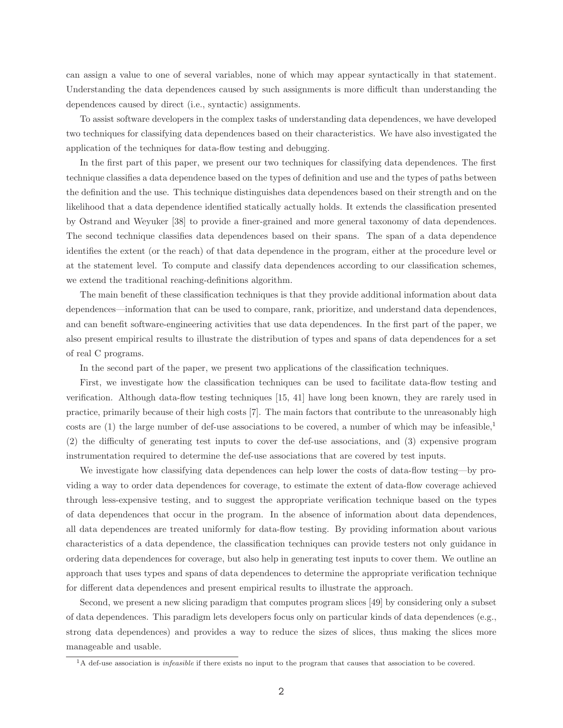can assign a value to one of several variables, none of which may appear syntactically in that statement. Understanding the data dependences caused by such assignments is more difficult than understanding the dependences caused by direct (i.e., syntactic) assignments.

To assist software developers in the complex tasks of understanding data dependences, we have developed two techniques for classifying data dependences based on their characteristics. We have also investigated the application of the techniques for data-flow testing and debugging.

In the first part of this paper, we present our two techniques for classifying data dependences. The first technique classifies a data dependence based on the types of definition and use and the types of paths between the definition and the use. This technique distinguishes data dependences based on their strength and on the likelihood that a data dependence identified statically actually holds. It extends the classification presented by Ostrand and Weyuker [38] to provide a finer-grained and more general taxonomy of data dependences. The second technique classifies data dependences based on their spans. The span of a data dependence identifies the extent (or the reach) of that data dependence in the program, either at the procedure level or at the statement level. To compute and classify data dependences according to our classification schemes, we extend the traditional reaching-definitions algorithm.

The main benefit of these classification techniques is that they provide additional information about data dependences—information that can be used to compare, rank, prioritize, and understand data dependences, and can benefit software-engineering activities that use data dependences. In the first part of the paper, we also present empirical results to illustrate the distribution of types and spans of data dependences for a set of real C programs.

In the second part of the paper, we present two applications of the classification techniques.

First, we investigate how the classification techniques can be used to facilitate data-flow testing and verification. Although data-flow testing techniques [15, 41] have long been known, they are rarely used in practice, primarily because of their high costs [7]. The main factors that contribute to the unreasonably high costs are (1) the large number of def-use associations to be covered, a number of which may be infeasible,[1] (2) the difficulty of generating test inputs to cover the def-use associations, and (3) expensive program instrumentation required to determine the def-use associations that are covered by test inputs.

We investigate how classifying data dependences can help lower the costs of data-flow testing—by providing a way to order data dependences for coverage, to estimate the extent of data-flow coverage achieved through less-expensive testing, and to suggest the appropriate verification technique based on the types of data dependences that occur in the program. In the absence of information about data dependences, all data dependences are treated uniformly for data-flow testing. By providing information about various characteristics of a data dependence, the classification techniques can provide testers not only guidance in ordering data dependences for coverage, but also help in generating test inputs to cover them. We outline an approach that uses types and spans of data dependences to determine the appropriate verification technique for different data dependences and present empirical results to illustrate the approach.

Second, we present a new slicing paradigm that computes program slices [49] by considering only a subset of data dependences. This paradigm lets developers focus only on particular kinds of data dependences (e.g., strong data dependences) and provides a way to reduce the sizes of slices, thus making the slices more manageable and usable.

[1] A def-use association is *infeasible* if there exists no input to the program that causes that association to be covered.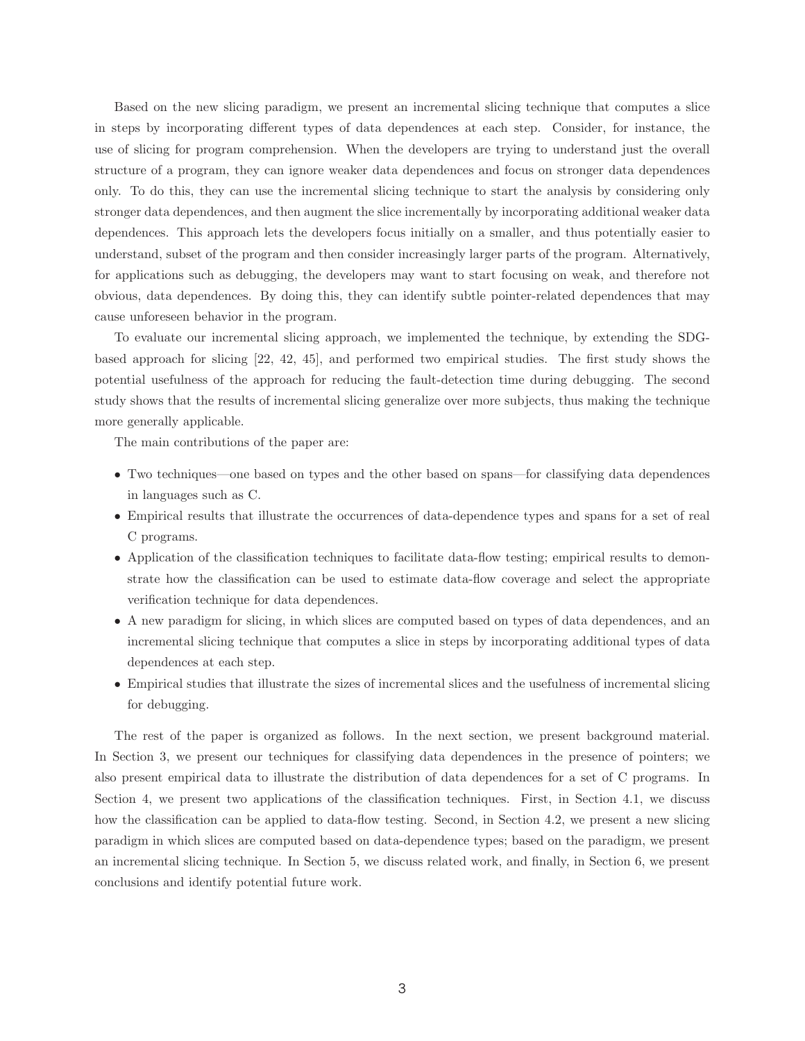Based on the new slicing paradigm, we present an incremental slicing technique that computes a slice in steps by incorporating different types of data dependences at each step. Consider, for instance, the use of slicing for program comprehension. When the developers are trying to understand just the overall structure of a program, they can ignore weaker data dependences and focus on stronger data dependences only. To do this, they can use the incremental slicing technique to start the analysis by considering only stronger data dependences, and then augment the slice incrementally by incorporating additional weaker data dependences. This approach lets the developers focus initially on a smaller, and thus potentially easier to understand, subset of the program and then consider increasingly larger parts of the program. Alternatively, for applications such as debugging, the developers may want to start focusing on weak, and therefore not obvious, data dependences. By doing this, they can identify subtle pointer-related dependences that may cause unforeseen behavior in the program.

To evaluate our incremental slicing approach, we implemented the technique, by extending the SDG-based approach for slicing [22, 42, 45], and performed two empirical studies. The first study shows the potential usefulness of the approach for reducing the fault-detection time during debugging. The second study shows that the results of incremental slicing generalize over more subjects, thus making the technique more generally applicable.

The main contributions of the paper are:

- Two techniques—one based on types and the other based on spans—for classifying data dependences in languages such as C.
- Empirical results that illustrate the occurrences of data-dependence types and spans for a set of real C programs.
- Application of the classification techniques to facilitate data-flow testing; empirical results to demonstrate how the classification can be used to estimate data-flow coverage and select the appropriate verification technique for data dependences.
- A new paradigm for slicing, in which slices are computed based on types of data dependences, and an incremental slicing technique that computes a slice in steps by incorporating additional types of data dependences at each step.
- Empirical studies that illustrate the sizes of incremental slices and the usefulness of incremental slicing for debugging.

The rest of the paper is organized as follows. In the next section, we present background material. In Section 3, we present our techniques for classifying data dependences in the presence of pointers; we also present empirical data to illustrate the distribution of data dependences for a set of C programs. In Section 4, we present two applications of the classification techniques. First, in Section 4.1, we discuss how the classification can be applied to data-flow testing. Second, in Section 4.2, we present a new slicing paradigm in which slices are computed based on data-dependence types; based on the paradigm, we present an incremental slicing technique. In Section 5, we discuss related work, and finally, in Section 6, we present conclusions and identify potential future work.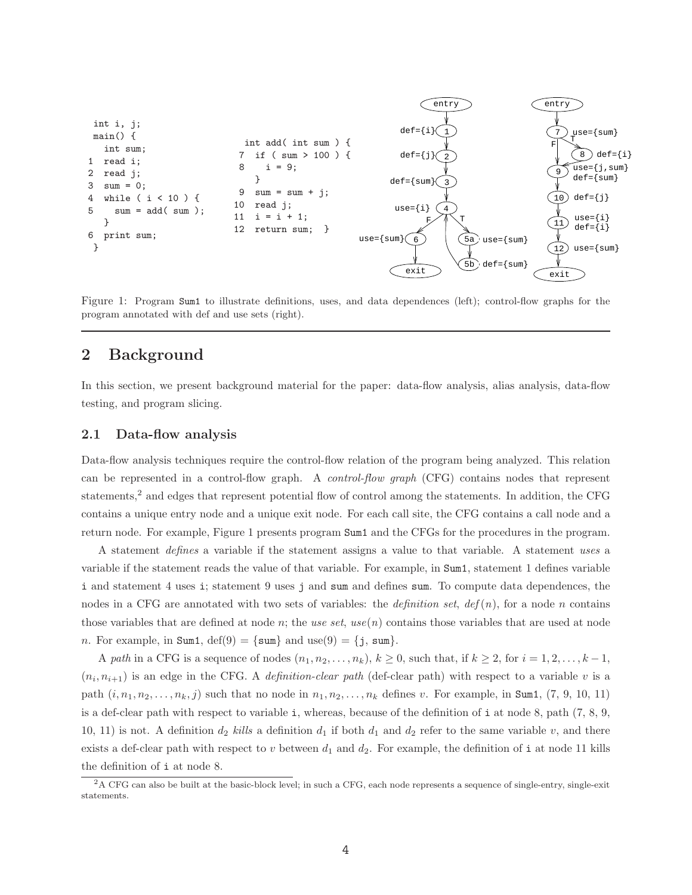```
 int i, j;
 main() {
   int sum;
1  read i;
2  read j;
3  sum = 0;
4  while ( i < 10 ) {
5    sum = add( sum );
   }
6  print sum;
 }
```

```
   int add( int sum ) {
7   if ( sum > 100 ) {
8     i = 9;
    }
9   sum = sum + j;
10  read j;
11  i = i + 1;
12  return sum;  }
```

Figure 1: Program Sum1 to illustrate definitions, uses, and data dependences (left); control-flow graphs for the program annotated with def and use sets (right).

## 2 Background

In this section, we present background material for the paper: data-flow analysis, alias analysis, data-flow testing, and program slicing.

### 2.1 Data-flow analysis

Data-flow analysis techniques require the control-flow relation of the program being analyzed. This relation can be represented in a control-flow graph. A *control-flow graph* (CFG) contains nodes that represent statements,[2] and edges that represent potential flow of control among the statements. In addition, the CFG contains a unique entry node and a unique exit node. For each call site, the CFG contains a call node and a return node. For example, Figure 1 presents program Sum1 and the CFGs for the procedures in the program.

A statement *defines* a variable if the statement assigns a value to that variable. A statement *uses* a variable if the statement reads the value of that variable. For example, in Sum1, statement 1 defines variable i and statement 4 uses i; statement 9 uses j and sum and defines sum. To compute data dependences, the nodes in a CFG are annotated with two sets of variables: the *definition set*, *def*($n$), for a node $n$ contains those variables that are defined at node $n$; the *use set*, *use*($n$) contains those variables that are used at node $n$. For example, in Sum1, def(9) = {sum} and use(9) = {j, sum}.

A *path* in a CFG is a sequence of nodes $(n_1, n_2, \ldots, n_k)$, $k \geq 0$, such that, if $k \geq 2$, for $i = 1, 2, \ldots, k-1$, $(n_i, n_{i+1})$ is an edge in the CFG. A *definition-clear path* (def-clear path) with respect to a variable $v$ is a path $(i, n_1, n_2, \ldots, n_k, j)$ such that no node in $n_1, n_2, \ldots, n_k$ defines $v$. For example, in Sum1, (7, 9, 10, 11) is a def-clear path with respect to variable i, whereas, because of the definition of i at node 8, path (7, 8, 9, 10, 11) is not. A definition $d_2$ *kills* a definition $d_1$ if both $d_1$ and $d_2$ refer to the same variable $v$, and there exists a def-clear path with respect to $v$ between $d_1$ and $d_2$. For example, the definition of i at node 11 kills the definition of i at node 8.

[2] A CFG can also be built at the basic-block level; in such a CFG, each node represents a sequence of single-entry, single-exit statements.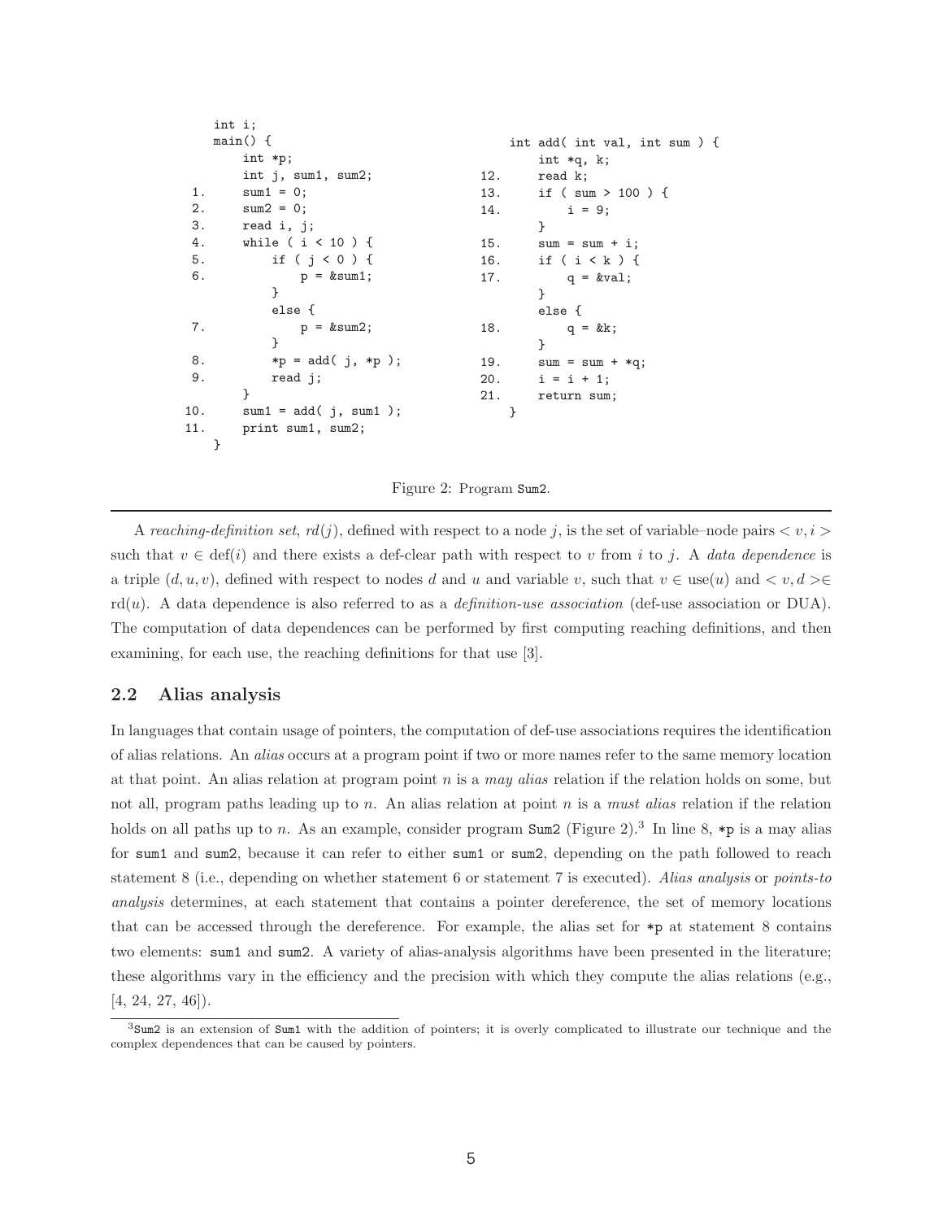```
     int i;
     main() {
         int *p;
         int j, sum1, sum2;
 1.      sum1 = 0;
 2.      sum2 = 0;
 3.      read i, j;
 4.      while ( i < 10 ) {
 5.          if ( j < 0 ) {
 6.              p = &sum1;
             }
             else {
 7.              p = &sum2;
             }
 8.          *p = add( j, *p );
 9.          read j;
         }
10.      sum1 = add( j, sum1 );
11.      print sum1, sum2;
     }
```

```
     int add( int val, int sum ) {
         int *q, k;
12.      read k;
13.      if ( sum > 100 ) {
14.          i = 9;
         }
15.      sum = sum + i;
16.      if ( i < k ) {
17.          q = &val;
         }
         else {
18.          q = &k;
         }
19.      sum = sum + *q;
20.      i = i + 1;
21.      return sum;
     }
```

Figure 2: Program Sum2.

A *reaching-definition set*, $rd(j)$, defined with respect to a node $j$, is the set of variable–node pairs $< v, i >$ such that $v \in \text{def}(i)$ and there exists a def-clear path with respect to $v$ from $i$ to $j$. A *data dependence* is a triple $(d, u, v)$, defined with respect to nodes $d$ and $u$ and variable $v$, such that $v \in \text{use}(u)$ and $< v, d > \in \text{rd}(u)$. A data dependence is also referred to as a *definition-use association* (def-use association or DUA). The computation of data dependences can be performed by first computing reaching definitions, and then examining, for each use, the reaching definitions for that use [3].

## 2.2 Alias analysis

In languages that contain usage of pointers, the computation of def-use associations requires the identification of alias relations. An *alias* occurs at a program point if two or more names refer to the same memory location at that point. An alias relation at program point $n$ is a *may alias* relation if the relation holds on some, but not all, program paths leading up to $n$. An alias relation at point $n$ is a *must alias* relation if the relation holds on all paths up to $n$. As an example, consider program Sum2 (Figure 2).[3] In line 8, *p is a may alias for sum1 and sum2, because it can refer to either sum1 or sum2, depending on the path followed to reach statement 8 (i.e., depending on whether statement 6 or statement 7 is executed). *Alias analysis* or *points-to analysis* determines, at each statement that contains a pointer dereference, the set of memory locations that can be accessed through the dereference. For example, the alias set for *p at statement 8 contains two elements: sum1 and sum2. A variety of alias-analysis algorithms have been presented in the literature; these algorithms vary in the efficiency and the precision with which they compute the alias relations (e.g., [4, 24, 27, 46]).

[3] Sum2 is an extension of Sum1 with the addition of pointers; it is overly complicated to illustrate our technique and the complex dependences that can be caused by pointers.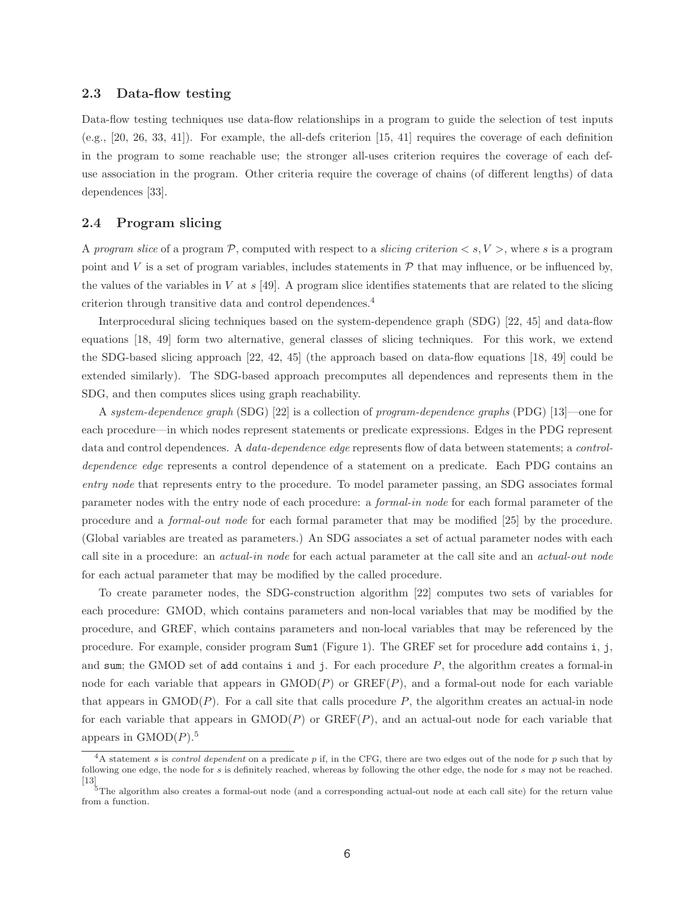## 2.3 Data-flow testing

Data-flow testing techniques use data-flow relationships in a program to guide the selection of test inputs (e.g., [20, 26, 33, 41]). For example, the all-defs criterion [15, 41] requires the coverage of each definition in the program to some reachable use; the stronger all-uses criterion requires the coverage of each def-use association in the program. Other criteria require the coverage of chains (of different lengths) of data dependences [33].

## 2.4 Program slicing

A *program slice* of a program $\mathcal{P}$, computed with respect to a *slicing criterion* $< s, V >$, where $s$ is a program point and $V$ is a set of program variables, includes statements in $\mathcal{P}$ that may influence, or be influenced by, the values of the variables in $V$ at $s$ [49]. A program slice identifies statements that are related to the slicing criterion through transitive data and control dependences.[4]

Interprocedural slicing techniques based on the system-dependence graph (SDG) [22, 45] and data-flow equations [18, 49] form two alternative, general classes of slicing techniques. For this work, we extend the SDG-based slicing approach [22, 42, 45] (the approach based on data-flow equations [18, 49] could be extended similarly). The SDG-based approach precomputes all dependences and represents them in the SDG, and then computes slices using graph reachability.

A *system-dependence graph* (SDG) [22] is a collection of *program-dependence graphs* (PDG) [13]—one for each procedure—in which nodes represent statements or predicate expressions. Edges in the PDG represent data and control dependences. A *data-dependence edge* represents flow of data between statements; a *control-dependence edge* represents a control dependence of a statement on a predicate. Each PDG contains an *entry node* that represents entry to the procedure. To model parameter passing, an SDG associates formal parameter nodes with the entry node of each procedure: a *formal-in node* for each formal parameter of the procedure and a *formal-out node* for each formal parameter that may be modified [25] by the procedure. (Global variables are treated as parameters.) An SDG associates a set of actual parameter nodes with each call site in a procedure: an *actual-in node* for each actual parameter at the call site and an *actual-out node* for each actual parameter that may be modified by the called procedure.

To create parameter nodes, the SDG-construction algorithm [22] computes two sets of variables for each procedure: GMOD, which contains parameters and non-local variables that may be modified by the procedure, and GREF, which contains parameters and non-local variables that may be referenced by the procedure. For example, consider program `Sum1` (Figure 1). The GREF set for procedure `add` contains `i`, `j`, and `sum`; the GMOD set of `add` contains `i` and `j`. For each procedure $P$, the algorithm creates a formal-in node for each variable that appears in GMOD($P$) or GREF($P$), and a formal-out node for each variable that appears in GMOD($P$). For a call site that calls procedure $P$, the algorithm creates an actual-in node for each variable that appears in GMOD($P$) or GREF($P$), and an actual-out node for each variable that appears in GMOD($P$).[5]

---

[4] A statement $s$ is *control dependent* on a predicate $p$ if, in the CFG, there are two edges out of the node for $p$ such that by following one edge, the node for $s$ is definitely reached, whereas by following the other edge, the node for $s$ may not be reached. [13]

[5] The algorithm also creates a formal-out node (and a corresponding actual-out node at each call site) for the return value from a function.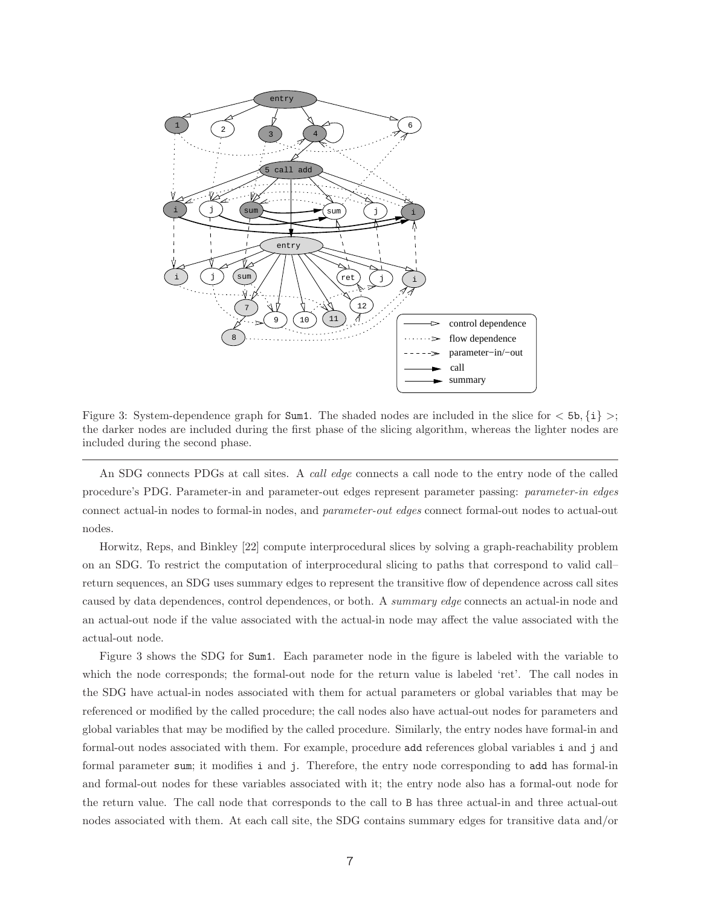Figure 3: System-dependence graph for `Sum1`. The shaded nodes are included in the slice for $< 5b, \{i\} >$; the darker nodes are included during the first phase of the slicing algorithm, whereas the lighter nodes are included during the second phase.

---

An SDG connects PDGs at call sites. A *call edge* connects a call node to the entry node of the called procedure's PDG. Parameter-in and parameter-out edges represent parameter passing: *parameter-in edges* connect actual-in nodes to formal-in nodes, and *parameter-out edges* connect formal-out nodes to actual-out nodes.

Horwitz, Reps, and Binkley [22] compute interprocedural slices by solving a graph-reachability problem on an SDG. To restrict the computation of interprocedural slicing to paths that correspond to valid call–return sequences, an SDG uses summary edges to represent the transitive flow of dependence across call sites caused by data dependences, control dependences, or both. A *summary edge* connects an actual-in node and an actual-out node if the value associated with the actual-in node may affect the value associated with the actual-out node.

Figure 3 shows the SDG for `Sum1`. Each parameter node in the figure is labeled with the variable to which the node corresponds; the formal-out node for the return value is labeled 'ret'. The call nodes in the SDG have actual-in nodes associated with them for actual parameters or global variables that may be referenced or modified by the called procedure; the call nodes also have actual-out nodes for parameters and global variables that may be modified by the called procedure. Similarly, the entry nodes have formal-in and formal-out nodes associated with them. For example, procedure `add` references global variables `i` and `j` and formal parameter `sum`; it modifies `i` and `j`. Therefore, the entry node corresponding to `add` has formal-in and formal-out nodes for these variables associated with it; the entry node also has a formal-out node for the return value. The call node that corresponds to the call to `B` has three actual-in and three actual-out nodes associated with them. At each call site, the SDG contains summary edges for transitive data and/or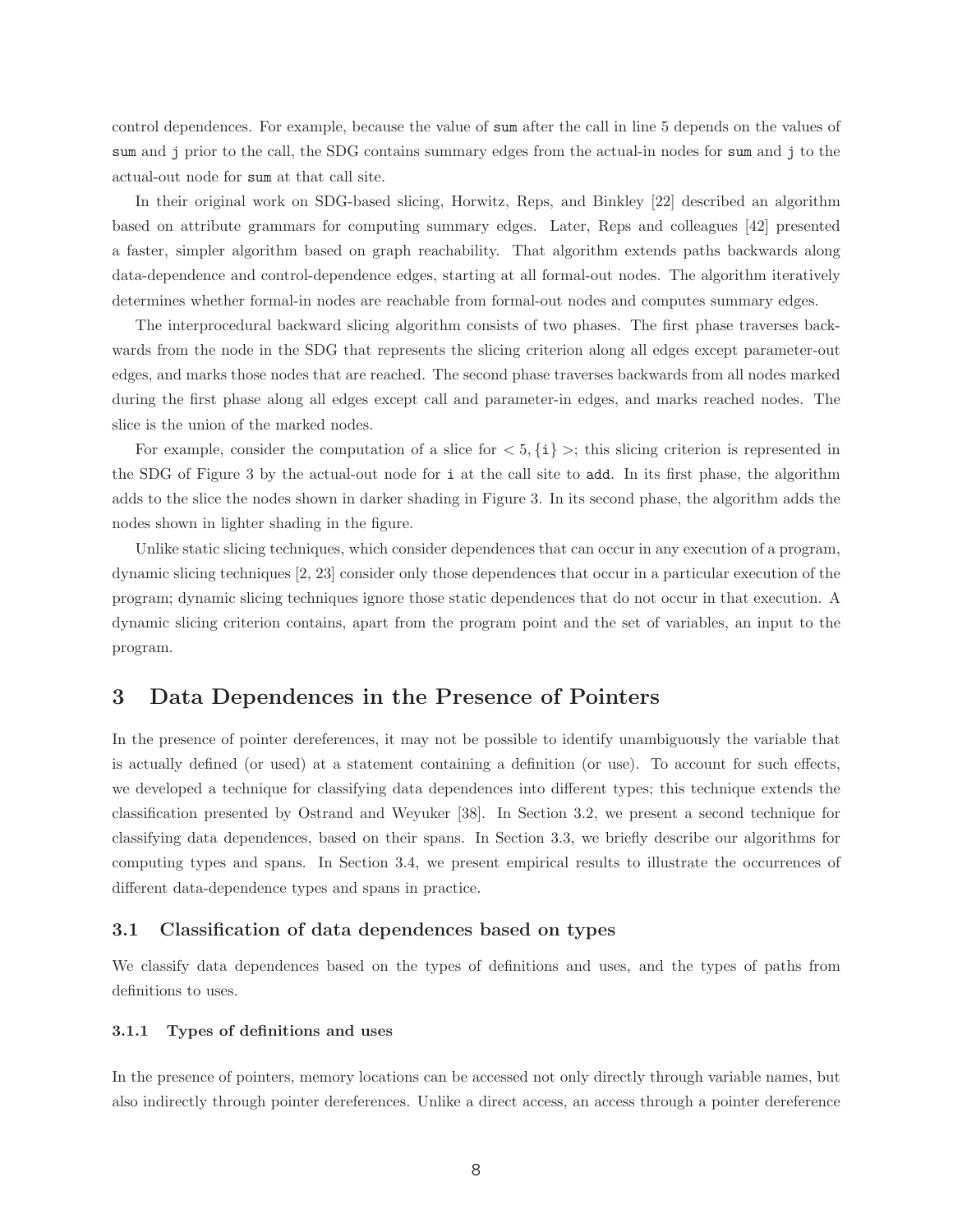control dependences. For example, because the value of `sum` after the call in line 5 depends on the values of `sum` and `j` prior to the call, the SDG contains summary edges from the actual-in nodes for `sum` and `j` to the actual-out node for `sum` at that call site.

In their original work on SDG-based slicing, Horwitz, Reps, and Binkley [22] described an algorithm based on attribute grammars for computing summary edges. Later, Reps and colleagues [42] presented a faster, simpler algorithm based on graph reachability. That algorithm extends paths backwards along data-dependence and control-dependence edges, starting at all formal-out nodes. The algorithm iteratively determines whether formal-in nodes are reachable from formal-out nodes and computes summary edges.

The interprocedural backward slicing algorithm consists of two phases. The first phase traverses backwards from the node in the SDG that represents the slicing criterion along all edges except parameter-out edges, and marks those nodes that are reached. The second phase traverses backwards from all nodes marked during the first phase along all edges except call and parameter-in edges, and marks reached nodes. The slice is the union of the marked nodes.

For example, consider the computation of a slice for $< 5, \{\mathtt{i}\} >$; this slicing criterion is represented in the SDG of Figure 3 by the actual-out node for `i` at the call site to `add`. In its first phase, the algorithm adds to the slice the nodes shown in darker shading in Figure 3. In its second phase, the algorithm adds the nodes shown in lighter shading in the figure.

Unlike static slicing techniques, which consider dependences that can occur in any execution of a program, dynamic slicing techniques [2, 23] consider only those dependences that occur in a particular execution of the program; dynamic slicing techniques ignore those static dependences that do not occur in that execution. A dynamic slicing criterion contains, apart from the program point and the set of variables, an input to the program.

# 3 Data Dependences in the Presence of Pointers

In the presence of pointer dereferences, it may not be possible to identify unambiguously the variable that is actually defined (or used) at a statement containing a definition (or use). To account for such effects, we developed a technique for classifying data dependences into different types; this technique extends the classification presented by Ostrand and Weyuker [38]. In Section 3.2, we present a second technique for classifying data dependences, based on their spans. In Section 3.3, we briefly describe our algorithms for computing types and spans. In Section 3.4, we present empirical results to illustrate the occurrences of different data-dependence types and spans in practice.

## 3.1 Classification of data dependences based on types

We classify data dependences based on the types of definitions and uses, and the types of paths from definitions to uses.

### 3.1.1 Types of definitions and uses

In the presence of pointers, memory locations can be accessed not only directly through variable names, but also indirectly through pointer dereferences. Unlike a direct access, an access through a pointer dereference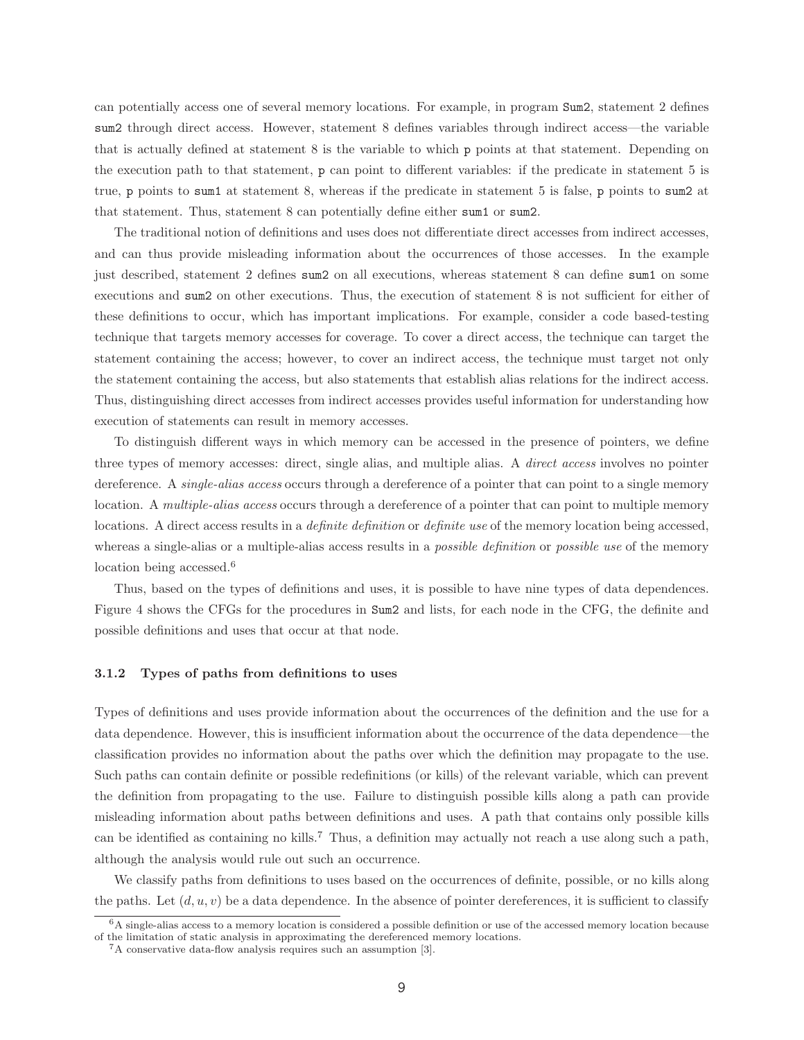can potentially access one of several memory locations. For example, in program `Sum2`, statement 2 defines `sum2` through direct access. However, statement 8 defines variables through indirect access—the variable that is actually defined at statement 8 is the variable to which `p` points at that statement. Depending on the execution path to that statement, `p` can point to different variables: if the predicate in statement 5 is true, `p` points to `sum1` at statement 8, whereas if the predicate in statement 5 is false, `p` points to `sum2` at that statement. Thus, statement 8 can potentially define either `sum1` or `sum2`.

The traditional notion of definitions and uses does not differentiate direct accesses from indirect accesses, and can thus provide misleading information about the occurrences of those accesses. In the example just described, statement 2 defines `sum2` on all executions, whereas statement 8 can define `sum1` on some executions and `sum2` on other executions. Thus, the execution of statement 8 is not sufficient for either of these definitions to occur, which has important implications. For example, consider a code based-testing technique that targets memory accesses for coverage. To cover a direct access, the technique can target the statement containing the access; however, to cover an indirect access, the technique must target not only the statement containing the access, but also statements that establish alias relations for the indirect access. Thus, distinguishing direct accesses from indirect accesses provides useful information for understanding how execution of statements can result in memory accesses.

To distinguish different ways in which memory can be accessed in the presence of pointers, we define three types of memory accesses: direct, single alias, and multiple alias. A *direct access* involves no pointer dereference. A *single-alias access* occurs through a dereference of a pointer that can point to a single memory location. A *multiple-alias access* occurs through a dereference of a pointer that can point to multiple memory locations. A direct access results in a *definite definition* or *definite use* of the memory location being accessed, whereas a single-alias or a multiple-alias access results in a *possible definition* or *possible use* of the memory location being accessed.[6]

Thus, based on the types of definitions and uses, it is possible to have nine types of data dependences. Figure 4 shows the CFGs for the procedures in `Sum2` and lists, for each node in the CFG, the definite and possible definitions and uses that occur at that node.

### 3.1.2 Types of paths from definitions to uses

Types of definitions and uses provide information about the occurrences of the definition and the use for a data dependence. However, this is insufficient information about the occurrence of the data dependence—the classification provides no information about the paths over which the definition may propagate to the use. Such paths can contain definite or possible redefinitions (or kills) of the relevant variable, which can prevent the definition from propagating to the use. Failure to distinguish possible kills along a path can provide misleading information about paths between definitions and uses. A path that contains only possible kills can be identified as containing no kills.[7] Thus, a definition may actually not reach a use along such a path, although the analysis would rule out such an occurrence.

We classify paths from definitions to uses based on the occurrences of definite, possible, or no kills along the paths. Let $(d, u, v)$ be a data dependence. In the absence of pointer dereferences, it is sufficient to classify

---

[6] A single-alias access to a memory location is considered a possible definition or use of the accessed memory location because of the limitation of static analysis in approximating the dereferenced memory locations.

[7] A conservative data-flow analysis requires such an assumption [3].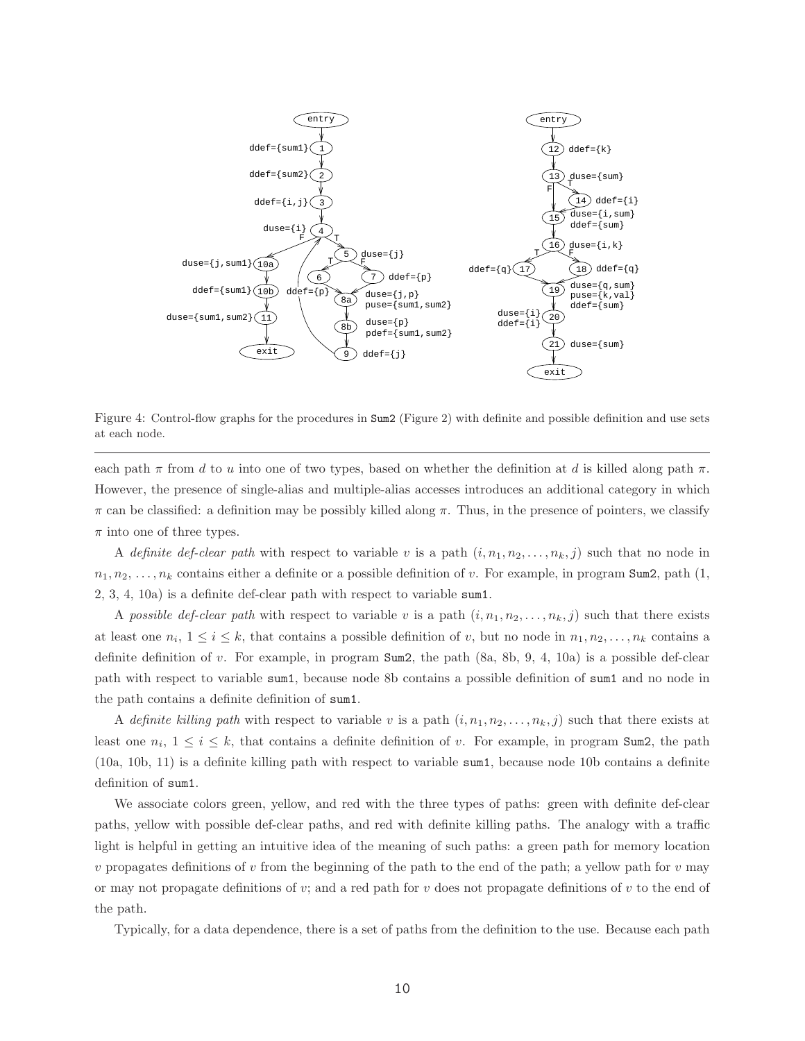Figure 4: Control-flow graphs for the procedures in Sum2 (Figure 2) with definite and possible definition and use sets at each node.

---

each path $\pi$ from $d$ to $u$ into one of two types, based on whether the definition at $d$ is killed along path $\pi$. However, the presence of single-alias and multiple-alias accesses introduces an additional category in which $\pi$ can be classified: a definition may be possibly killed along $\pi$. Thus, in the presence of pointers, we classify $\pi$ into one of three types.

A *definite def-clear path* with respect to variable $v$ is a path $(i, n_1, n_2, \ldots, n_k, j)$ such that no node in $n_1, n_2, \ldots, n_k$ contains either a definite or a possible definition of $v$. For example, in program Sum2, path (1, 2, 3, 4, 10a) is a definite def-clear path with respect to variable sum1.

A *possible def-clear path* with respect to variable $v$ is a path $(i, n_1, n_2, \ldots, n_k, j)$ such that there exists at least one $n_i$, $1 \leq i \leq k$, that contains a possible definition of $v$, but no node in $n_1, n_2, \ldots, n_k$ contains a definite definition of $v$. For example, in program Sum2, the path (8a, 8b, 9, 4, 10a) is a possible def-clear path with respect to variable sum1, because node 8b contains a possible definition of sum1 and no node in the path contains a definite definition of sum1.

A *definite killing path* with respect to variable $v$ is a path $(i, n_1, n_2, \ldots, n_k, j)$ such that there exists at least one $n_i$, $1 \leq i \leq k$, that contains a definite definition of $v$. For example, in program Sum2, the path (10a, 10b, 11) is a definite killing path with respect to variable sum1, because node 10b contains a definite definition of sum1.

We associate colors green, yellow, and red with the three types of paths: green with definite def-clear paths, yellow with possible def-clear paths, and red with definite killing paths. The analogy with a traffic light is helpful in getting an intuitive idea of the meaning of such paths: a green path for memory location $v$ propagates definitions of $v$ from the beginning of the path to the end of the path; a yellow path for $v$ may or may not propagate definitions of $v$; and a red path for $v$ does not propagate definitions of $v$ to the end of the path.

Typically, for a data dependence, there is a set of paths from the definition to the use. Because each path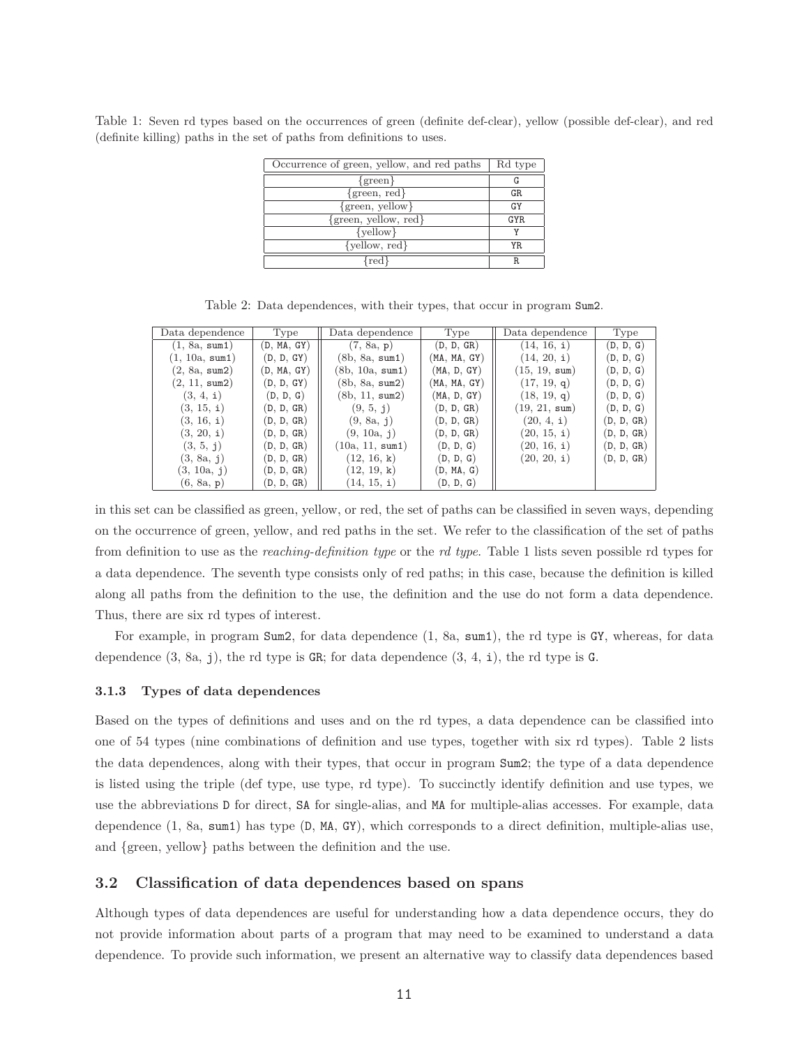Table 1: Seven rd types based on the occurrences of green (definite def-clear), yellow (possible def-clear), and red (definite killing) paths in the set of paths from definitions to uses.

| Occurrence of green, yellow, and red paths | Rd type |
|---|---|
| {green} | G |
| {green, red} | GR |
| {green, yellow} | GY |
| {green, yellow, red} | GYR |
| {yellow} | Y |
| {yellow, red} | YR |
| {red} | R |

Table 2: Data dependences, with their types, that occur in program Sum2.

| Data dependence | Type | Data dependence | Type | Data dependence | Type |
|---|---|---|---|---|---|
| (1, 8a, sum1) | (D, MA, GY) | (7, 8a, p) | (D, D, GR) | (14, 16, i) | (D, D, G) |
| (1, 10a, sum1) | (D, D, GY) | (8b, 8a, sum1) | (MA, MA, GY) | (14, 20, i) | (D, D, G) |
| (2, 8a, sum2) | (D, MA, GY) | (8b, 10a, sum1) | (MA, D, GY) | (15, 19, sum) | (D, D, G) |
| (2, 11, sum2) | (D, D, GY) | (8b, 8a, sum2) | (MA, MA, GY) | (17, 19, q) | (D, D, G) |
| (3, 4, i) | (D, D, G) | (8b, 11, sum2) | (MA, D, GY) | (18, 19, q) | (D, D, G) |
| (3, 15, i) | (D, D, GR) | (9, 5, j) | (D, D, GR) | (19, 21, sum) | (D, D, G) |
| (3, 16, i) | (D, D, GR) | (9, 8a, j) | (D, D, GR) | (20, 4, i) | (D, D, GR) |
| (3, 20, i) | (D, D, GR) | (9, 10a, j) | (D, D, GR) | (20, 15, i) | (D, D, GR) |
| (3, 5, j) | (D, D, GR) | (10a, 11, sum1) | (D, D, G) | (20, 16, i) | (D, D, GR) |
| (3, 8a, j) | (D, D, GR) | (12, 16, k) | (D, D, G) | (20, 20, i) | (D, D, GR) |
| (3, 10a, j) | (D, D, GR) | (12, 19, k) | (D, MA, G) | | |
| (6, 8a, p) | (D, D, GR) | (14, 15, i) | (D, D, G) | | |

in this set can be classified as green, yellow, or red, the set of paths can be classified in seven ways, depending on the occurrence of green, yellow, and red paths in the set. We refer to the classification of the set of paths from definition to use as the *reaching-definition type* or the *rd type*. Table 1 lists seven possible rd types for a data dependence. The seventh type consists only of red paths; in this case, because the definition is killed along all paths from the definition to the use, the definition and the use do not form a data dependence. Thus, there are six rd types of interest.

For example, in program Sum2, for data dependence (1, 8a, sum1), the rd type is GY, whereas, for data dependence (3, 8a, j), the rd type is GR; for data dependence (3, 4, i), the rd type is G.

### 3.1.3 Types of data dependences

Based on the types of definitions and uses and on the rd types, a data dependence can be classified into one of 54 types (nine combinations of definition and use types, together with six rd types). Table 2 lists the data dependences, along with their types, that occur in program Sum2; the type of a data dependence is listed using the triple (def type, use type, rd type). To succinctly identify definition and use types, we use the abbreviations D for direct, SA for single-alias, and MA for multiple-alias accesses. For example, data dependence (1, 8a, sum1) has type (D, MA, GY), which corresponds to a direct definition, multiple-alias use, and {green, yellow} paths between the definition and the use.

## 3.2 Classification of data dependences based on spans

Although types of data dependences are useful for understanding how a data dependence occurs, they do not provide information about parts of a program that may need to be examined to understand a data dependence. To provide such information, we present an alternative way to classify data dependences based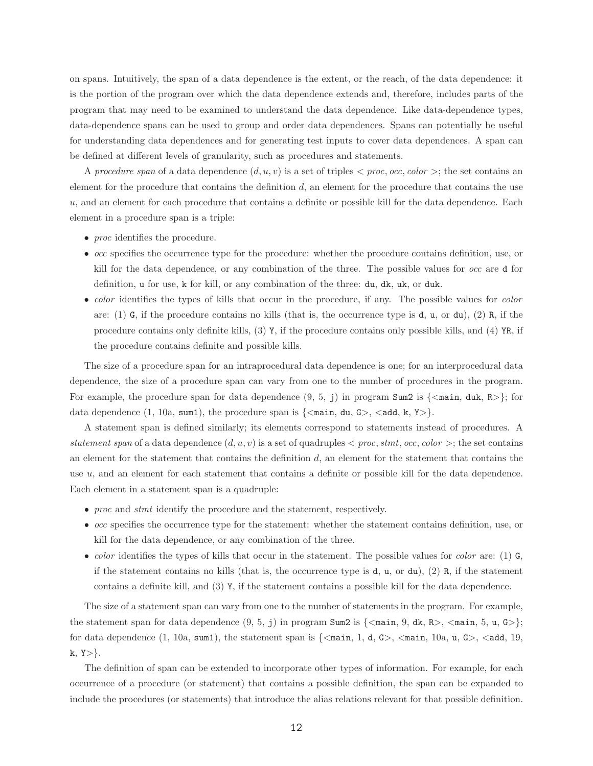on spans. Intuitively, the span of a data dependence is the extent, or the reach, of the data dependence: it is the portion of the program over which the data dependence extends and, therefore, includes parts of the program that may need to be examined to understand the data dependence. Like data-dependence types, data-dependence spans can be used to group and order data dependences. Spans can potentially be useful for understanding data dependences and for generating test inputs to cover data dependences. A span can be defined at different levels of granularity, such as procedures and statements.

A *procedure span* of a data dependence $(d, u, v)$ is a set of triples $< proc, occ, color >$; the set contains an element for the procedure that contains the definition $d$, an element for the procedure that contains the use $u$, and an element for each procedure that contains a definite or possible kill for the data dependence. Each element in a procedure span is a triple:

- *proc* identifies the procedure.
- *occ* specifies the occurrence type for the procedure: whether the procedure contains definition, use, or kill for the data dependence, or any combination of the three. The possible values for *occ* are `d` for definition, `u` for use, `k` for kill, or any combination of the three: `du`, `dk`, `uk`, or `duk`.
- *color* identifies the types of kills that occur in the procedure, if any. The possible values for *color* are: (1) `G`, if the procedure contains no kills (that is, the occurrence type is `d`, `u`, or `du`), (2) `R`, if the procedure contains only definite kills, (3) `Y`, if the procedure contains only possible kills, and (4) `YR`, if the procedure contains definite and possible kills.

The size of a procedure span for an intraprocedural data dependence is one; for an interprocedural data dependence, the size of a procedure span can vary from one to the number of procedures in the program. For example, the procedure span for data dependence (9, 5, `j`) in program `Sum2` is {<`main`, `duk`, `R`>}; for data dependence (1, 10a, `sum1`), the procedure span is {<`main`, `du`, `G`>, <`add`, `k`, `Y`>}.

A statement span is defined similarly; its elements correspond to statements instead of procedures. A *statement span* of a data dependence $(d, u, v)$ is a set of quadruples $< proc, stmt, occ, color >$; the set contains an element for the statement that contains the definition $d$, an element for the statement that contains the use $u$, and an element for each statement that contains a definite or possible kill for the data dependence. Each element in a statement span is a quadruple:

- *proc* and *stmt* identify the procedure and the statement, respectively.
- *occ* specifies the occurrence type for the statement: whether the statement contains definition, use, or kill for the data dependence, or any combination of the three.
- *color* identifies the types of kills that occur in the statement. The possible values for *color* are: (1) `G`, if the statement contains no kills (that is, the occurrence type is `d`, `u`, or `du`), (2) `R`, if the statement contains a definite kill, and (3) `Y`, if the statement contains a possible kill for the data dependence.

The size of a statement span can vary from one to the number of statements in the program. For example, the statement span for data dependence (9, 5, `j`) in program `Sum2` is {<`main`, 9, `dk`, `R`>, <`main`, 5, `u`, `G`>}; for data dependence (1, 10a, `sum1`), the statement span is {<`main`, 1, `d`, `G`>, <`main`, 10a, `u`, `G`>, <`add`, 19, `k`, `Y`>}.

The definition of span can be extended to incorporate other types of information. For example, for each occurrence of a procedure (or statement) that contains a possible definition, the span can be expanded to include the procedures (or statements) that introduce the alias relations relevant for that possible definition.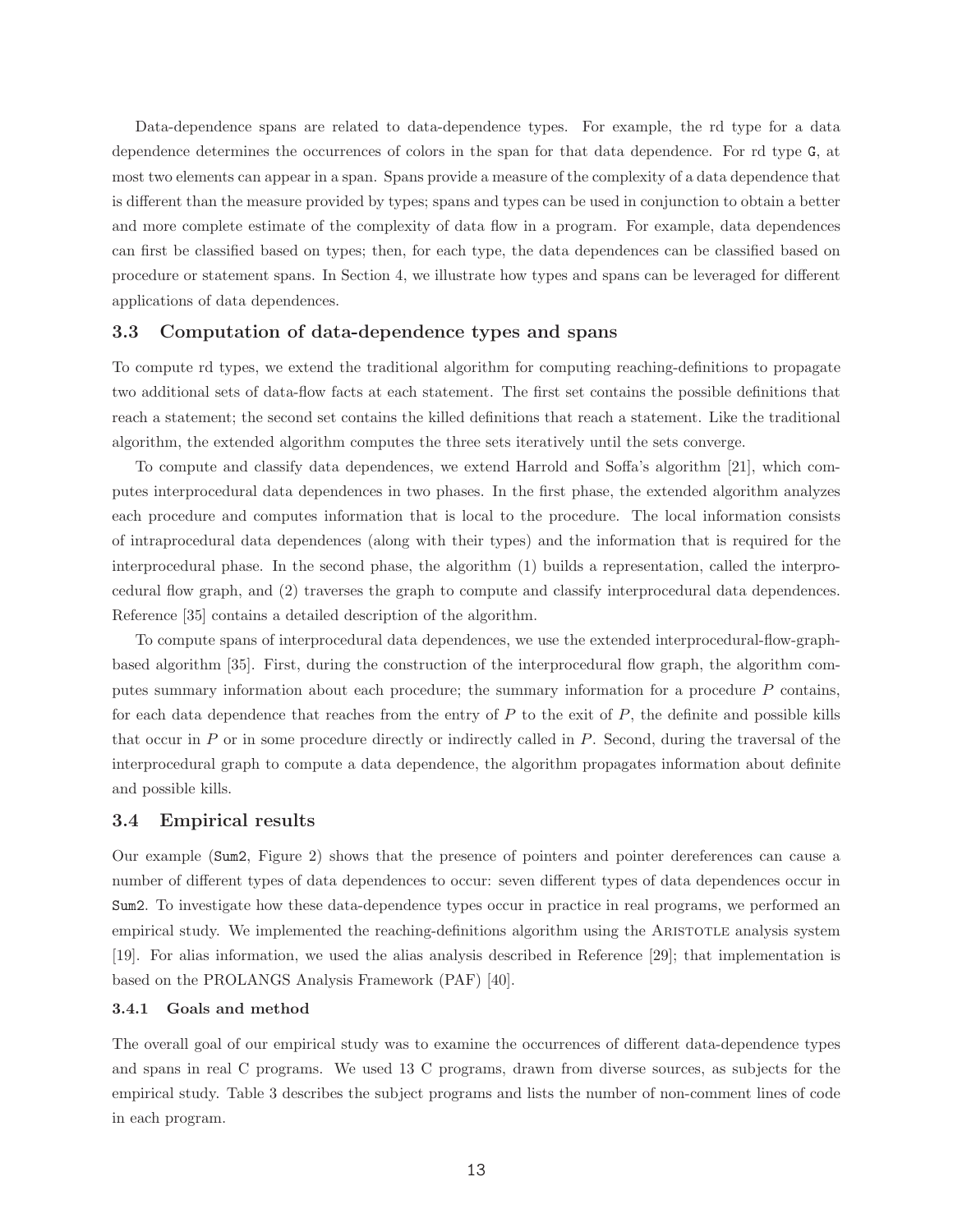Data-dependence spans are related to data-dependence types. For example, the rd type for a data dependence determines the occurrences of colors in the span for that data dependence. For rd type `G`, at most two elements can appear in a span. Spans provide a measure of the complexity of a data dependence that is different than the measure provided by types; spans and types can be used in conjunction to obtain a better and more complete estimate of the complexity of data flow in a program. For example, data dependences can first be classified based on types; then, for each type, the data dependences can be classified based on procedure or statement spans. In Section 4, we illustrate how types and spans can be leveraged for different applications of data dependences.

### 3.3 Computation of data-dependence types and spans

To compute rd types, we extend the traditional algorithm for computing reaching-definitions to propagate two additional sets of data-flow facts at each statement. The first set contains the possible definitions that reach a statement; the second set contains the killed definitions that reach a statement. Like the traditional algorithm, the extended algorithm computes the three sets iteratively until the sets converge.

To compute and classify data dependences, we extend Harrold and Soffa's algorithm [21], which computes interprocedural data dependences in two phases. In the first phase, the extended algorithm analyzes each procedure and computes information that is local to the procedure. The local information consists of intraprocedural data dependences (along with their types) and the information that is required for the interprocedural phase. In the second phase, the algorithm (1) builds a representation, called the interprocedural flow graph, and (2) traverses the graph to compute and classify interprocedural data dependences. Reference [35] contains a detailed description of the algorithm.

To compute spans of interprocedural data dependences, we use the extended interprocedural-flow-graph-based algorithm [35]. First, during the construction of the interprocedural flow graph, the algorithm computes summary information about each procedure; the summary information for a procedure $P$ contains, for each data dependence that reaches from the entry of $P$ to the exit of $P$, the definite and possible kills that occur in $P$ or in some procedure directly or indirectly called in $P$. Second, during the traversal of the interprocedural graph to compute a data dependence, the algorithm propagates information about definite and possible kills.

### 3.4 Empirical results

Our example (`Sum2`, Figure 2) shows that the presence of pointers and pointer dereferences can cause a number of different types of data dependences to occur: seven different types of data dependences occur in `Sum2`. To investigate how these data-dependence types occur in practice in real programs, we performed an empirical study. We implemented the reaching-definitions algorithm using the Aristotle analysis system [19]. For alias information, we used the alias analysis described in Reference [29]; that implementation is based on the PROLANGS Analysis Framework (PAF) [40].

#### 3.4.1 Goals and method

The overall goal of our empirical study was to examine the occurrences of different data-dependence types and spans in real C programs. We used 13 C programs, drawn from diverse sources, as subjects for the empirical study. Table 3 describes the subject programs and lists the number of non-comment lines of code in each program.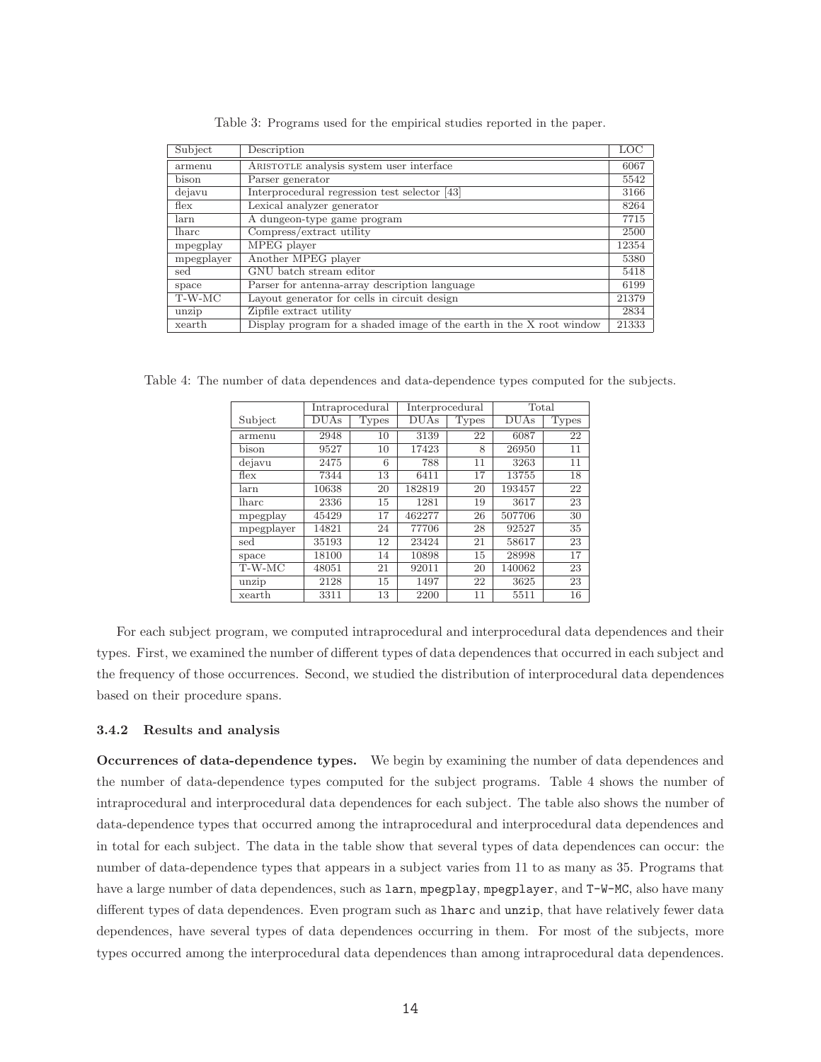Table 3: Programs used for the empirical studies reported in the paper.

| Subject | Description | LOC |
| --- | --- | --- |
| armenu | ARISTOTLE analysis system user interface | 6067 |
| bison | Parser generator | 5542 |
| dejavu | Interprocedural regression test selector [43] | 3166 |
| flex | Lexical analyzer generator | 8264 |
| larn | A dungeon-type game program | 7715 |
| lharc | Compress/extract utility | 2500 |
| mpegplay | MPEG player | 12354 |
| mpegplayer | Another MPEG player | 5380 |
| sed | GNU batch stream editor | 5418 |
| space | Parser for antenna-array description language | 6199 |
| T-W-MC | Layout generator for cells in circuit design | 21379 |
| unzip | Zipfile extract utility | 2834 |
| xearth | Display program for a shaded image of the earth in the X root window | 21333 |

Table 4: The number of data dependences and data-dependence types computed for the subjects.

| | Intraprocedural | | Interprocedural | | Total | |
| --- | --- | --- | --- | --- | --- | --- |
| Subject | DUAs | Types | DUAs | Types | DUAs | Types |
| armenu | 2948 | 10 | 3139 | 22 | 6087 | 22 |
| bison | 9527 | 10 | 17423 | 8 | 26950 | 11 |
| dejavu | 2475 | 6 | 788 | 11 | 3263 | 11 |
| flex | 7344 | 13 | 6411 | 17 | 13755 | 18 |
| larn | 10638 | 20 | 182819 | 20 | 193457 | 22 |
| lharc | 2336 | 15 | 1281 | 19 | 3617 | 23 |
| mpegplay | 45429 | 17 | 462277 | 26 | 507706 | 30 |
| mpegplayer | 14821 | 24 | 77706 | 28 | 92527 | 35 |
| sed | 35193 | 12 | 23424 | 21 | 58617 | 23 |
| space | 18100 | 14 | 10898 | 15 | 28998 | 17 |
| T-W-MC | 48051 | 21 | 92011 | 20 | 140062 | 23 |
| unzip | 2128 | 15 | 1497 | 22 | 3625 | 23 |
| xearth | 3311 | 13 | 2200 | 11 | 5511 | 16 |

For each subject program, we computed intraprocedural and interprocedural data dependences and their types. First, we examined the number of different types of data dependences that occurred in each subject and the frequency of those occurrences. Second, we studied the distribution of interprocedural data dependences based on their procedure spans.

### 3.4.2 Results and analysis

**Occurrences of data-dependence types.** We begin by examining the number of data dependences and the number of data-dependence types computed for the subject programs. Table 4 shows the number of intraprocedural and interprocedural data dependences for each subject. The table also shows the number of data-dependence types that occurred among the intraprocedural and interprocedural data dependences and in total for each subject. The data in the table show that several types of data dependences can occur: the number of data-dependence types that appears in a subject varies from 11 to as many as 35. Programs that have a large number of data dependences, such as `larn`, `mpegplay`, `mpegplayer`, and `T-W-MC`, also have many different types of data dependences. Even program such as `lharc` and `unzip`, that have relatively fewer data dependences, have several types of data dependences occurring in them. For most of the subjects, more types occurred among the interprocedural data dependences than among intraprocedural data dependences.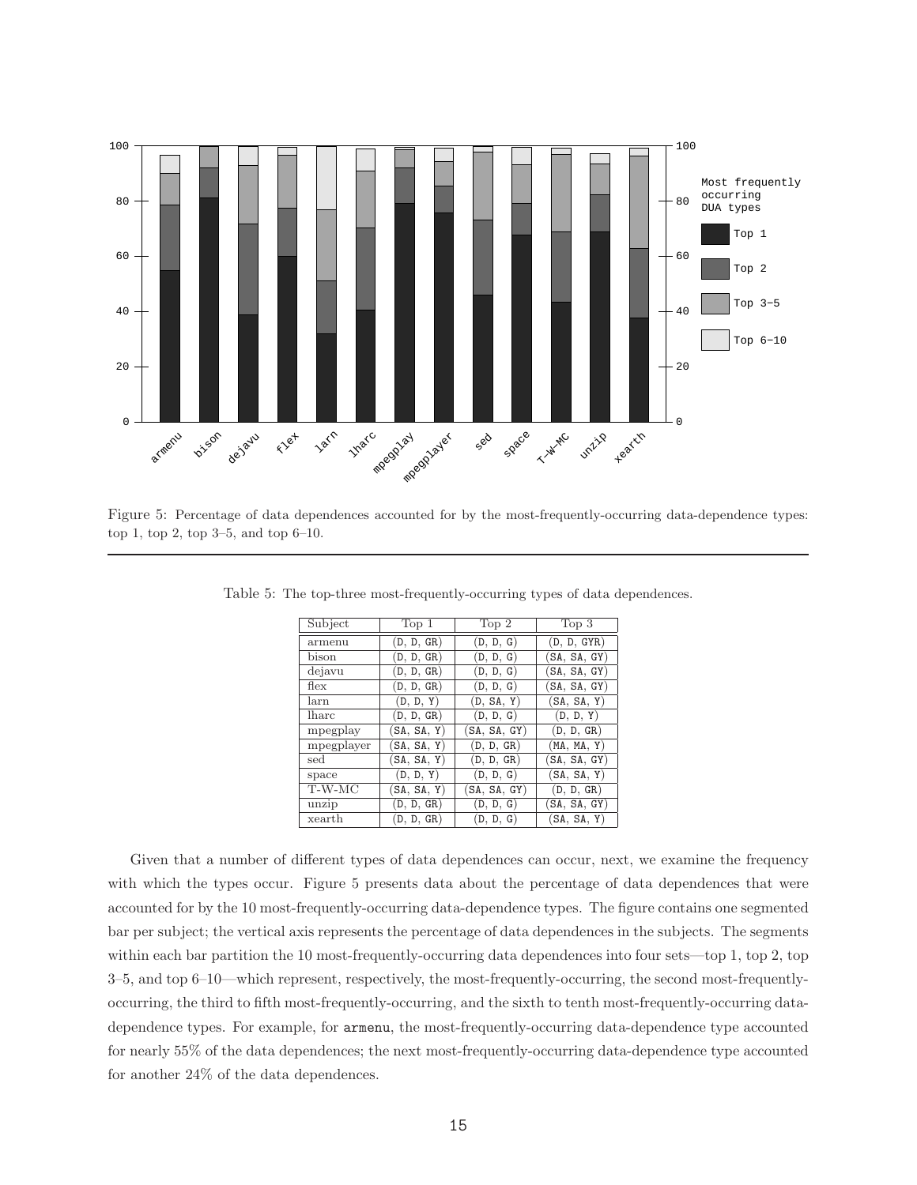Figure 5: Percentage of data dependences accounted for by the most-frequently-occurring data-dependence types: top 1, top 2, top 3–5, and top 6–10.

Table 5: The top-three most-frequently-occurring types of data dependences.

| Subject | Top 1 | Top 2 | Top 3 |
|---|---|---|---|
| armenu | (D, D, GR) | (D, D, G) | (D, D, GYR) |
| bison | (D, D, GR) | (D, D, G) | (SA, SA, GY) |
| dejavu | (D, D, GR) | (D, D, G) | (SA, SA, GY) |
| flex | (D, D, GR) | (D, D, G) | (SA, SA, GY) |
| larn | (D, D, Y) | (D, SA, Y) | (SA, SA, Y) |
| lharc | (D, D, GR) | (D, D, G) | (D, D, Y) |
| mpegplay | (SA, SA, Y) | (SA, SA, GY) | (D, D, GR) |
| mpegplayer | (SA, SA, Y) | (D, D, GR) | (MA, MA, Y) |
| sed | (SA, SA, Y) | (D, D, GR) | (SA, SA, GY) |
| space | (D, D, Y) | (D, D, G) | (SA, SA, Y) |
| T-W-MC | (SA, SA, Y) | (SA, SA, GY) | (D, D, GR) |
| unzip | (D, D, GR) | (D, D, G) | (SA, SA, GY) |
| xearth | (D, D, GR) | (D, D, G) | (SA, SA, Y) |

Given that a number of different types of data dependences can occur, next, we examine the frequency with which the types occur. Figure 5 presents data about the percentage of data dependences that were accounted for by the 10 most-frequently-occurring data-dependence types. The figure contains one segmented bar per subject; the vertical axis represents the percentage of data dependences in the subjects. The segments within each bar partition the 10 most-frequently-occurring data dependences into four sets—top 1, top 2, top 3–5, and top 6–10—which represent, respectively, the most-frequently-occurring, the second most-frequently-occurring, the third to fifth most-frequently-occurring, and the sixth to tenth most-frequently-occurring data-dependence types. For example, for `armenu`, the most-frequently-occurring data-dependence type accounted for nearly 55% of the data dependences; the next most-frequently-occurring data-dependence type accounted for another 24% of the data dependences.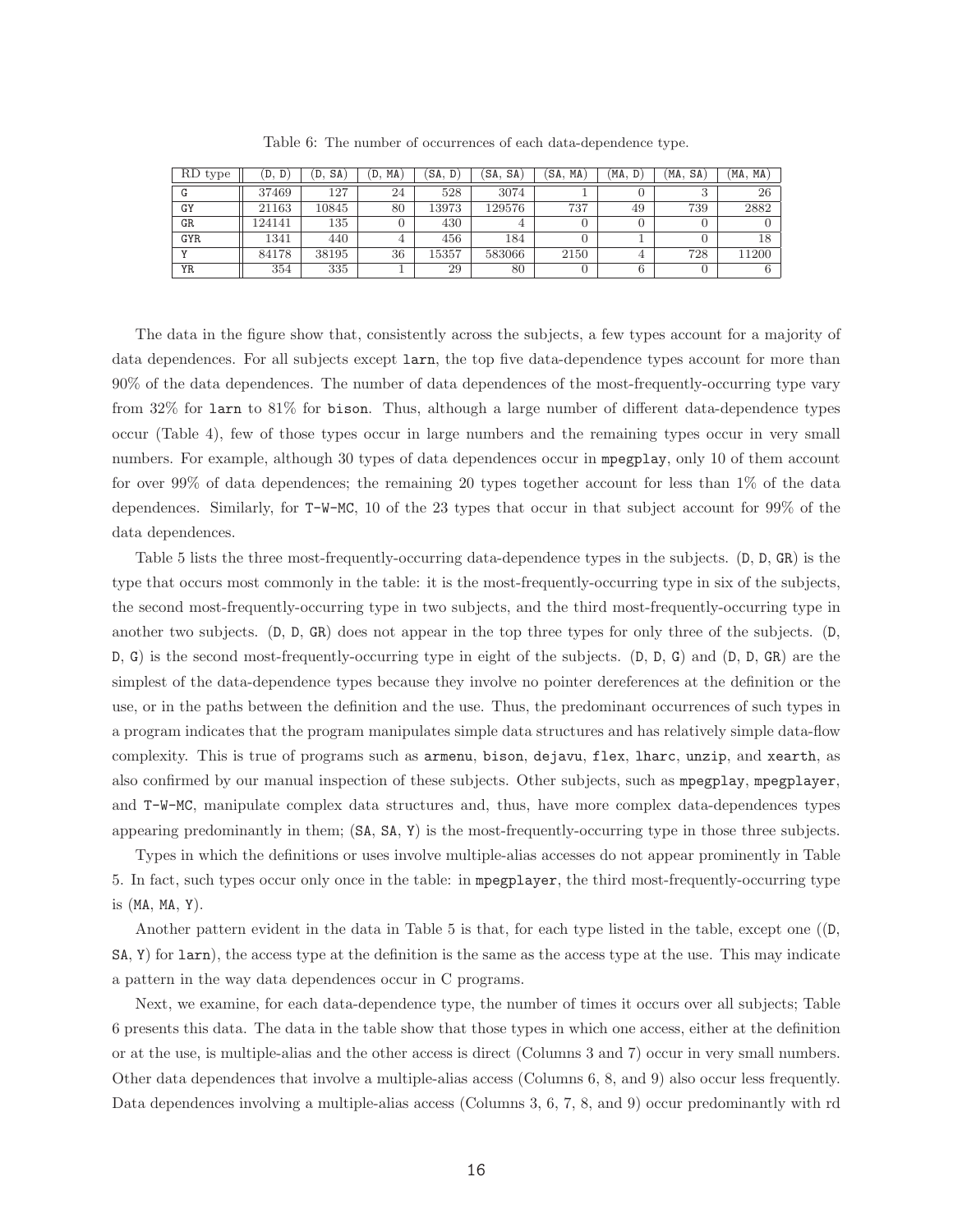Table 6: The number of occurrences of each data-dependence type.

| RD type | (D, D) | (D, SA) | (D, MA) | (SA, D) | (SA, SA) | (SA, MA) | (MA, D) | (MA, SA) | (MA, MA) |
|---|---|---|---|---|---|---|---|---|---|
| G | 37469 | 127 | 24 | 528 | 3074 | 1 | 0 | 3 | 26 |
| GY | 21163 | 10845 | 80 | 13973 | 129576 | 737 | 49 | 739 | 2882 |
| GR | 124141 | 135 | 0 | 430 | 4 | 0 | 0 | 0 | 0 |
| GYR | 1341 | 440 | 4 | 456 | 184 | 0 | 1 | 0 | 18 |
| Y | 84178 | 38195 | 36 | 15357 | 583066 | 2150 | 4 | 728 | 11200 |
| YR | 354 | 335 | 1 | 29 | 80 | 0 | 6 | 0 | 6 |

The data in the figure show that, consistently across the subjects, a few types account for a majority of data dependences. For all subjects except larn, the top five data-dependence types account for more than 90% of the data dependences. The number of data dependences of the most-frequently-occurring type vary from 32% for larn to 81% for bison. Thus, although a large number of different data-dependence types occur (Table 4), few of those types occur in large numbers and the remaining types occur in very small numbers. For example, although 30 types of data dependences occur in mpegplay, only 10 of them account for over 99% of data dependences; the remaining 20 types together account for less than 1% of the data dependences. Similarly, for T-W-MC, 10 of the 23 types that occur in that subject account for 99% of the data dependences.

Table 5 lists the three most-frequently-occurring data-dependence types in the subjects. (D, D, GR) is the type that occurs most commonly in the table: it is the most-frequently-occurring type in six of the subjects, the second most-frequently-occurring type in two subjects, and the third most-frequently-occurring type in another two subjects. (D, D, GR) does not appear in the top three types for only three of the subjects. (D, D, G) is the second most-frequently-occurring type in eight of the subjects. (D, D, G) and (D, D, GR) are the simplest of the data-dependence types because they involve no pointer dereferences at the definition or the use, or in the paths between the definition and the use. Thus, the predominant occurrences of such types in a program indicates that the program manipulates simple data structures and has relatively simple data-flow complexity. This is true of programs such as armenu, bison, dejavu, flex, lharc, unzip, and xearth, as also confirmed by our manual inspection of these subjects. Other subjects, such as mpegplay, mpegplayer, and T-W-MC, manipulate complex data structures and, thus, have more complex data-dependences types appearing predominantly in them; (SA, SA, Y) is the most-frequently-occurring type in those three subjects.

Types in which the definitions or uses involve multiple-alias accesses do not appear prominently in Table 5. In fact, such types occur only once in the table: in mpegplayer, the third most-frequently-occurring type is (MA, MA, Y).

Another pattern evident in the data in Table 5 is that, for each type listed in the table, except one ((D, SA, Y) for larn), the access type at the definition is the same as the access type at the use. This may indicate a pattern in the way data dependences occur in C programs.

Next, we examine, for each data-dependence type, the number of times it occurs over all subjects; Table 6 presents this data. The data in the table show that those types in which one access, either at the definition or at the use, is multiple-alias and the other access is direct (Columns 3 and 7) occur in very small numbers. Other data dependences that involve a multiple-alias access (Columns 6, 8, and 9) also occur less frequently. Data dependences involving a multiple-alias access (Columns 3, 6, 7, 8, and 9) occur predominantly with rd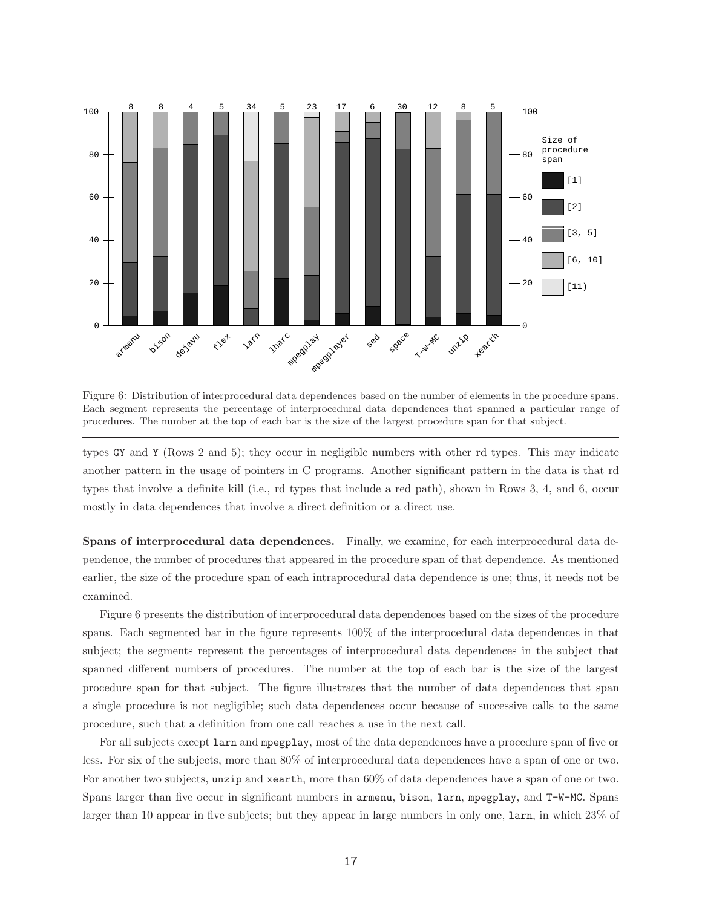Figure 6: Distribution of interprocedural data dependences based on the number of elements in the procedure spans. Each segment represents the percentage of interprocedural data dependences that spanned a particular range of procedures. The number at the top of each bar is the size of the largest procedure span for that subject.

types GY and Y (Rows 2 and 5); they occur in negligible numbers with other rd types. This may indicate another pattern in the usage of pointers in C programs. Another significant pattern in the data is that rd types that involve a definite kill (i.e., rd types that include a red path), shown in Rows 3, 4, and 6, occur mostly in data dependences that involve a direct definition or a direct use.

**Spans of interprocedural data dependences.** Finally, we examine, for each interprocedural data dependence, the number of procedures that appeared in the procedure span of that dependence. As mentioned earlier, the size of the procedure span of each intraprocedural data dependence is one; thus, it needs not be examined.

Figure 6 presents the distribution of interprocedural data dependences based on the sizes of the procedure spans. Each segmented bar in the figure represents 100% of the interprocedural data dependences in that subject; the segments represent the percentages of interprocedural data dependences in the subject that spanned different numbers of procedures. The number at the top of each bar is the size of the largest procedure span for that subject. The figure illustrates that the number of data dependences that span a single procedure is not negligible; such data dependences occur because of successive calls to the same procedure, such that a definition from one call reaches a use in the next call.

For all subjects except larn and mpegplay, most of the data dependences have a procedure span of five or less. For six of the subjects, more than 80% of interprocedural data dependences have a span of one or two. For another two subjects, unzip and xearth, more than 60% of data dependences have a span of one or two. Spans larger than five occur in significant numbers in armenu, bison, larn, mpegplay, and T-W-MC. Spans larger than 10 appear in five subjects; but they appear in large numbers in only one, larn, in which 23% of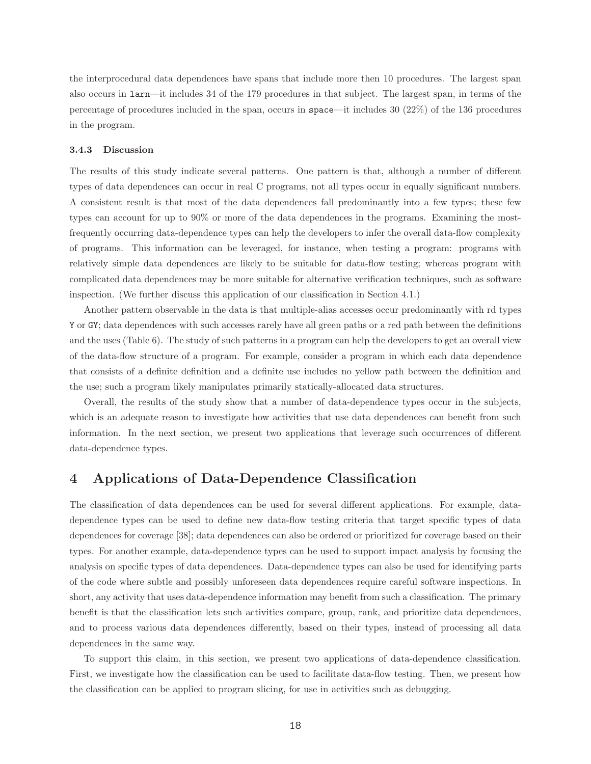the interprocedural data dependences have spans that include more then 10 procedures. The largest span also occurs in `larn`—it includes 34 of the 179 procedures in that subject. The largest span, in terms of the percentage of procedures included in the span, occurs in `space`—it includes 30 (22%) of the 136 procedures in the program.

#### 3.4.3 Discussion

The results of this study indicate several patterns. One pattern is that, although a number of different types of data dependences can occur in real C programs, not all types occur in equally significant numbers. A consistent result is that most of the data dependences fall predominantly into a few types; these few types can account for up to 90% or more of the data dependences in the programs. Examining the most-frequently occurring data-dependence types can help the developers to infer the overall data-flow complexity of programs. This information can be leveraged, for instance, when testing a program: programs with relatively simple data dependences are likely to be suitable for data-flow testing; whereas program with complicated data dependences may be more suitable for alternative verification techniques, such as software inspection. (We further discuss this application of our classification in Section 4.1.)

Another pattern observable in the data is that multiple-alias accesses occur predominantly with rd types `Y` or `GY`; data dependences with such accesses rarely have all green paths or a red path between the definitions and the uses (Table 6). The study of such patterns in a program can help the developers to get an overall view of the data-flow structure of a program. For example, consider a program in which each data dependence that consists of a definite definition and a definite use includes no yellow path between the definition and the use; such a program likely manipulates primarily statically-allocated data structures.

Overall, the results of the study show that a number of data-dependence types occur in the subjects, which is an adequate reason to investigate how activities that use data dependences can benefit from such information. In the next section, we present two applications that leverage such occurrences of different data-dependence types.

## 4 Applications of Data-Dependence Classification

The classification of data dependences can be used for several different applications. For example, data-dependence types can be used to define new data-flow testing criteria that target specific types of data dependences for coverage [38]; data dependences can also be ordered or prioritized for coverage based on their types. For another example, data-dependence types can be used to support impact analysis by focusing the analysis on specific types of data dependences. Data-dependence types can also be used for identifying parts of the code where subtle and possibly unforeseen data dependences require careful software inspections. In short, any activity that uses data-dependence information may benefit from such a classification. The primary benefit is that the classification lets such activities compare, group, rank, and prioritize data dependences, and to process various data dependences differently, based on their types, instead of processing all data dependences in the same way.

To support this claim, in this section, we present two applications of data-dependence classification. First, we investigate how the classification can be used to facilitate data-flow testing. Then, we present how the classification can be applied to program slicing, for use in activities such as debugging.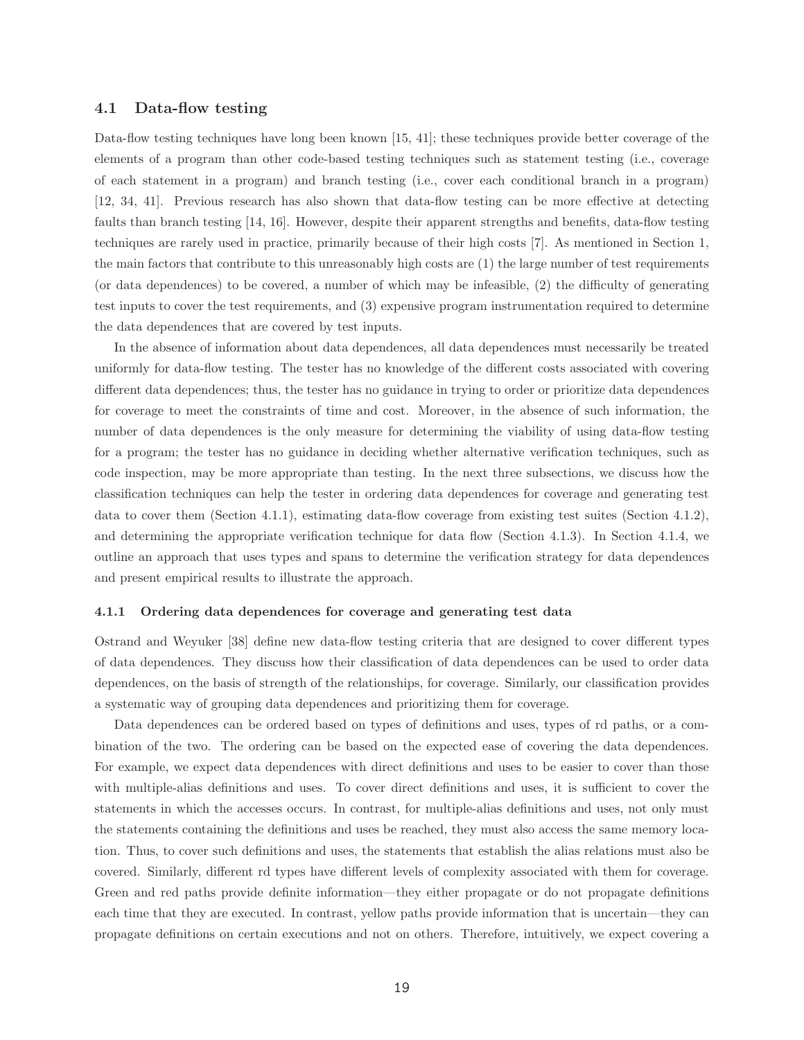## 4.1 Data-flow testing

Data-flow testing techniques have long been known [15, 41]; these techniques provide better coverage of the elements of a program than other code-based testing techniques such as statement testing (i.e., coverage of each statement in a program) and branch testing (i.e., cover each conditional branch in a program) [12, 34, 41]. Previous research has also shown that data-flow testing can be more effective at detecting faults than branch testing [14, 16]. However, despite their apparent strengths and benefits, data-flow testing techniques are rarely used in practice, primarily because of their high costs [7]. As mentioned in Section 1, the main factors that contribute to this unreasonably high costs are (1) the large number of test requirements (or data dependences) to be covered, a number of which may be infeasible, (2) the difficulty of generating test inputs to cover the test requirements, and (3) expensive program instrumentation required to determine the data dependences that are covered by test inputs.

In the absence of information about data dependences, all data dependences must necessarily be treated uniformly for data-flow testing. The tester has no knowledge of the different costs associated with covering different data dependences; thus, the tester has no guidance in trying to order or prioritize data dependences for coverage to meet the constraints of time and cost. Moreover, in the absence of such information, the number of data dependences is the only measure for determining the viability of using data-flow testing for a program; the tester has no guidance in deciding whether alternative verification techniques, such as code inspection, may be more appropriate than testing. In the next three subsections, we discuss how the classification techniques can help the tester in ordering data dependences for coverage and generating test data to cover them (Section 4.1.1), estimating data-flow coverage from existing test suites (Section 4.1.2), and determining the appropriate verification technique for data flow (Section 4.1.3). In Section 4.1.4, we outline an approach that uses types and spans to determine the verification strategy for data dependences and present empirical results to illustrate the approach.

### 4.1.1 Ordering data dependences for coverage and generating test data

Ostrand and Weyuker [38] define new data-flow testing criteria that are designed to cover different types of data dependences. They discuss how their classification of data dependences can be used to order data dependences, on the basis of strength of the relationships, for coverage. Similarly, our classification provides a systematic way of grouping data dependences and prioritizing them for coverage.

Data dependences can be ordered based on types of definitions and uses, types of rd paths, or a combination of the two. The ordering can be based on the expected ease of covering the data dependences. For example, we expect data dependences with direct definitions and uses to be easier to cover than those with multiple-alias definitions and uses. To cover direct definitions and uses, it is sufficient to cover the statements in which the accesses occurs. In contrast, for multiple-alias definitions and uses, not only must the statements containing the definitions and uses be reached, they must also access the same memory location. Thus, to cover such definitions and uses, the statements that establish the alias relations must also be covered. Similarly, different rd types have different levels of complexity associated with them for coverage. Green and red paths provide definite information—they either propagate or do not propagate definitions each time that they are executed. In contrast, yellow paths provide information that is uncertain—they can propagate definitions on certain executions and not on others. Therefore, intuitively, we expect covering a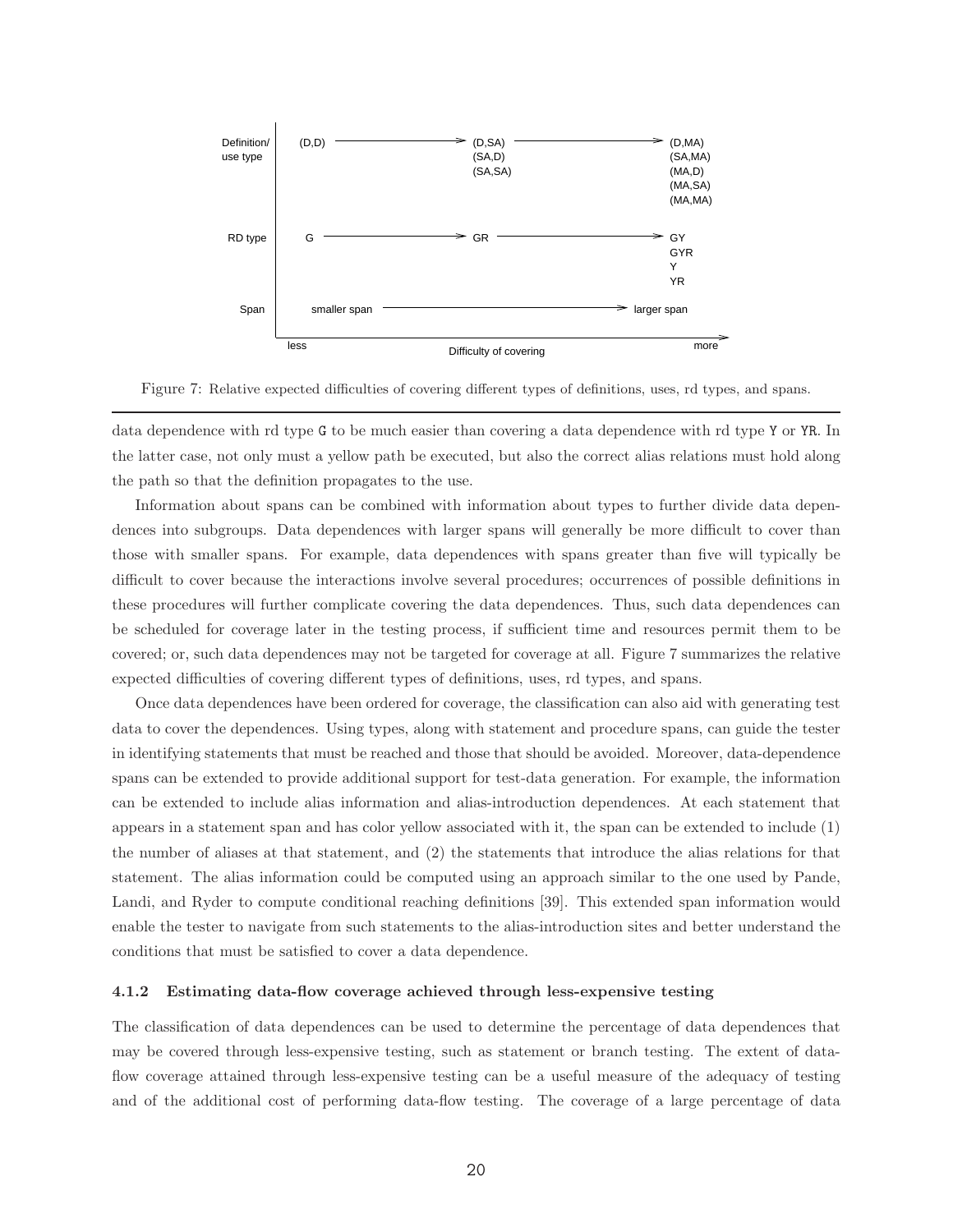Figure 7: Relative expected difficulties of covering different types of definitions, uses, rd types, and spans.

data dependence with rd type G to be much easier than covering a data dependence with rd type Y or YR. In the latter case, not only must a yellow path be executed, but also the correct alias relations must hold along the path so that the definition propagates to the use.

Information about spans can be combined with information about types to further divide data dependences into subgroups. Data dependences with larger spans will generally be more difficult to cover than those with smaller spans. For example, data dependences with spans greater than five will typically be difficult to cover because the interactions involve several procedures; occurrences of possible definitions in these procedures will further complicate covering the data dependences. Thus, such data dependences can be scheduled for coverage later in the testing process, if sufficient time and resources permit them to be covered; or, such data dependences may not be targeted for coverage at all. Figure 7 summarizes the relative expected difficulties of covering different types of definitions, uses, rd types, and spans.

Once data dependences have been ordered for coverage, the classification can also aid with generating test data to cover the dependences. Using types, along with statement and procedure spans, can guide the tester in identifying statements that must be reached and those that should be avoided. Moreover, data-dependence spans can be extended to provide additional support for test-data generation. For example, the information can be extended to include alias information and alias-introduction dependences. At each statement that appears in a statement span and has color yellow associated with it, the span can be extended to include (1) the number of aliases at that statement, and (2) the statements that introduce the alias relations for that statement. The alias information could be computed using an approach similar to the one used by Pande, Landi, and Ryder to compute conditional reaching definitions [39]. This extended span information would enable the tester to navigate from such statements to the alias-introduction sites and better understand the conditions that must be satisfied to cover a data dependence.

#### 4.1.2 Estimating data-flow coverage achieved through less-expensive testing

The classification of data dependences can be used to determine the percentage of data dependences that may be covered through less-expensive testing, such as statement or branch testing. The extent of data-flow coverage attained through less-expensive testing can be a useful measure of the adequacy of testing and of the additional cost of performing data-flow testing. The coverage of a large percentage of data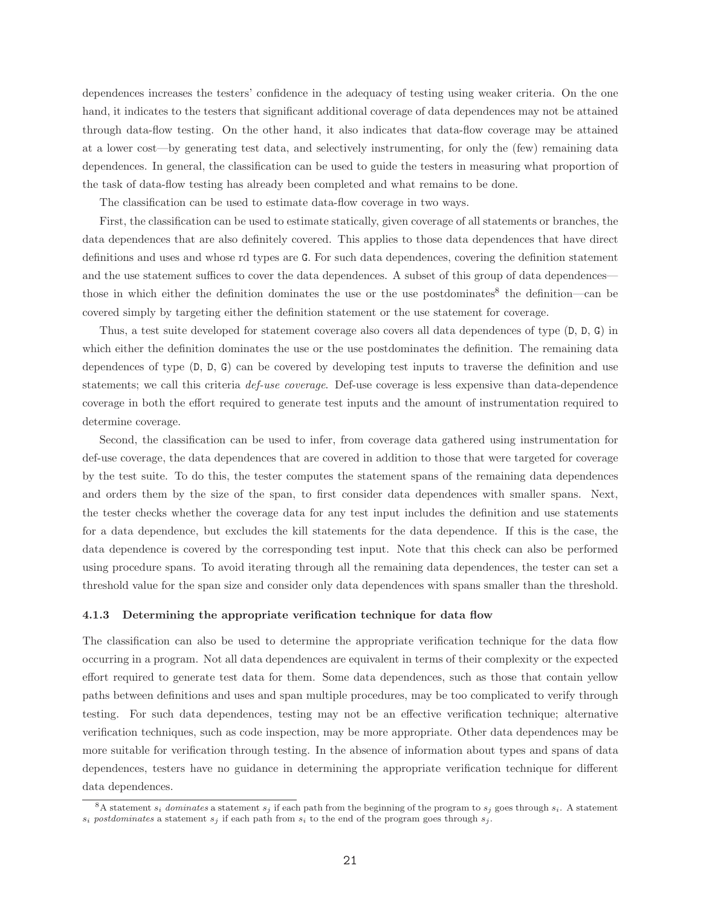dependences increases the testers' confidence in the adequacy of testing using weaker criteria. On the one hand, it indicates to the testers that significant additional coverage of data dependences may not be attained through data-flow testing. On the other hand, it also indicates that data-flow coverage may be attained at a lower cost—by generating test data, and selectively instrumenting, for only the (few) remaining data dependences. In general, the classification can be used to guide the testers in measuring what proportion of the task of data-flow testing has already been completed and what remains to be done.

The classification can be used to estimate data-flow coverage in two ways.

First, the classification can be used to estimate statically, given coverage of all statements or branches, the data dependences that are also definitely covered. This applies to those data dependences that have direct definitions and uses and whose rd types are G. For such data dependences, covering the definition statement and the use statement suffices to cover the data dependences. A subset of this group of data dependences—those in which either the definition dominates the use or the use postdominates[8] the definition—can be covered simply by targeting either the definition statement or the use statement for coverage.

Thus, a test suite developed for statement coverage also covers all data dependences of type (D, D, G) in which either the definition dominates the use or the use postdominates the definition. The remaining data dependences of type (D, D, G) can be covered by developing test inputs to traverse the definition and use statements; we call this criteria *def-use coverage*. Def-use coverage is less expensive than data-dependence coverage in both the effort required to generate test inputs and the amount of instrumentation required to determine coverage.

Second, the classification can be used to infer, from coverage data gathered using instrumentation for def-use coverage, the data dependences that are covered in addition to those that were targeted for coverage by the test suite. To do this, the tester computes the statement spans of the remaining data dependences and orders them by the size of the span, to first consider data dependences with smaller spans. Next, the tester checks whether the coverage data for any test input includes the definition and use statements for a data dependence, but excludes the kill statements for the data dependence. If this is the case, the data dependence is covered by the corresponding test input. Note that this check can also be performed using procedure spans. To avoid iterating through all the remaining data dependences, the tester can set a threshold value for the span size and consider only data dependences with spans smaller than the threshold.

### 4.1.3 Determining the appropriate verification technique for data flow

The classification can also be used to determine the appropriate verification technique for the data flow occurring in a program. Not all data dependences are equivalent in terms of their complexity or the expected effort required to generate test data for them. Some data dependences, such as those that contain yellow paths between definitions and uses and span multiple procedures, may be too complicated to verify through testing. For such data dependences, testing may not be an effective verification technique; alternative verification techniques, such as code inspection, may be more appropriate. Other data dependences may be more suitable for verification through testing. In the absence of information about types and spans of data dependences, testers have no guidance in determining the appropriate verification technique for different data dependences.

[8]A statement $s_i$ *dominates* a statement $s_j$ if each path from the beginning of the program to $s_j$ goes through $s_i$. A statement $s_i$ *postdominates* a statement $s_j$ if each path from $s_i$ to the end of the program goes through $s_j$.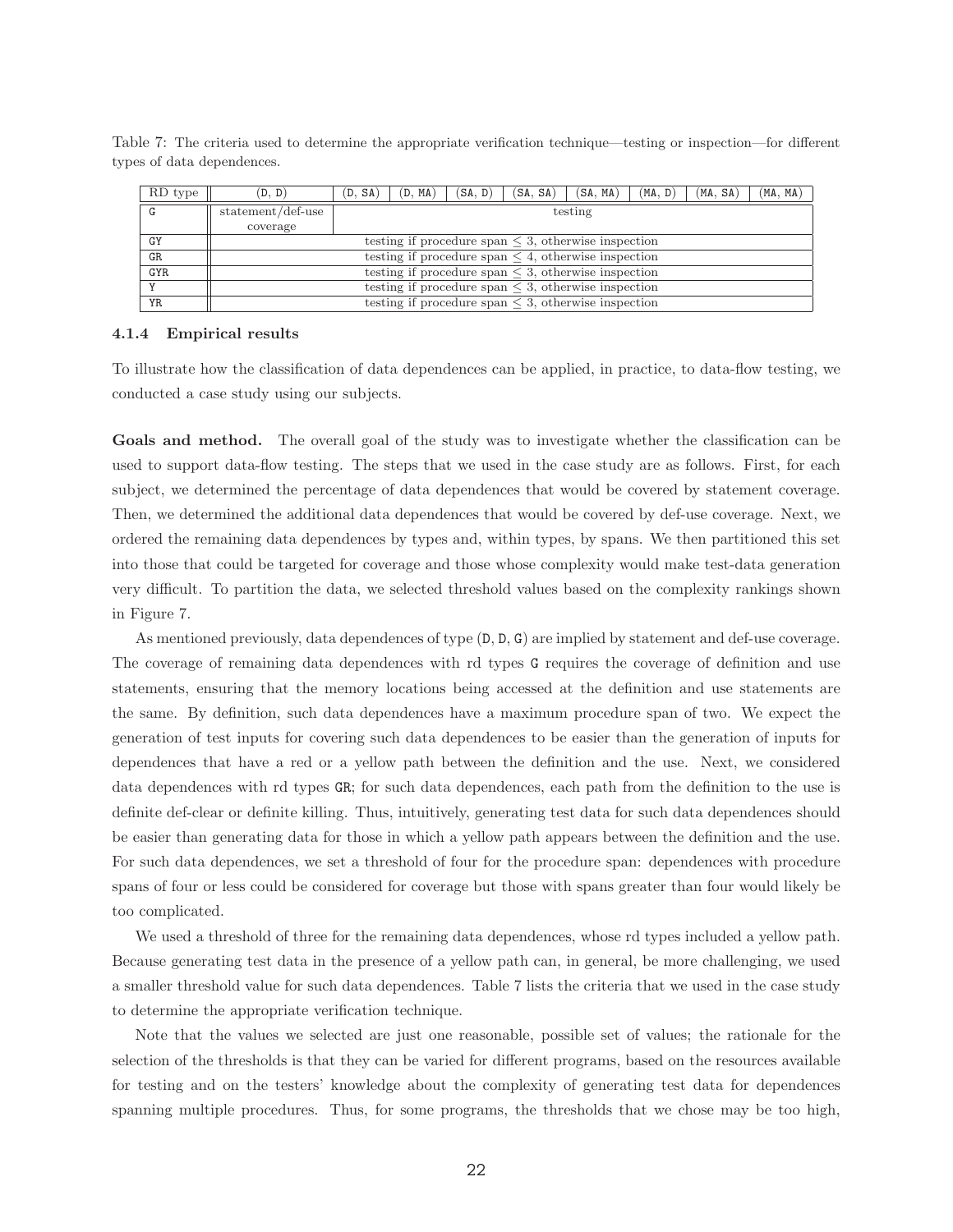Table 7: The criteria used to determine the appropriate verification technique—testing or inspection—for different types of data dependences.

| RD type | (D, D) | (D, SA) | (D, MA) | (SA, D) | (SA, SA) | (SA, MA) | (MA, D) | (MA, SA) | (MA, MA) |
|---|---|---|---|---|---|---|---|---|---|
| G | statement/def-use coverage | testing | | | | | | | |
| GY | testing if procedure span $\leq 3$, otherwise inspection | | | | | | | | |
| GR | testing if procedure span $\leq 4$, otherwise inspection | | | | | | | | |
| GYR | testing if procedure span $\leq 3$, otherwise inspection | | | | | | | | |
| Y | testing if procedure span $\leq 3$, otherwise inspection | | | | | | | | |
| YR | testing if procedure span $\leq 3$, otherwise inspection | | | | | | | | |

#### 4.1.4 Empirical results

To illustrate how the classification of data dependences can be applied, in practice, to data-flow testing, we conducted a case study using our subjects.

**Goals and method.** The overall goal of the study was to investigate whether the classification can be used to support data-flow testing. The steps that we used in the case study are as follows. First, for each subject, we determined the percentage of data dependences that would be covered by statement coverage. Then, we determined the additional data dependences that would be covered by def-use coverage. Next, we ordered the remaining data dependences by types and, within types, by spans. We then partitioned this set into those that could be targeted for coverage and those whose complexity would make test-data generation very difficult. To partition the data, we selected threshold values based on the complexity rankings shown in Figure 7.

As mentioned previously, data dependences of type (D, D, G) are implied by statement and def-use coverage. The coverage of remaining data dependences with rd types G requires the coverage of definition and use statements, ensuring that the memory locations being accessed at the definition and use statements are the same. By definition, such data dependences have a maximum procedure span of two. We expect the generation of test inputs for covering such data dependences to be easier than the generation of inputs for dependences that have a red or a yellow path between the definition and the use. Next, we considered data dependences with rd types GR; for such data dependences, each path from the definition to the use is definite def-clear or definite killing. Thus, intuitively, generating test data for such data dependences should be easier than generating data for those in which a yellow path appears between the definition and the use. For such data dependences, we set a threshold of four for the procedure span: dependences with procedure spans of four or less could be considered for coverage but those with spans greater than four would likely be too complicated.

We used a threshold of three for the remaining data dependences, whose rd types included a yellow path. Because generating test data in the presence of a yellow path can, in general, be more challenging, we used a smaller threshold value for such data dependences. Table 7 lists the criteria that we used in the case study to determine the appropriate verification technique.

Note that the values we selected are just one reasonable, possible set of values; the rationale for the selection of the thresholds is that they can be varied for different programs, based on the resources available for testing and on the testers' knowledge about the complexity of generating test data for dependences spanning multiple procedures. Thus, for some programs, the thresholds that we chose may be too high,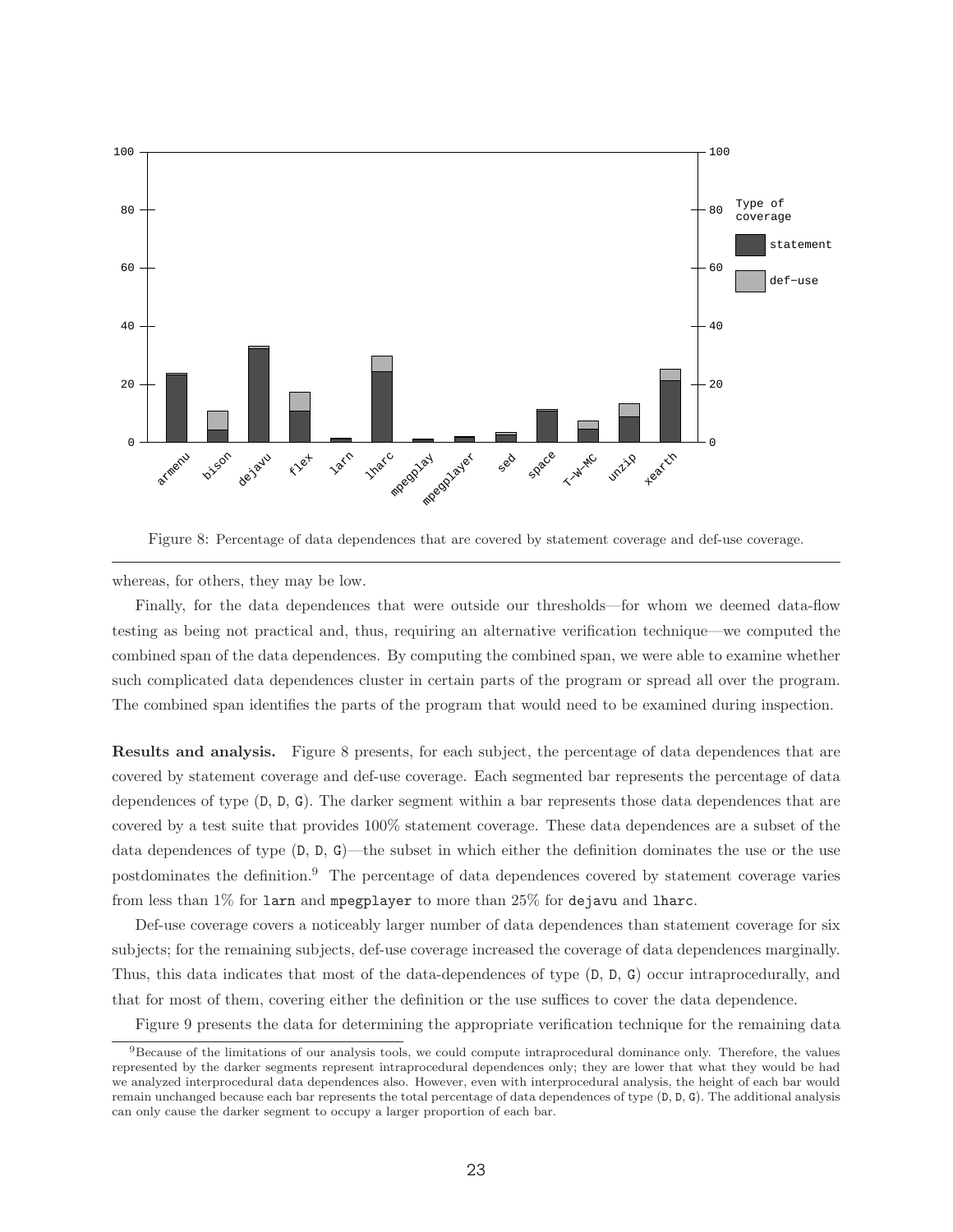Figure 8: Percentage of data dependences that are covered by statement coverage and def-use coverage.

whereas, for others, they may be low.

Finally, for the data dependences that were outside our thresholds—for whom we deemed data-flow testing as being not practical and, thus, requiring an alternative verification technique—we computed the combined span of the data dependences. By computing the combined span, we were able to examine whether such complicated data dependences cluster in certain parts of the program or spread all over the program. The combined span identifies the parts of the program that would need to be examined during inspection.

**Results and analysis.** Figure 8 presents, for each subject, the percentage of data dependences that are covered by statement coverage and def-use coverage. Each segmented bar represents the percentage of data dependences of type (D, D, G). The darker segment within a bar represents those data dependences that are covered by a test suite that provides 100% statement coverage. These data dependences are a subset of the data dependences of type (D, D, G)—the subset in which either the definition dominates the use or the use postdominates the definition.[9] The percentage of data dependences covered by statement coverage varies from less than 1% for `larn` and `mpegplayer` to more than 25% for `dejavu` and `lharc`.

Def-use coverage covers a noticeably larger number of data dependences than statement coverage for six subjects; for the remaining subjects, def-use coverage increased the coverage of data dependences marginally. Thus, this data indicates that most of the data-dependences of type (D, D, G) occur intraprocedurally, and that for most of them, covering either the definition or the use suffices to cover the data dependence.

Figure 9 presents the data for determining the appropriate verification technique for the remaining data

[9] Because of the limitations of our analysis tools, we could compute intraprocedural dominance only. Therefore, the values represented by the darker segments represent intraprocedural dependences only; they are lower that what they would be had we analyzed interprocedural data dependences also. However, even with interprocedural analysis, the height of each bar would remain unchanged because each bar represents the total percentage of data dependences of type (D, D, G). The additional analysis can only cause the darker segment to occupy a larger proportion of each bar.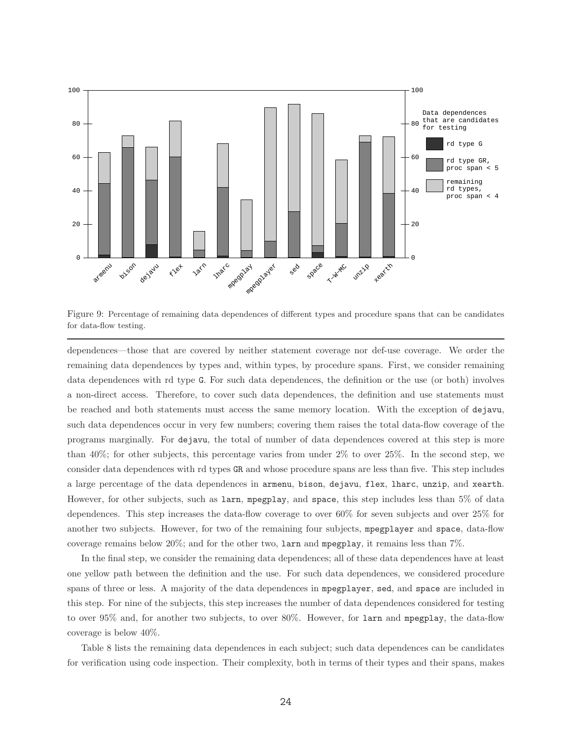Figure 9: Percentage of remaining data dependences of different types and procedure spans that can be candidates for data-flow testing.

dependences—those that are covered by neither statement coverage nor def-use coverage. We order the remaining data dependences by types and, within types, by procedure spans. First, we consider remaining data dependences with rd type G. For such data dependences, the definition or the use (or both) involves a non-direct access. Therefore, to cover such data dependences, the definition and use statements must be reached and both statements must access the same memory location. With the exception of dejavu, such data dependences occur in very few numbers; covering them raises the total data-flow coverage of the programs marginally. For dejavu, the total of number of data dependences covered at this step is more than 40%; for other subjects, this percentage varies from under 2% to over 25%. In the second step, we consider data dependences with rd types GR and whose procedure spans are less than five. This step includes a large percentage of the data dependences in armenu, bison, dejavu, flex, lharc, unzip, and xearth. However, for other subjects, such as larn, mpegplay, and space, this step includes less than 5% of data dependences. This step increases the data-flow coverage to over 60% for seven subjects and over 25% for another two subjects. However, for two of the remaining four subjects, mpegplayer and space, data-flow coverage remains below 20%; and for the other two, larn and mpegplay, it remains less than 7%.

In the final step, we consider the remaining data dependences; all of these data dependences have at least one yellow path between the definition and the use. For such data dependences, we considered procedure spans of three or less. A majority of the data dependences in mpegplayer, sed, and space are included in this step. For nine of the subjects, this step increases the number of data dependences considered for testing to over 95% and, for another two subjects, to over 80%. However, for larn and mpegplay, the data-flow coverage is below 40%.

Table 8 lists the remaining data dependences in each subject; such data dependences can be candidates for verification using code inspection. Their complexity, both in terms of their types and their spans, makes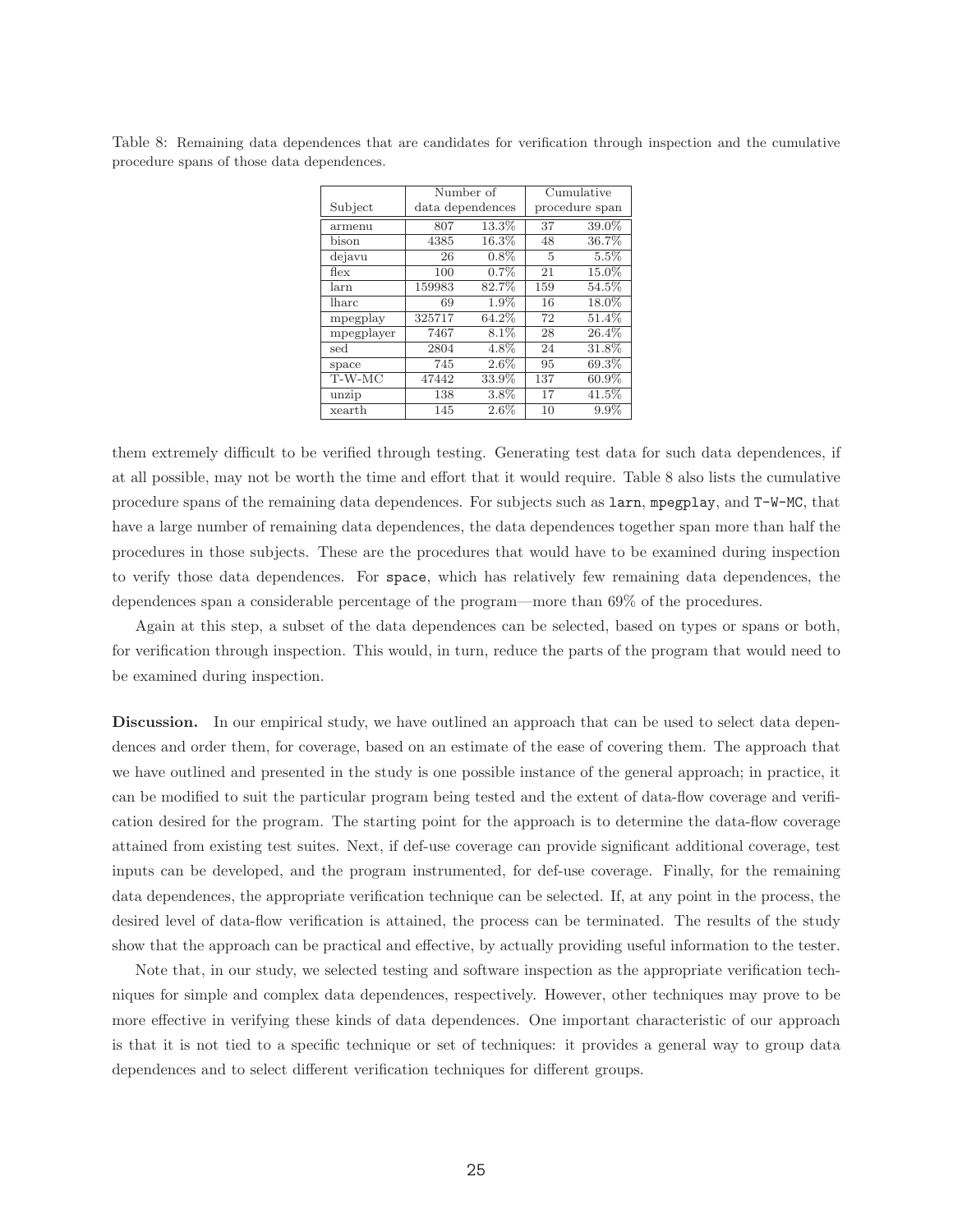Table 8: Remaining data dependences that are candidates for verification through inspection and the cumulative procedure spans of those data dependences.

| Subject | Number of data dependences | | Cumulative procedure span | |
|---|---|---|---|---|
| armenu | 807 | 13.3% | 37 | 39.0% |
| bison | 4385 | 16.3% | 48 | 36.7% |
| dejavu | 26 | 0.8% | 5 | 5.5% |
| flex | 100 | 0.7% | 21 | 15.0% |
| larn | 159983 | 82.7% | 159 | 54.5% |
| lharc | 69 | 1.9% | 16 | 18.0% |
| mpegplay | 325717 | 64.2% | 72 | 51.4% |
| mpegplayer | 7467 | 8.1% | 28 | 26.4% |
| sed | 2804 | 4.8% | 24 | 31.8% |
| space | 745 | 2.6% | 95 | 69.3% |
| T-W-MC | 47442 | 33.9% | 137 | 60.9% |
| unzip | 138 | 3.8% | 17 | 41.5% |
| xearth | 145 | 2.6% | 10 | 9.9% |

them extremely difficult to be verified through testing. Generating test data for such data dependences, if at all possible, may not be worth the time and effort that it would require. Table 8 also lists the cumulative procedure spans of the remaining data dependences. For subjects such as `larn`, `mpegplay`, and `T-W-MC`, that have a large number of remaining data dependences, the data dependences together span more than half the procedures in those subjects. These are the procedures that would have to be examined during inspection to verify those data dependences. For `space`, which has relatively few remaining data dependences, the dependences span a considerable percentage of the program—more than 69% of the procedures.

Again at this step, a subset of the data dependences can be selected, based on types or spans or both, for verification through inspection. This would, in turn, reduce the parts of the program that would need to be examined during inspection.

**Discussion.** In our empirical study, we have outlined an approach that can be used to select data dependences and order them, for coverage, based on an estimate of the ease of covering them. The approach that we have outlined and presented in the study is one possible instance of the general approach; in practice, it can be modified to suit the particular program being tested and the extent of data-flow coverage and verification desired for the program. The starting point for the approach is to determine the data-flow coverage attained from existing test suites. Next, if def-use coverage can provide significant additional coverage, test inputs can be developed, and the program instrumented, for def-use coverage. Finally, for the remaining data dependences, the appropriate verification technique can be selected. If, at any point in the process, the desired level of data-flow verification is attained, the process can be terminated. The results of the study show that the approach can be practical and effective, by actually providing useful information to the tester.

Note that, in our study, we selected testing and software inspection as the appropriate verification techniques for simple and complex data dependences, respectively. However, other techniques may prove to be more effective in verifying these kinds of data dependences. One important characteristic of our approach is that it is not tied to a specific technique or set of techniques: it provides a general way to group data dependences and to select different verification techniques for different groups.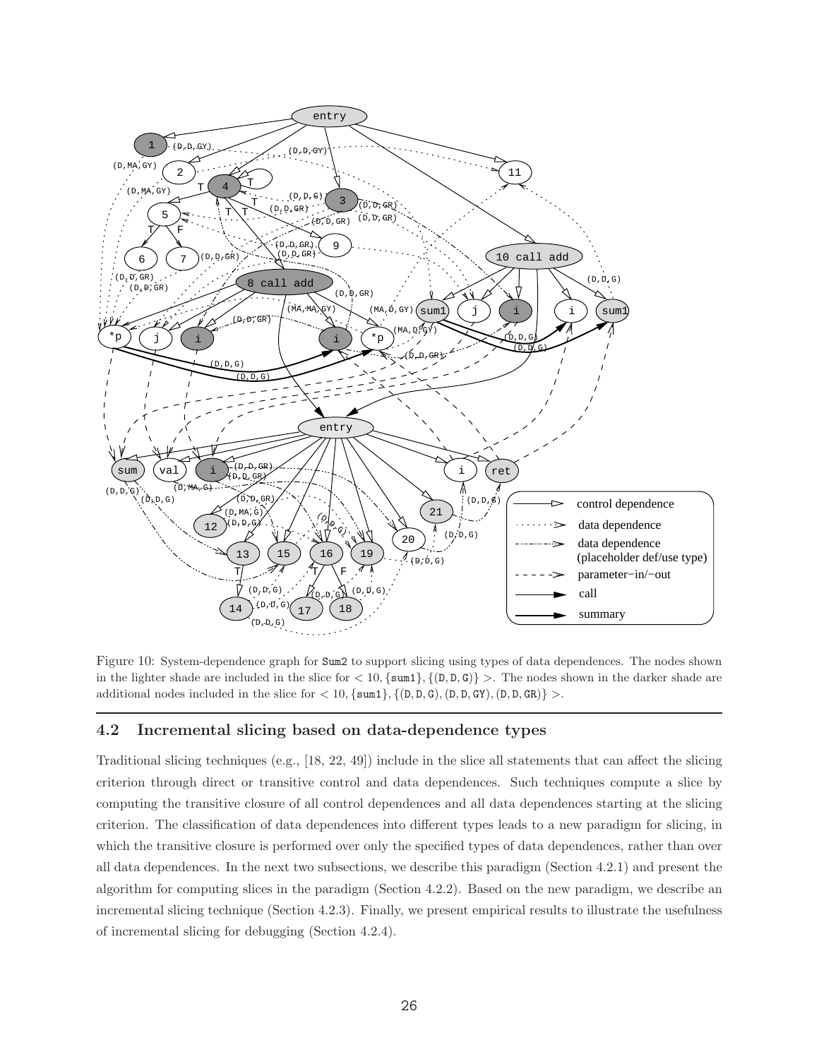Figure 10: System-dependence graph for Sum2 to support slicing using types of data dependences. The nodes shown in the lighter shade are included in the slice for $< 10, \{\texttt{sum1}\}, \{(\texttt{D}, \texttt{D}, \texttt{G})\} >$. The nodes shown in the darker shade are additional nodes included in the slice for $< 10, \{\texttt{sum1}\}, \{(\texttt{D}, \texttt{D}, \texttt{G}), (\texttt{D}, \texttt{D}, \texttt{GY}), (\texttt{D}, \texttt{D}, \texttt{GR})\} >$.

## 4.2 Incremental slicing based on data-dependence types

Traditional slicing techniques (e.g., [18, 22, 49]) include in the slice all statements that can affect the slicing criterion through direct or transitive control and data dependences. Such techniques compute a slice by computing the transitive closure of all control dependences and all data dependences starting at the slicing criterion. The classification of data dependences into different types leads to a new paradigm for slicing, in which the transitive closure is performed over only the specified types of data dependences, rather than over all data dependences. In the next two subsections, we describe this paradigm (Section 4.2.1) and present the algorithm for computing slices in the paradigm (Section 4.2.2). Based on the new paradigm, we describe an incremental slicing technique (Section 4.2.3). Finally, we present empirical results to illustrate the usefulness of incremental slicing for debugging (Section 4.2.4).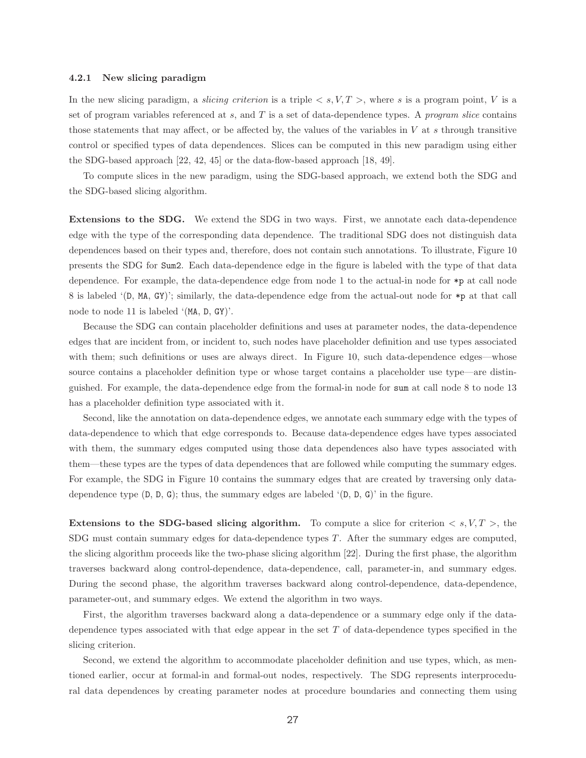#### 4.2.1 New slicing paradigm

In the new slicing paradigm, a *slicing criterion* is a triple $< s, V, T >$, where $s$ is a program point, $V$ is a set of program variables referenced at $s$, and $T$ is a set of data-dependence types. A *program slice* contains those statements that may affect, or be affected by, the values of the variables in $V$ at $s$ through transitive control or specified types of data dependences. Slices can be computed in this new paradigm using either the SDG-based approach [22, 42, 45] or the data-flow-based approach [18, 49].

To compute slices in the new paradigm, using the SDG-based approach, we extend both the SDG and the SDG-based slicing algorithm.

**Extensions to the SDG.** We extend the SDG in two ways. First, we annotate each data-dependence edge with the type of the corresponding data dependence. The traditional SDG does not distinguish data dependences based on their types and, therefore, does not contain such annotations. To illustrate, Figure 10 presents the SDG for `Sum2`. Each data-dependence edge in the figure is labeled with the type of that data dependence. For example, the data-dependence edge from node 1 to the actual-in node for `*p` at call node 8 is labeled '(`D`, `MA`, `GY`)'; similarly, the data-dependence edge from the actual-out node for `*p` at that call node to node 11 is labeled '(`MA`, `D`, `GY`)'.

Because the SDG can contain placeholder definitions and uses at parameter nodes, the data-dependence edges that are incident from, or incident to, such nodes have placeholder definition and use types associated with them; such definitions or uses are always direct. In Figure 10, such data-dependence edges—whose source contains a placeholder definition type or whose target contains a placeholder use type—are distinguished. For example, the data-dependence edge from the formal-in node for `sum` at call node 8 to node 13 has a placeholder definition type associated with it.

Second, like the annotation on data-dependence edges, we annotate each summary edge with the types of data-dependence to which that edge corresponds to. Because data-dependence edges have types associated with them, the summary edges computed using those data dependences also have types associated with them—these types are the types of data dependences that are followed while computing the summary edges. For example, the SDG in Figure 10 contains the summary edges that are created by traversing only data-dependence type (`D`, `D`, `G`); thus, the summary edges are labeled '(`D`, `D`, `G`)' in the figure.

**Extensions to the SDG-based slicing algorithm.** To compute a slice for criterion $< s, V, T >$, the SDG must contain summary edges for data-dependence types $T$. After the summary edges are computed, the slicing algorithm proceeds like the two-phase slicing algorithm [22]. During the first phase, the algorithm traverses backward along control-dependence, data-dependence, call, parameter-in, and summary edges. During the second phase, the algorithm traverses backward along control-dependence, data-dependence, parameter-out, and summary edges. We extend the algorithm in two ways.

First, the algorithm traverses backward along a data-dependence or a summary edge only if the data-dependence types associated with that edge appear in the set $T$ of data-dependence types specified in the slicing criterion.

Second, we extend the algorithm to accommodate placeholder definition and use types, which, as mentioned earlier, occur at formal-in and formal-out nodes, respectively. The SDG represents interprocedural data dependences by creating parameter nodes at procedure boundaries and connecting them using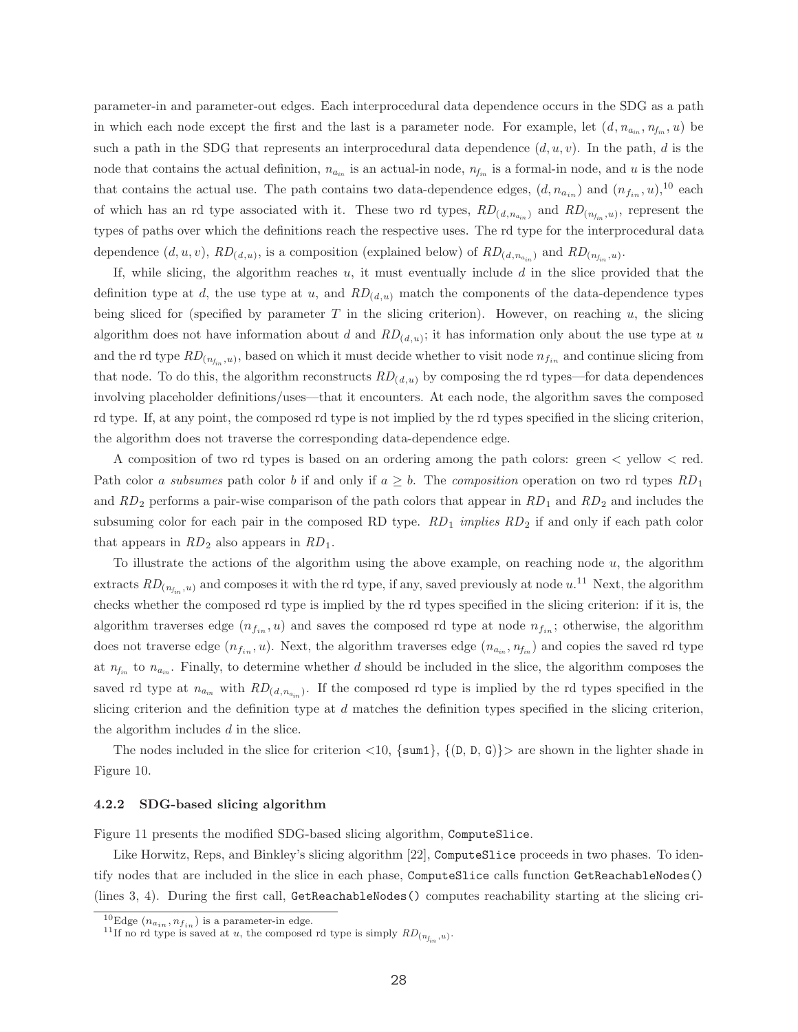parameter-in and parameter-out edges. Each interprocedural data dependence occurs in the SDG as a path in which each node except the first and the last is a parameter node. For example, let $(d, n_{a_{in}}, n_{f_{in}}, u)$ be such a path in the SDG that represents an interprocedural data dependence $(d, u, v)$. In the path, $d$ is the node that contains the actual definition, $n_{a_{in}}$ is an actual-in node, $n_{f_{in}}$ is a formal-in node, and $u$ is the node that contains the actual use. The path contains two data-dependence edges, $(d, n_{a_{in}})$ and $(n_{f_{in}}, u)$,[10] each of which has an rd type associated with it. These two rd types, $RD_{(d,n_{a_{in}})}$ and $RD_{(n_{f_{in}},u)}$, represent the types of paths over which the definitions reach the respective uses. The rd type for the interprocedural data dependence $(d, u, v)$, $RD_{(d,u)}$, is a composition (explained below) of $RD_{(d,n_{a_{in}})}$ and $RD_{(n_{f_{in}},u)}$.

If, while slicing, the algorithm reaches $u$, it must eventually include $d$ in the slice provided that the definition type at $d$, the use type at $u$, and $RD_{(d,u)}$ match the components of the data-dependence types being sliced for (specified by parameter $T$ in the slicing criterion). However, on reaching $u$, the slicing algorithm does not have information about $d$ and $RD_{(d,u)}$; it has information only about the use type at $u$ and the rd type $RD_{(n_{f_{in}},u)}$, based on which it must decide whether to visit node $n_{f_{in}}$ and continue slicing from that node. To do this, the algorithm reconstructs $RD_{(d,u)}$ by composing the rd types—for data dependences involving placeholder definitions/uses—that it encounters. At each node, the algorithm saves the composed rd type. If, at any point, the composed rd type is not implied by the rd types specified in the slicing criterion, the algorithm does not traverse the corresponding data-dependence edge.

A composition of two rd types is based on an ordering among the path colors: green < yellow < red. Path color *a subsumes* path color *b* if and only if $a \geq b$. The *composition* operation on two rd types $RD_1$ and $RD_2$ performs a pair-wise comparison of the path colors that appear in $RD_1$ and $RD_2$ and includes the subsuming color for each pair in the composed RD type. $RD_1$ *implies* $RD_2$ if and only if each path color that appears in $RD_2$ also appears in $RD_1$.

To illustrate the actions of the algorithm using the above example, on reaching node $u$, the algorithm extracts $RD_{(n_{f_{in}},u)}$ and composes it with the rd type, if any, saved previously at node $u$.[11] Next, the algorithm checks whether the composed rd type is implied by the rd types specified in the slicing criterion: if it is, the algorithm traverses edge $(n_{f_{in}}, u)$ and saves the composed rd type at node $n_{f_{in}}$; otherwise, the algorithm does not traverse edge $(n_{f_{in}}, u)$. Next, the algorithm traverses edge $(n_{a_{in}}, n_{f_{in}})$ and copies the saved rd type at $n_{f_{in}}$ to $n_{a_{in}}$. Finally, to determine whether $d$ should be included in the slice, the algorithm composes the saved rd type at $n_{a_{in}}$ with $RD_{(d,n_{a_{in}})}$. If the composed rd type is implied by the rd types specified in the slicing criterion and the definition type at $d$ matches the definition types specified in the slicing criterion, the algorithm includes $d$ in the slice.

The nodes included in the slice for criterion <10, {`sum1`}, {(`D`, `D`, `G`)}> are shown in the lighter shade in Figure 10.

### 4.2.2 SDG-based slicing algorithm

Figure 11 presents the modified SDG-based slicing algorithm, `ComputeSlice`.

Like Horwitz, Reps, and Binkley's slicing algorithm [22], `ComputeSlice` proceeds in two phases. To identify nodes that are included in the slice in each phase, `ComputeSlice` calls function `GetReachableNodes()` (lines 3, 4). During the first call, `GetReachableNodes()` computes reachability starting at the slicing cri-

[10] Edge $(n_{a_{in}}, n_{f_{in}})$ is a parameter-in edge.

[11] If no rd type is saved at $u$, the composed rd type is simply $RD_{(n_{f_{in}},u)}$.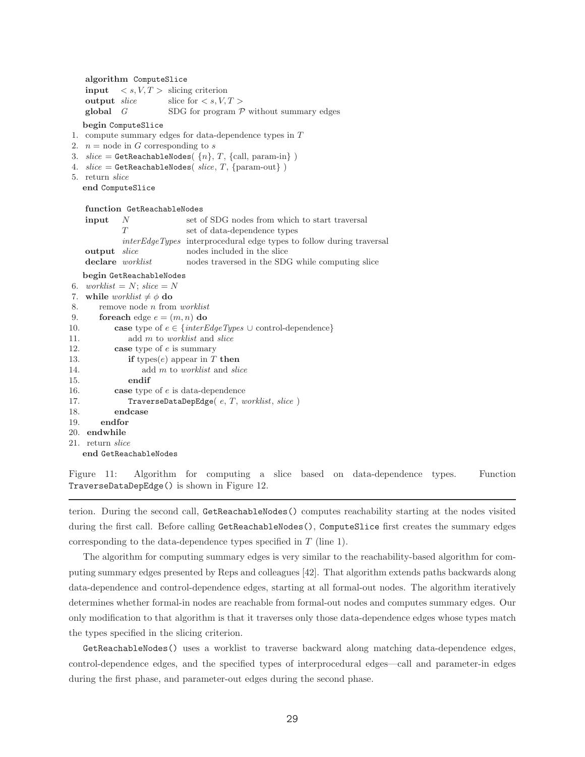```
    algorithm ComputeSlice
    input    < s, V, T >  slicing criterion
    output slice          slice for < s, V, T >
    global  G             SDG for program P without summary edges
    begin ComputeSlice
1.  compute summary edges for data-dependence types in T
2.  n = node in G corresponding to s
3.  slice = GetReachableNodes( {n}, T, {call, param-in} )
4.  slice = GetReachableNodes( slice, T, {param-out} )
5.  return slice
    end ComputeSlice

    function GetReachableNodes
    input    N                set of SDG nodes from which to start traversal
             T                set of data-dependence types
             interEdgeTypes   interprocedural edge types to follow during traversal
    output  slice             nodes included in the slice
    declare worklist          nodes traversed in the SDG while computing slice
    begin GetReachableNodes
6.  worklist = N; slice = N
7.  while worklist ≠ φ do
8.      remove node n from worklist
9.      foreach edge e = (m, n) do
10.         case type of e ∈ {interEdgeTypes ∪ control-dependence}
11.             add m to worklist and slice
12.         case type of e is summary
13.             if types(e) appear in T then
14.                 add m to worklist and slice
15.             endif
16.         case type of e is data-dependence
17.             TraverseDataDepEdge( e, T, worklist, slice )
18.         endcase
19.     endfor
20. endwhile
21. return slice
    end GetReachableNodes
```

Figure 11: Algorithm for computing a slice based on data-dependence types. Function `TraverseDataDepEdge()` is shown in Figure 12.

terion. During the second call, `GetReachableNodes()` computes reachability starting at the nodes visited during the first call. Before calling `GetReachableNodes()`, `ComputeSlice` first creates the summary edges corresponding to the data-dependence types specified in $T$ (line 1).

The algorithm for computing summary edges is very similar to the reachability-based algorithm for computing summary edges presented by Reps and colleagues [42]. That algorithm extends paths backwards along data-dependence and control-dependence edges, starting at all formal-out nodes. The algorithm iteratively determines whether formal-in nodes are reachable from formal-out nodes and computes summary edges. Our only modification to that algorithm is that it traverses only those data-dependence edges whose types match the types specified in the slicing criterion.

`GetReachableNodes()` uses a worklist to traverse backward along matching data-dependence edges, control-dependence edges, and the specified types of interprocedural edges—call and parameter-in edges during the first phase, and parameter-out edges during the second phase.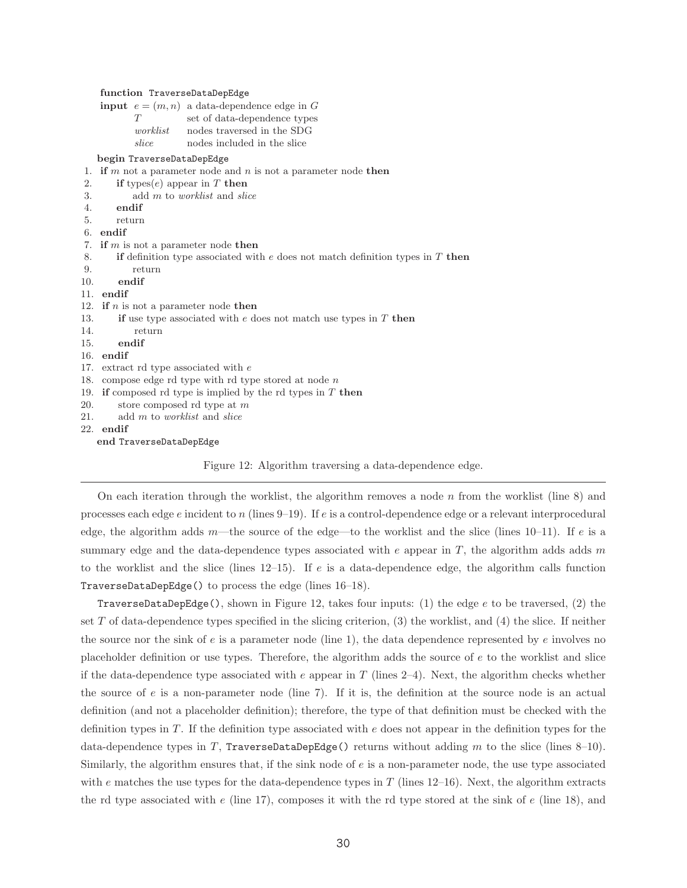```
function TraverseDataDepEdge
input  e = (m, n)  a data-dependence edge in G
       T           set of data-dependence types
       worklist    nodes traversed in the SDG
       slice       nodes included in the slice
begin TraverseDataDepEdge
1.  if m not a parameter node and n is not a parameter node then
2.      if types(e) appear in T then
3.          add m to worklist and slice
4.      endif
5.      return
6.  endif
7.  if m is not a parameter node then
8.      if definition type associated with e does not match definition types in T then
9.          return
10.     endif
11. endif
12. if n is not a parameter node then
13.     if use type associated with e does not match use types in T then
14.         return
15.     endif
16. endif
17. extract rd type associated with e
18. compose edge rd type with rd type stored at node n
19. if composed rd type is implied by the rd types in T then
20.     store composed rd type at m
21.     add m to worklist and slice
22. endif
end TraverseDataDepEdge
```

Figure 12: Algorithm traversing a data-dependence edge.

On each iteration through the worklist, the algorithm removes a node $n$ from the worklist (line 8) and processes each edge $e$ incident to $n$ (lines 9–19). If $e$ is a control-dependence edge or a relevant interprocedural edge, the algorithm adds $m$—the source of the edge—to the worklist and the slice (lines 10–11). If $e$ is a summary edge and the data-dependence types associated with $e$ appear in $T$, the algorithm adds adds $m$ to the worklist and the slice (lines 12–15). If $e$ is a data-dependence edge, the algorithm calls function `TraverseDataDepEdge()` to process the edge (lines 16–18).

`TraverseDataDepEdge()`, shown in Figure 12, takes four inputs: (1) the edge $e$ to be traversed, (2) the set $T$ of data-dependence types specified in the slicing criterion, (3) the worklist, and (4) the slice. If neither the source nor the sink of $e$ is a parameter node (line 1), the data dependence represented by $e$ involves no placeholder definition or use types. Therefore, the algorithm adds the source of $e$ to the worklist and slice if the data-dependence type associated with $e$ appear in $T$ (lines 2–4). Next, the algorithm checks whether the source of $e$ is a non-parameter node (line 7). If it is, the definition at the source node is an actual definition (and not a placeholder definition); therefore, the type of that definition must be checked with the definition types in $T$. If the definition type associated with $e$ does not appear in the definition types for the data-dependence types in $T$, `TraverseDataDepEdge()` returns without adding $m$ to the slice (lines 8–10). Similarly, the algorithm ensures that, if the sink node of $e$ is a non-parameter node, the use type associated with $e$ matches the use types for the data-dependence types in $T$ (lines 12–16). Next, the algorithm extracts the rd type associated with $e$ (line 17), composes it with the rd type stored at the sink of $e$ (line 18), and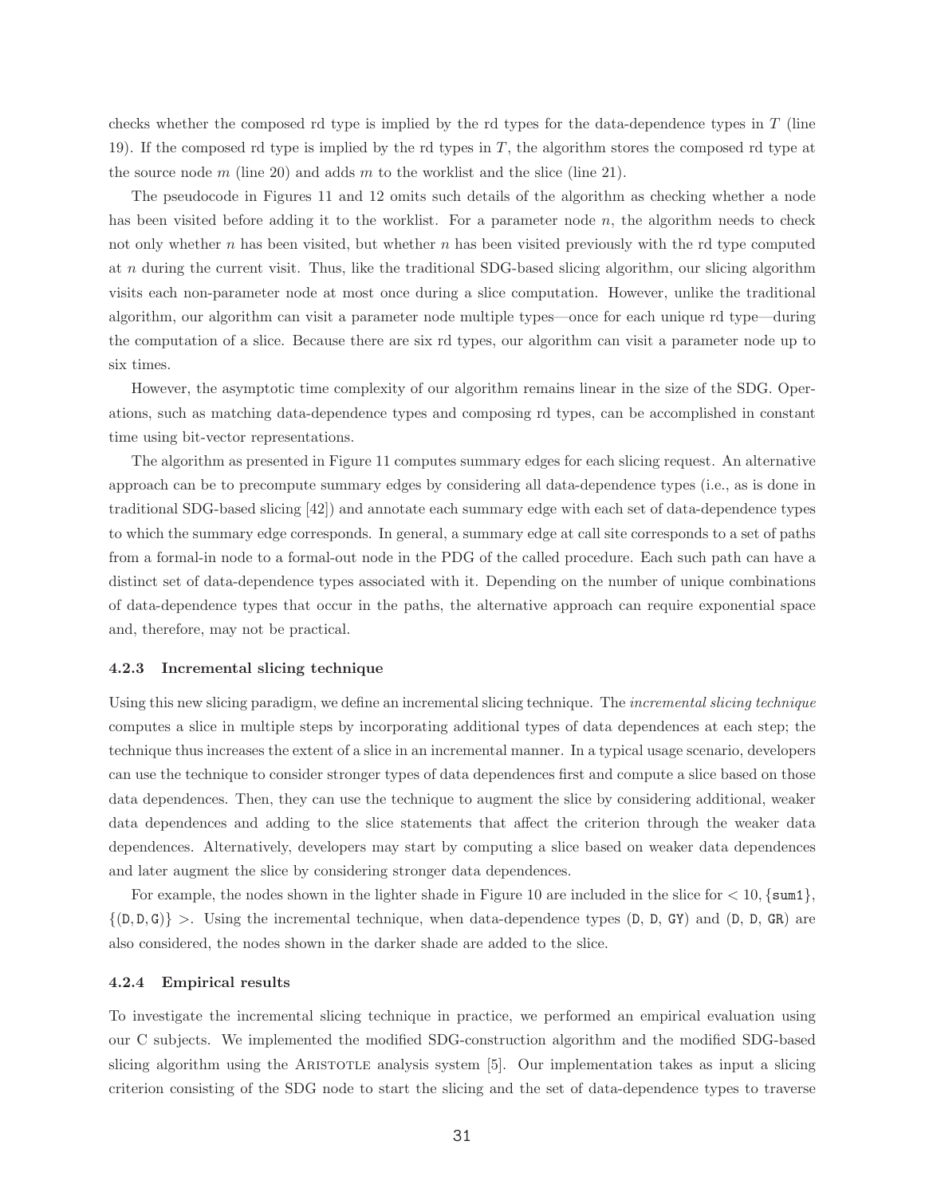checks whether the composed rd type is implied by the rd types for the data-dependence types in $T$ (line 19). If the composed rd type is implied by the rd types in $T$, the algorithm stores the composed rd type at the source node $m$ (line 20) and adds $m$ to the worklist and the slice (line 21).

The pseudocode in Figures 11 and 12 omits such details of the algorithm as checking whether a node has been visited before adding it to the worklist. For a parameter node $n$, the algorithm needs to check not only whether $n$ has been visited, but whether $n$ has been visited previously with the rd type computed at $n$ during the current visit. Thus, like the traditional SDG-based slicing algorithm, our slicing algorithm visits each non-parameter node at most once during a slice computation. However, unlike the traditional algorithm, our algorithm can visit a parameter node multiple types—once for each unique rd type—during the computation of a slice. Because there are six rd types, our algorithm can visit a parameter node up to six times.

However, the asymptotic time complexity of our algorithm remains linear in the size of the SDG. Operations, such as matching data-dependence types and composing rd types, can be accomplished in constant time using bit-vector representations.

The algorithm as presented in Figure 11 computes summary edges for each slicing request. An alternative approach can be to precompute summary edges by considering all data-dependence types (i.e., as is done in traditional SDG-based slicing [42]) and annotate each summary edge with each set of data-dependence types to which the summary edge corresponds. In general, a summary edge at call site corresponds to a set of paths from a formal-in node to a formal-out node in the PDG of the called procedure. Each such path can have a distinct set of data-dependence types associated with it. Depending on the number of unique combinations of data-dependence types that occur in the paths, the alternative approach can require exponential space and, therefore, may not be practical.

### 4.2.3 Incremental slicing technique

Using this new slicing paradigm, we define an incremental slicing technique. The *incremental slicing technique* computes a slice in multiple steps by incorporating additional types of data dependences at each step; the technique thus increases the extent of a slice in an incremental manner. In a typical usage scenario, developers can use the technique to consider stronger types of data dependences first and compute a slice based on those data dependences. Then, they can use the technique to augment the slice by considering additional, weaker data dependences and adding to the slice statements that affect the criterion through the weaker data dependences. Alternatively, developers may start by computing a slice based on weaker data dependences and later augment the slice by considering stronger data dependences.

For example, the nodes shown in the lighter shade in Figure 10 are included in the slice for $< 10, \{\texttt{sum1}\}, \{(\texttt{D}, \texttt{D}, \texttt{G})\} >$. Using the incremental technique, when data-dependence types (D, D, GY) and (D, D, GR) are also considered, the nodes shown in the darker shade are added to the slice.

### 4.2.4 Empirical results

To investigate the incremental slicing technique in practice, we performed an empirical evaluation using our C subjects. We implemented the modified SDG-construction algorithm and the modified SDG-based slicing algorithm using the ARISTOTLE analysis system [5]. Our implementation takes as input a slicing criterion consisting of the SDG node to start the slicing and the set of data-dependence types to traverse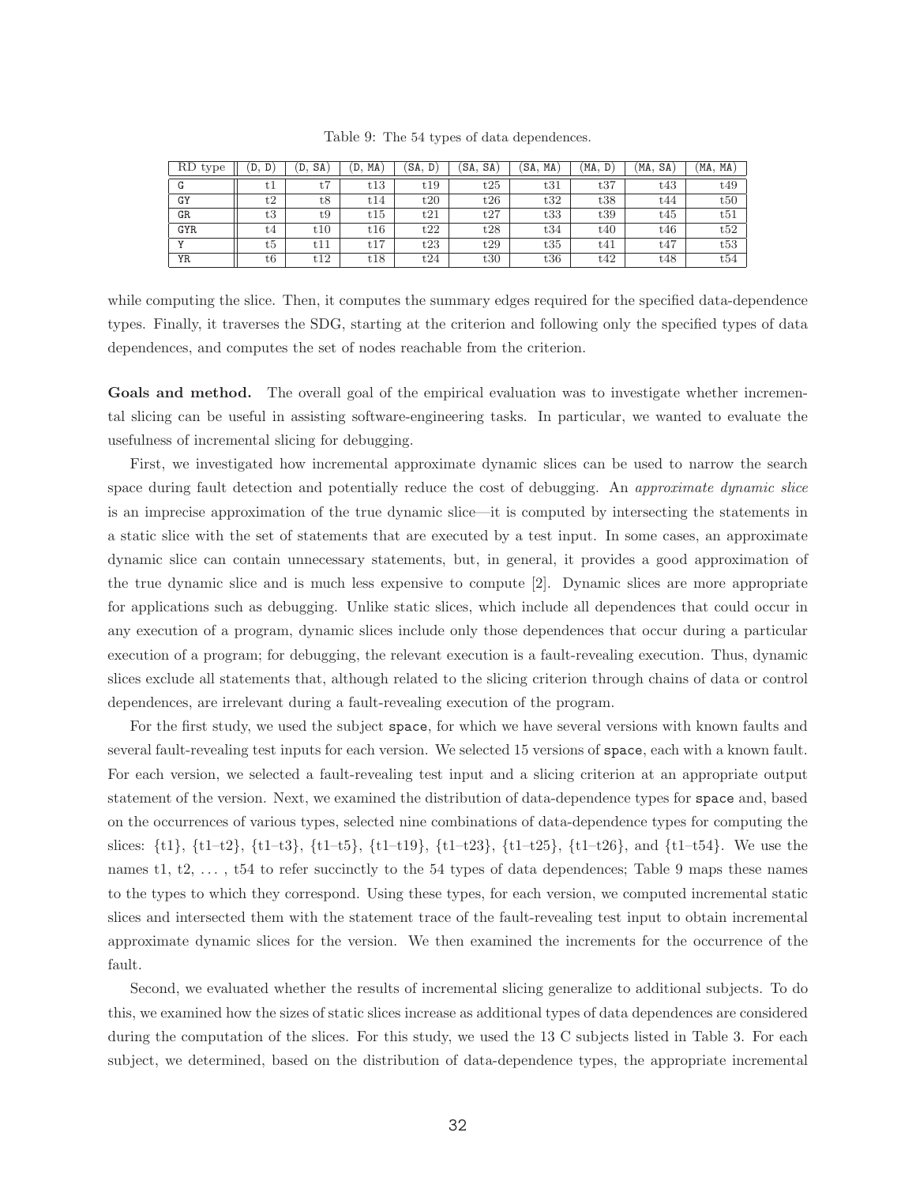Table 9: The 54 types of data dependences.

| RD type | (D, D) | (D, SA) | (D, MA) | (SA, D) | (SA, SA) | (SA, MA) | (MA, D) | (MA, SA) | (MA, MA) |
|---|---|---|---|---|---|---|---|---|---|
| G | t1 | t7 | t13 | t19 | t25 | t31 | t37 | t43 | t49 |
| GY | t2 | t8 | t14 | t20 | t26 | t32 | t38 | t44 | t50 |
| GR | t3 | t9 | t15 | t21 | t27 | t33 | t39 | t45 | t51 |
| GYR | t4 | t10 | t16 | t22 | t28 | t34 | t40 | t46 | t52 |
| Y | t5 | t11 | t17 | t23 | t29 | t35 | t41 | t47 | t53 |
| YR | t6 | t12 | t18 | t24 | t30 | t36 | t42 | t48 | t54 |

while computing the slice. Then, it computes the summary edges required for the specified data-dependence types. Finally, it traverses the SDG, starting at the criterion and following only the specified types of data dependences, and computes the set of nodes reachable from the criterion.

**Goals and method.** The overall goal of the empirical evaluation was to investigate whether incremental slicing can be useful in assisting software-engineering tasks. In particular, we wanted to evaluate the usefulness of incremental slicing for debugging.

First, we investigated how incremental approximate dynamic slices can be used to narrow the search space during fault detection and potentially reduce the cost of debugging. An *approximate dynamic slice* is an imprecise approximation of the true dynamic slice—it is computed by intersecting the statements in a static slice with the set of statements that are executed by a test input. In some cases, an approximate dynamic slice can contain unnecessary statements, but, in general, it provides a good approximation of the true dynamic slice and is much less expensive to compute [2]. Dynamic slices are more appropriate for applications such as debugging. Unlike static slices, which include all dependences that could occur in any execution of a program, dynamic slices include only those dependences that occur during a particular execution of a program; for debugging, the relevant execution is a fault-revealing execution. Thus, dynamic slices exclude all statements that, although related to the slicing criterion through chains of data or control dependences, are irrelevant during a fault-revealing execution of the program.

For the first study, we used the subject `space`, for which we have several versions with known faults and several fault-revealing test inputs for each version. We selected 15 versions of `space`, each with a known fault. For each version, we selected a fault-revealing test input and a slicing criterion at an appropriate output statement of the version. Next, we examined the distribution of data-dependence types for `space` and, based on the occurrences of various types, selected nine combinations of data-dependence types for computing the slices: {t1}, {t1–t2}, {t1–t3}, {t1–t5}, {t1–t19}, {t1–t23}, {t1–t25}, {t1–t26}, and {t1–t54}. We use the names t1, t2, ... , t54 to refer succinctly to the 54 types of data dependences; Table 9 maps these names to the types to which they correspond. Using these types, for each version, we computed incremental static slices and intersected them with the statement trace of the fault-revealing test input to obtain incremental approximate dynamic slices for the version. We then examined the increments for the occurrence of the fault.

Second, we evaluated whether the results of incremental slicing generalize to additional subjects. To do this, we examined how the sizes of static slices increase as additional types of data dependences are considered during the computation of the slices. For this study, we used the 13 C subjects listed in Table 3. For each subject, we determined, based on the distribution of data-dependence types, the appropriate incremental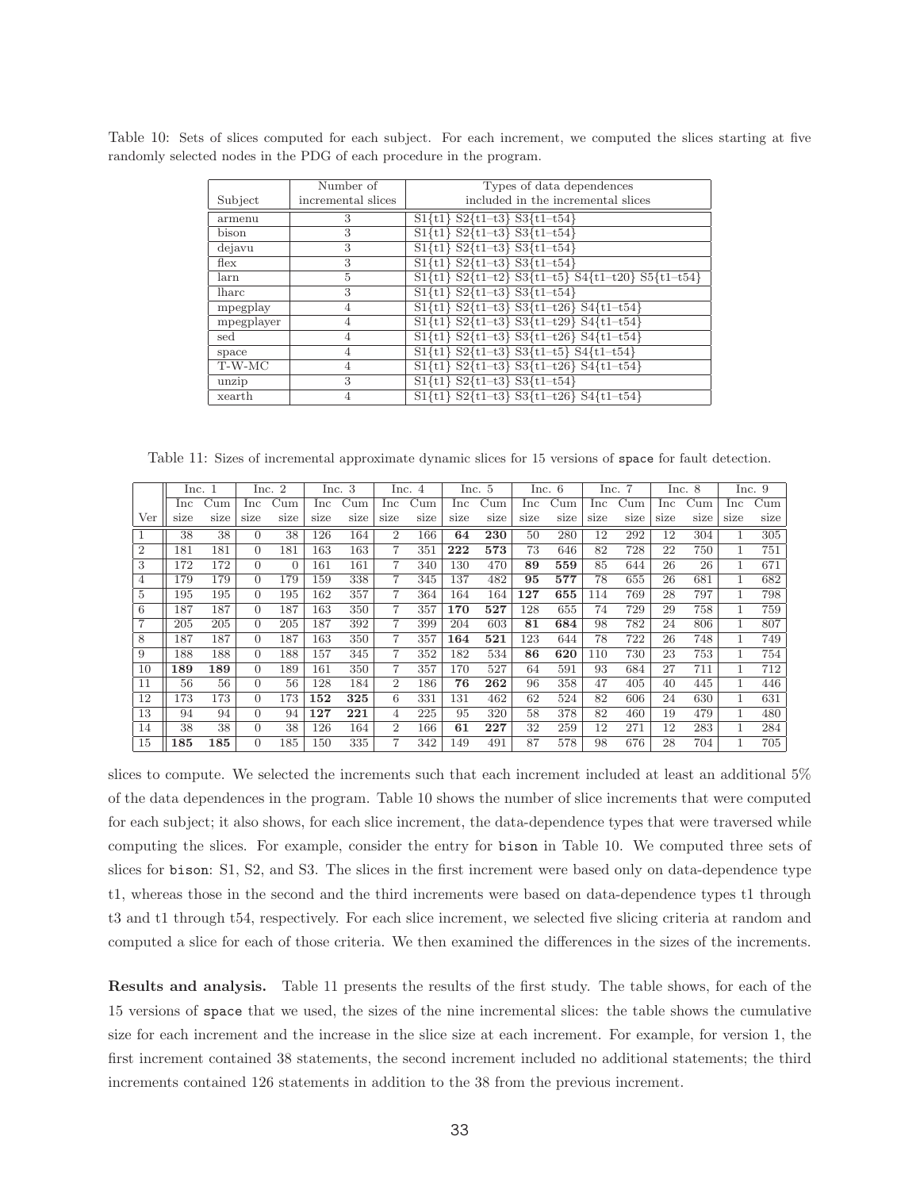Table 10: Sets of slices computed for each subject. For each increment, we computed the slices starting at five randomly selected nodes in the PDG of each procedure in the program.

| Subject | Number of incremental slices | Types of data dependences included in the incremental slices |
|---|---|---|
| armenu | 3 | S1{t1} S2{t1–t3} S3{t1–t54} |
| bison | 3 | S1{t1} S2{t1–t3} S3{t1–t54} |
| dejavu | 3 | S1{t1} S2{t1–t3} S3{t1–t54} |
| flex | 3 | S1{t1} S2{t1–t3} S3{t1–t54} |
| larn | 5 | S1{t1} S2{t1–t2} S3{t1–t5} S4{t1–t20} S5{t1–t54} |
| lharc | 3 | S1{t1} S2{t1–t3} S3{t1–t54} |
| mpegplay | 4 | S1{t1} S2{t1–t3} S3{t1–t26} S4{t1–t54} |
| mpegplayer | 4 | S1{t1} S2{t1–t3} S3{t1–t29} S4{t1–t54} |
| sed | 4 | S1{t1} S2{t1–t3} S3{t1–t26} S4{t1–t54} |
| space | 4 | S1{t1} S2{t1–t3} S3{t1–t5} S4{t1–t54} |
| T-W-MC | 4 | S1{t1} S2{t1–t3} S3{t1–t26} S4{t1–t54} |
| unzip | 3 | S1{t1} S2{t1–t3} S3{t1–t54} |
| xearth | 4 | S1{t1} S2{t1–t3} S3{t1–t26} S4{t1–t54} |

Table 11: Sizes of incremental approximate dynamic slices for 15 versions of `space` for fault detection.

| | Inc. 1 | | Inc. 2 | | Inc. 3 | | Inc. 4 | | Inc. 5 | | Inc. 6 | | Inc. 7 | | Inc. 8 | | Inc. 9 | |
|---|---|---|---|---|---|---|---|---|---|---|---|---|---|---|---|---|---|---|
| Ver | Inc size | Cum size | Inc size | Cum size | Inc size | Cum size | Inc size | Cum size | Inc size | Cum size | Inc size | Cum size | Inc size | Cum size | Inc size | Cum size | Inc size | Cum size |
| 1 | 38 | 38 | 0 | 38 | 126 | 164 | 2 | 166 | **64** | **230** | 50 | 280 | 12 | 292 | 12 | 304 | 1 | 305 |
| 2 | 181 | 181 | 0 | 181 | 163 | 163 | 7 | 351 | **222** | **573** | 73 | 646 | 82 | 728 | 22 | 750 | 1 | 751 |
| 3 | 172 | 172 | 0 | 0 | 161 | 161 | 7 | 340 | 130 | 470 | **89** | **559** | 85 | 644 | 26 | 26 | 1 | 671 |
| 4 | 179 | 179 | 0 | 179 | 159 | 338 | 7 | 345 | 137 | 482 | **95** | **577** | 78 | 655 | 26 | 681 | 1 | 682 |
| 5 | 195 | 195 | 0 | 195 | 162 | 357 | 7 | 364 | 164 | 164 | **127** | **655** | 114 | 769 | 28 | 797 | 1 | 798 |
| 6 | 187 | 187 | 0 | 187 | 163 | 350 | 7 | 357 | **170** | **527** | 128 | 655 | 74 | 729 | 29 | 758 | 1 | 759 |
| 7 | 205 | 205 | 0 | 205 | 187 | 392 | 7 | 399 | 204 | 603 | **81** | **684** | 98 | 782 | 24 | 806 | 1 | 807 |
| 8 | 187 | 187 | 0 | 187 | 163 | 350 | 7 | 357 | **164** | **521** | 123 | 644 | 78 | 722 | 26 | 748 | 1 | 749 |
| 9 | 188 | 188 | 0 | 188 | 157 | 345 | 7 | 352 | 182 | 534 | **86** | **620** | 110 | 730 | 23 | 753 | 1 | 754 |
| 10 | **189** | **189** | 0 | 189 | 161 | 350 | 7 | 357 | 170 | 527 | 64 | 591 | 93 | 684 | 27 | 711 | 1 | 712 |
| 11 | 56 | 56 | 0 | 56 | 128 | 184 | 2 | 186 | **76** | **262** | 96 | 358 | 47 | 405 | 40 | 445 | 1 | 446 |
| 12 | 173 | 173 | 0 | 173 | **152** | **325** | 6 | 331 | 131 | 462 | 62 | 524 | 82 | 606 | 24 | 630 | 1 | 631 |
| 13 | 94 | 94 | 0 | 94 | **127** | **221** | 4 | 225 | 95 | 320 | 58 | 378 | 82 | 460 | 19 | 479 | 1 | 480 |
| 14 | 38 | 38 | 0 | 38 | 126 | 164 | 2 | 166 | **61** | **227** | 32 | 259 | 12 | 271 | 12 | 283 | 1 | 284 |
| 15 | **185** | **185** | 0 | 185 | 150 | 335 | 7 | 342 | 149 | 491 | 87 | 578 | 98 | 676 | 28 | 704 | 1 | 705 |

slices to compute. We selected the increments such that each increment included at least an additional 5% of the data dependences in the program. Table 10 shows the number of slice increments that were computed for each subject; it also shows, for each slice increment, the data-dependence types that were traversed while computing the slices. For example, consider the entry for `bison` in Table 10. We computed three sets of slices for `bison`: S1, S2, and S3. The slices in the first increment were based only on data-dependence type t1, whereas those in the second and the third increments were based on data-dependence types t1 through t3 and t1 through t54, respectively. For each slice increment, we selected five slicing criteria at random and computed a slice for each of those criteria. We then examined the differences in the sizes of the increments.

**Results and analysis.** Table 11 presents the results of the first study. The table shows, for each of the 15 versions of `space` that we used, the sizes of the nine incremental slices: the table shows the cumulative size for each increment and the increase in the slice size at each increment. For example, for version 1, the first increment contained 38 statements, the second increment included no additional statements; the third increments contained 126 statements in addition to the 38 from the previous increment.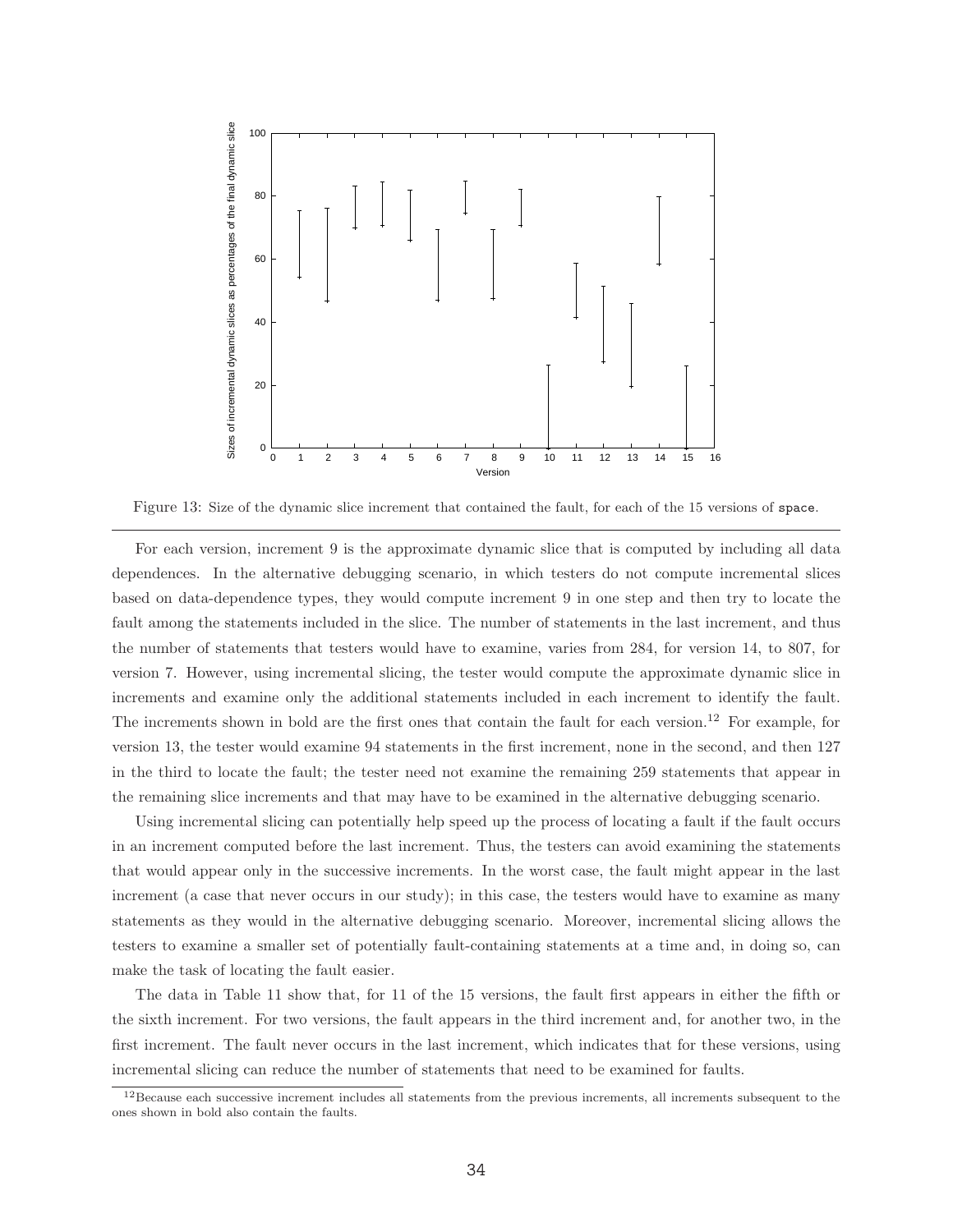Figure 13: Size of the dynamic slice increment that contained the fault, for each of the 15 versions of space.

For each version, increment 9 is the approximate dynamic slice that is computed by including all data dependences. In the alternative debugging scenario, in which testers do not compute incremental slices based on data-dependence types, they would compute increment 9 in one step and then try to locate the fault among the statements included in the slice. The number of statements in the last increment, and thus the number of statements that testers would have to examine, varies from 284, for version 14, to 807, for version 7. However, using incremental slicing, the tester would compute the approximate dynamic slice in increments and examine only the additional statements included in each increment to identify the fault. The increments shown in bold are the first ones that contain the fault for each version.[12] For example, for version 13, the tester would examine 94 statements in the first increment, none in the second, and then 127 in the third to locate the fault; the tester need not examine the remaining 259 statements that appear in the remaining slice increments and that may have to be examined in the alternative debugging scenario.

Using incremental slicing can potentially help speed up the process of locating a fault if the fault occurs in an increment computed before the last increment. Thus, the testers can avoid examining the statements that would appear only in the successive increments. In the worst case, the fault might appear in the last increment (a case that never occurs in our study); in this case, the testers would have to examine as many statements as they would in the alternative debugging scenario. Moreover, incremental slicing allows the testers to examine a smaller set of potentially fault-containing statements at a time and, in doing so, can make the task of locating the fault easier.

The data in Table 11 show that, for 11 of the 15 versions, the fault first appears in either the fifth or the sixth increment. For two versions, the fault appears in the third increment and, for another two, in the first increment. The fault never occurs in the last increment, which indicates that for these versions, using incremental slicing can reduce the number of statements that need to be examined for faults.

[12] Because each successive increment includes all statements from the previous increments, all increments subsequent to the ones shown in bold also contain the faults.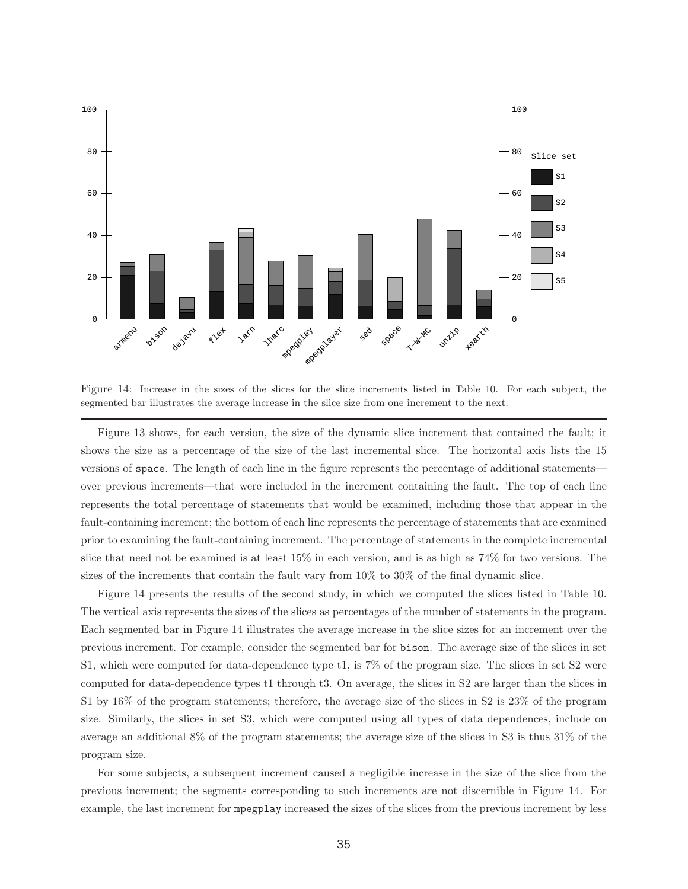Figure 14: Increase in the sizes of the slices for the slice increments listed in Table 10. For each subject, the segmented bar illustrates the average increase in the slice size from one increment to the next.

---

Figure 13 shows, for each version, the size of the dynamic slice increment that contained the fault; it shows the size as a percentage of the size of the last incremental slice. The horizontal axis lists the 15 versions of `space`. The length of each line in the figure represents the percentage of additional statements—over previous increments—that were included in the increment containing the fault. The top of each line represents the total percentage of statements that would be examined, including those that appear in the fault-containing increment; the bottom of each line represents the percentage of statements that are examined prior to examining the fault-containing increment. The percentage of statements in the complete incremental slice that need not be examined is at least 15% in each version, and is as high as 74% for two versions. The sizes of the increments that contain the fault vary from 10% to 30% of the final dynamic slice.

Figure 14 presents the results of the second study, in which we computed the slices listed in Table 10. The vertical axis represents the sizes of the slices as percentages of the number of statements in the program. Each segmented bar in Figure 14 illustrates the average increase in the slice sizes for an increment over the previous increment. For example, consider the segmented bar for `bison`. The average size of the slices in set S1, which were computed for data-dependence type t1, is 7% of the program size. The slices in set S2 were computed for data-dependence types t1 through t3. On average, the slices in S2 are larger than the slices in S1 by 16% of the program statements; therefore, the average size of the slices in S2 is 23% of the program size. Similarly, the slices in set S3, which were computed using all types of data dependences, include on average an additional 8% of the program statements; the average size of the slices in S3 is thus 31% of the program size.

For some subjects, a subsequent increment caused a negligible increase in the size of the slice from the previous increment; the segments corresponding to such increments are not discernible in Figure 14. For example, the last increment for `mpegplay` increased the sizes of the slices from the previous increment by less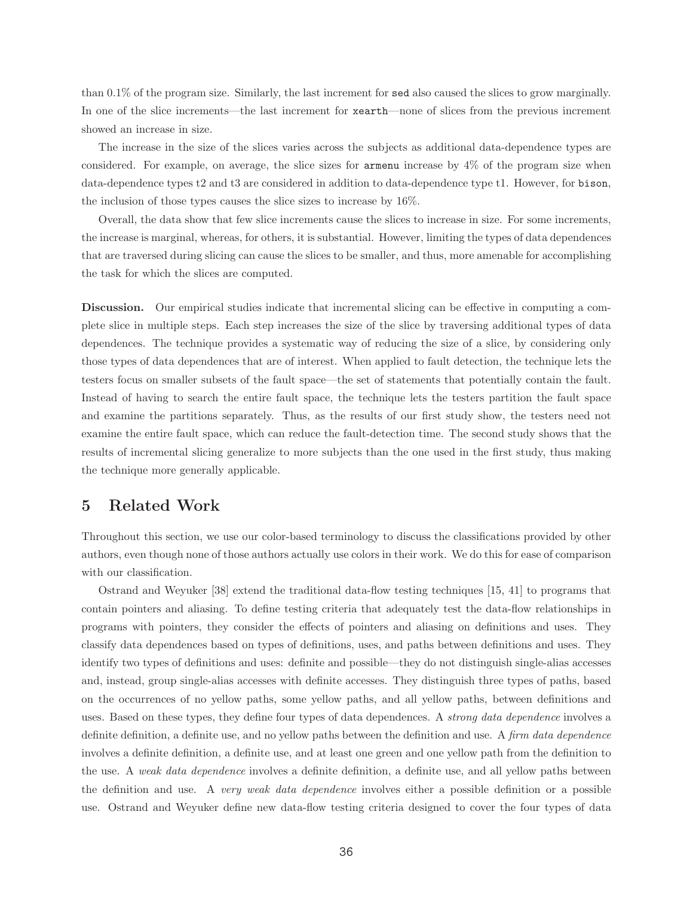than 0.1% of the program size. Similarly, the last increment for sed also caused the slices to grow marginally. In one of the slice increments—the last increment for xearth—none of slices from the previous increment showed an increase in size.

The increase in the size of the slices varies across the subjects as additional data-dependence types are considered. For example, on average, the slice sizes for armenu increase by 4% of the program size when data-dependence types t2 and t3 are considered in addition to data-dependence type t1. However, for bison, the inclusion of those types causes the slice sizes to increase by 16%.

Overall, the data show that few slice increments cause the slices to increase in size. For some increments, the increase is marginal, whereas, for others, it is substantial. However, limiting the types of data dependences that are traversed during slicing can cause the slices to be smaller, and thus, more amenable for accomplishing the task for which the slices are computed.

**Discussion.** Our empirical studies indicate that incremental slicing can be effective in computing a complete slice in multiple steps. Each step increases the size of the slice by traversing additional types of data dependences. The technique provides a systematic way of reducing the size of a slice, by considering only those types of data dependences that are of interest. When applied to fault detection, the technique lets the testers focus on smaller subsets of the fault space—the set of statements that potentially contain the fault. Instead of having to search the entire fault space, the technique lets the testers partition the fault space and examine the partitions separately. Thus, as the results of our first study show, the testers need not examine the entire fault space, which can reduce the fault-detection time. The second study shows that the results of incremental slicing generalize to more subjects than the one used in the first study, thus making the technique more generally applicable.

# 5 Related Work

Throughout this section, we use our color-based terminology to discuss the classifications provided by other authors, even though none of those authors actually use colors in their work. We do this for ease of comparison with our classification.

Ostrand and Weyuker [38] extend the traditional data-flow testing techniques [15, 41] to programs that contain pointers and aliasing. To define testing criteria that adequately test the data-flow relationships in programs with pointers, they consider the effects of pointers and aliasing on definitions and uses. They classify data dependences based on types of definitions, uses, and paths between definitions and uses. They identify two types of definitions and uses: definite and possible—they do not distinguish single-alias accesses and, instead, group single-alias accesses with definite accesses. They distinguish three types of paths, based on the occurrences of no yellow paths, some yellow paths, and all yellow paths, between definitions and uses. Based on these types, they define four types of data dependences. A *strong data dependence* involves a definite definition, a definite use, and no yellow paths between the definition and use. A *firm data dependence* involves a definite definition, a definite use, and at least one green and one yellow path from the definition to the use. A *weak data dependence* involves a definite definition, a definite use, and all yellow paths between the definition and use. A *very weak data dependence* involves either a possible definition or a possible use. Ostrand and Weyuker define new data-flow testing criteria designed to cover the four types of data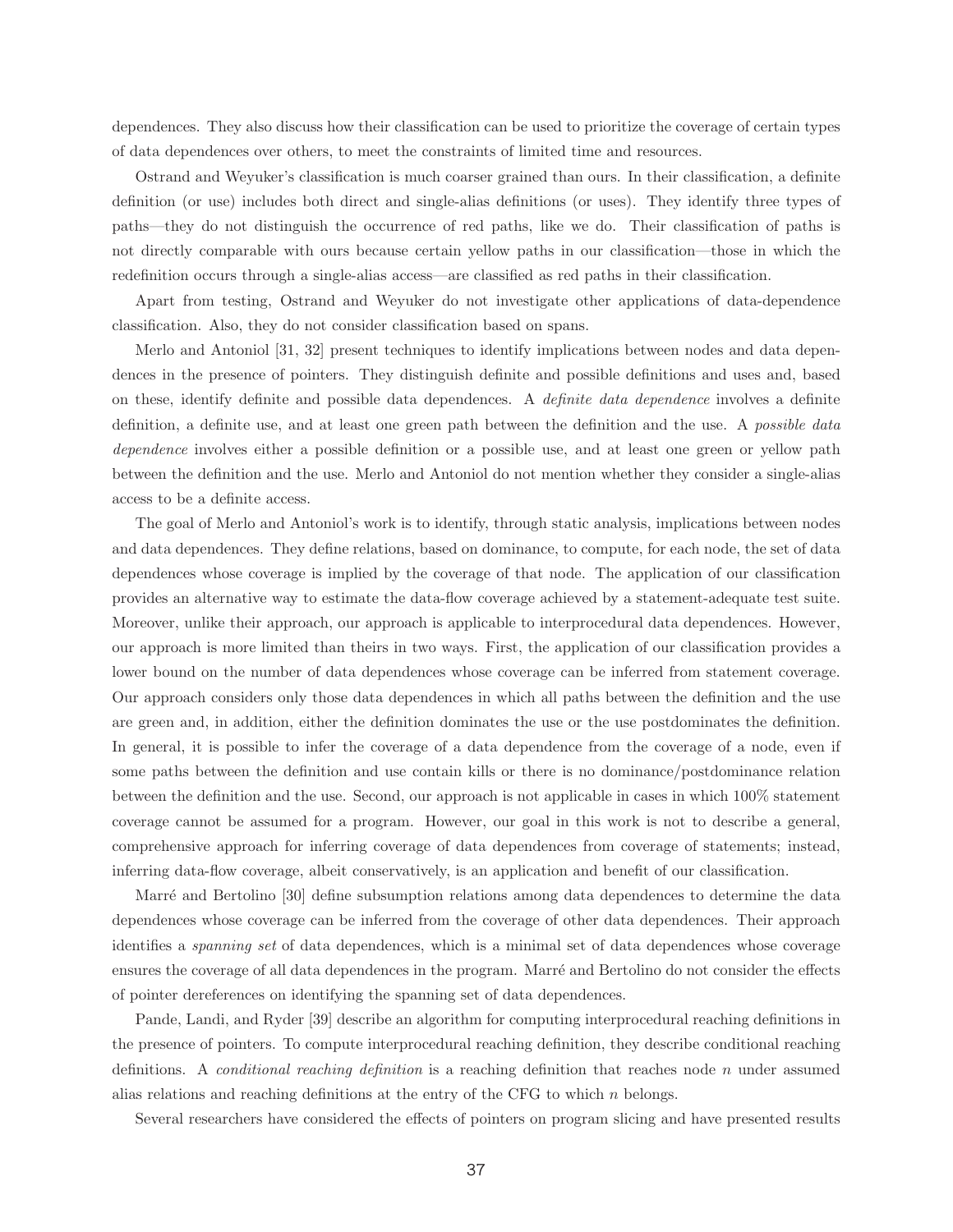dependences. They also discuss how their classification can be used to prioritize the coverage of certain types of data dependences over others, to meet the constraints of limited time and resources.

Ostrand and Weyuker's classification is much coarser grained than ours. In their classification, a definite definition (or use) includes both direct and single-alias definitions (or uses). They identify three types of paths—they do not distinguish the occurrence of red paths, like we do. Their classification of paths is not directly comparable with ours because certain yellow paths in our classification—those in which the redefinition occurs through a single-alias access—are classified as red paths in their classification.

Apart from testing, Ostrand and Weyuker do not investigate other applications of data-dependence classification. Also, they do not consider classification based on spans.

Merlo and Antoniol [31, 32] present techniques to identify implications between nodes and data dependences in the presence of pointers. They distinguish definite and possible definitions and uses and, based on these, identify definite and possible data dependences. A *definite data dependence* involves a definite definition, a definite use, and at least one green path between the definition and the use. A *possible data dependence* involves either a possible definition or a possible use, and at least one green or yellow path between the definition and the use. Merlo and Antoniol do not mention whether they consider a single-alias access to be a definite access.

The goal of Merlo and Antoniol's work is to identify, through static analysis, implications between nodes and data dependences. They define relations, based on dominance, to compute, for each node, the set of data dependences whose coverage is implied by the coverage of that node. The application of our classification provides an alternative way to estimate the data-flow coverage achieved by a statement-adequate test suite. Moreover, unlike their approach, our approach is applicable to interprocedural data dependences. However, our approach is more limited than theirs in two ways. First, the application of our classification provides a lower bound on the number of data dependences whose coverage can be inferred from statement coverage. Our approach considers only those data dependences in which all paths between the definition and the use are green and, in addition, either the definition dominates the use or the use postdominates the definition. In general, it is possible to infer the coverage of a data dependence from the coverage of a node, even if some paths between the definition and use contain kills or there is no dominance/postdominance relation between the definition and the use. Second, our approach is not applicable in cases in which 100% statement coverage cannot be assumed for a program. However, our goal in this work is not to describe a general, comprehensive approach for inferring coverage of data dependences from coverage of statements; instead, inferring data-flow coverage, albeit conservatively, is an application and benefit of our classification.

Marré and Bertolino [30] define subsumption relations among data dependences to determine the data dependences whose coverage can be inferred from the coverage of other data dependences. Their approach identifies a *spanning set* of data dependences, which is a minimal set of data dependences whose coverage ensures the coverage of all data dependences in the program. Marré and Bertolino do not consider the effects of pointer dereferences on identifying the spanning set of data dependences.

Pande, Landi, and Ryder [39] describe an algorithm for computing interprocedural reaching definitions in the presence of pointers. To compute interprocedural reaching definition, they describe conditional reaching definitions. A *conditional reaching definition* is a reaching definition that reaches node $n$ under assumed alias relations and reaching definitions at the entry of the CFG to which $n$ belongs.

Several researchers have considered the effects of pointers on program slicing and have presented results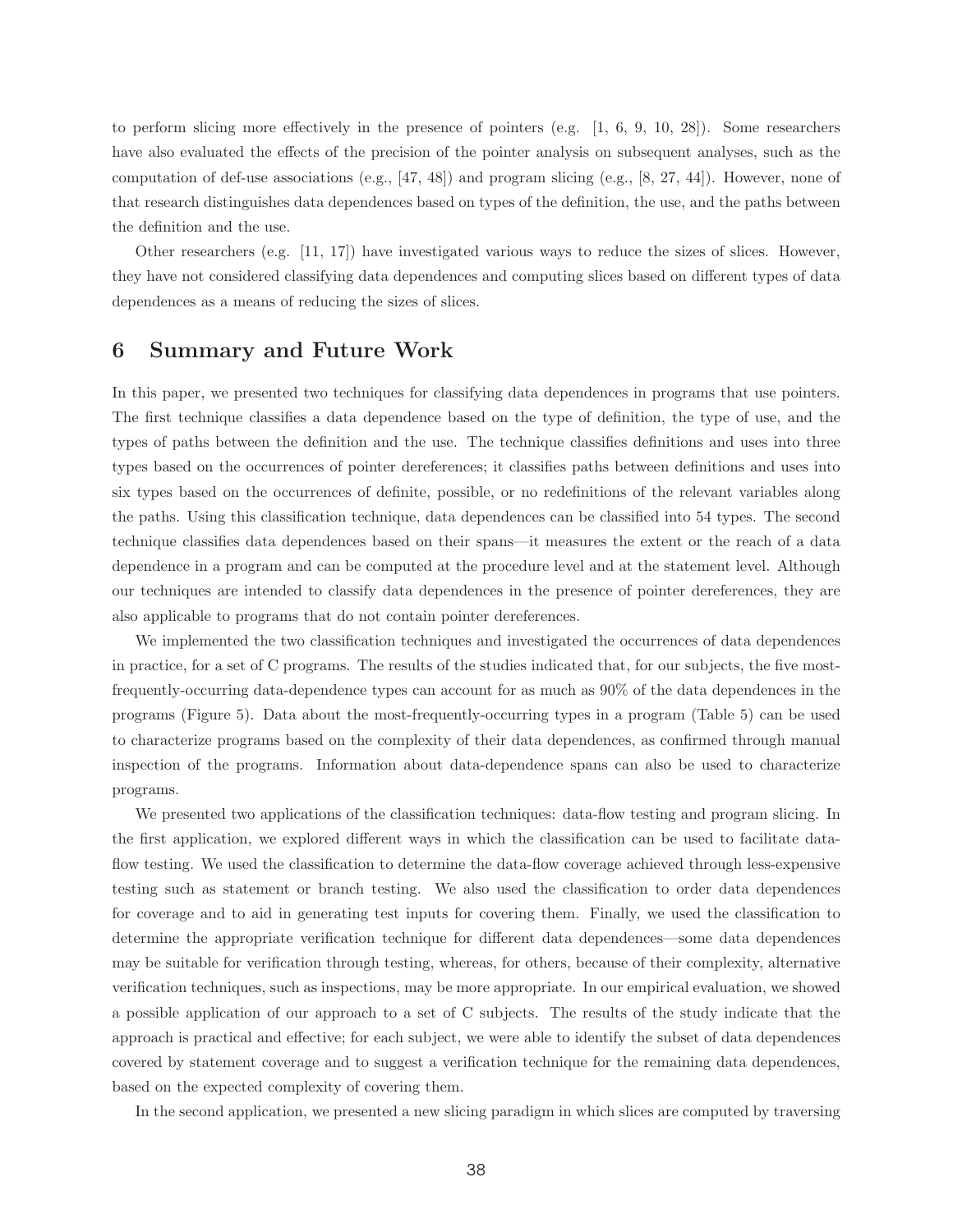to perform slicing more effectively in the presence of pointers (e.g. [1, 6, 9, 10, 28]). Some researchers have also evaluated the effects of the precision of the pointer analysis on subsequent analyses, such as the computation of def-use associations (e.g., [47, 48]) and program slicing (e.g., [8, 27, 44]). However, none of that research distinguishes data dependences based on types of the definition, the use, and the paths between the definition and the use.

Other researchers (e.g. [11, 17]) have investigated various ways to reduce the sizes of slices. However, they have not considered classifying data dependences and computing slices based on different types of data dependences as a means of reducing the sizes of slices.

# 6 Summary and Future Work

In this paper, we presented two techniques for classifying data dependences in programs that use pointers. The first technique classifies a data dependence based on the type of definition, the type of use, and the types of paths between the definition and the use. The technique classifies definitions and uses into three types based on the occurrences of pointer dereferences; it classifies paths between definitions and uses into six types based on the occurrences of definite, possible, or no redefinitions of the relevant variables along the paths. Using this classification technique, data dependences can be classified into 54 types. The second technique classifies data dependences based on their spans—it measures the extent or the reach of a data dependence in a program and can be computed at the procedure level and at the statement level. Although our techniques are intended to classify data dependences in the presence of pointer dereferences, they are also applicable to programs that do not contain pointer dereferences.

We implemented the two classification techniques and investigated the occurrences of data dependences in practice, for a set of C programs. The results of the studies indicated that, for our subjects, the five most-frequently-occurring data-dependence types can account for as much as 90% of the data dependences in the programs (Figure 5). Data about the most-frequently-occurring types in a program (Table 5) can be used to characterize programs based on the complexity of their data dependences, as confirmed through manual inspection of the programs. Information about data-dependence spans can also be used to characterize programs.

We presented two applications of the classification techniques: data-flow testing and program slicing. In the first application, we explored different ways in which the classification can be used to facilitate data-flow testing. We used the classification to determine the data-flow coverage achieved through less-expensive testing such as statement or branch testing. We also used the classification to order data dependences for coverage and to aid in generating test inputs for covering them. Finally, we used the classification to determine the appropriate verification technique for different data dependences—some data dependences may be suitable for verification through testing, whereas, for others, because of their complexity, alternative verification techniques, such as inspections, may be more appropriate. In our empirical evaluation, we showed a possible application of our approach to a set of C subjects. The results of the study indicate that the approach is practical and effective; for each subject, we were able to identify the subset of data dependences covered by statement coverage and to suggest a verification technique for the remaining data dependences, based on the expected complexity of covering them.

In the second application, we presented a new slicing paradigm in which slices are computed by traversing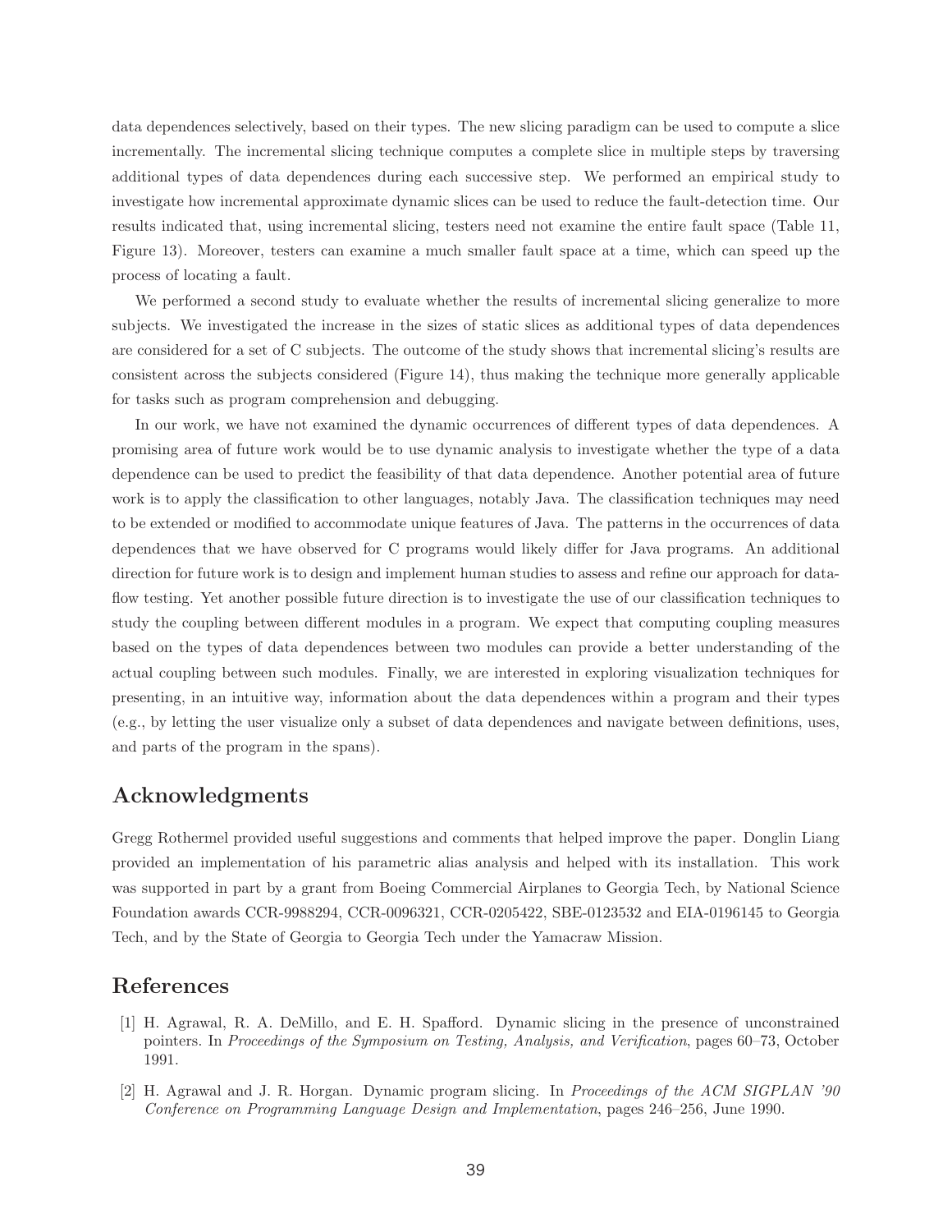data dependences selectively, based on their types. The new slicing paradigm can be used to compute a slice incrementally. The incremental slicing technique computes a complete slice in multiple steps by traversing additional types of data dependences during each successive step. We performed an empirical study to investigate how incremental approximate dynamic slices can be used to reduce the fault-detection time. Our results indicated that, using incremental slicing, testers need not examine the entire fault space (Table 11, Figure 13). Moreover, testers can examine a much smaller fault space at a time, which can speed up the process of locating a fault.

We performed a second study to evaluate whether the results of incremental slicing generalize to more subjects. We investigated the increase in the sizes of static slices as additional types of data dependences are considered for a set of C subjects. The outcome of the study shows that incremental slicing's results are consistent across the subjects considered (Figure 14), thus making the technique more generally applicable for tasks such as program comprehension and debugging.

In our work, we have not examined the dynamic occurrences of different types of data dependences. A promising area of future work would be to use dynamic analysis to investigate whether the type of a data dependence can be used to predict the feasibility of that data dependence. Another potential area of future work is to apply the classification to other languages, notably Java. The classification techniques may need to be extended or modified to accommodate unique features of Java. The patterns in the occurrences of data dependences that we have observed for C programs would likely differ for Java programs. An additional direction for future work is to design and implement human studies to assess and refine our approach for data-flow testing. Yet another possible future direction is to investigate the use of our classification techniques to study the coupling between different modules in a program. We expect that computing coupling measures based on the types of data dependences between two modules can provide a better understanding of the actual coupling between such modules. Finally, we are interested in exploring visualization techniques for presenting, in an intuitive way, information about the data dependences within a program and their types (e.g., by letting the user visualize only a subset of data dependences and navigate between definitions, uses, and parts of the program in the spans).

## Acknowledgments

Gregg Rothermel provided useful suggestions and comments that helped improve the paper. Donglin Liang provided an implementation of his parametric alias analysis and helped with its installation. This work was supported in part by a grant from Boeing Commercial Airplanes to Georgia Tech, by National Science Foundation awards CCR-9988294, CCR-0096321, CCR-0205422, SBE-0123532 and EIA-0196145 to Georgia Tech, and by the State of Georgia to Georgia Tech under the Yamacraw Mission.

## References

[1] H. Agrawal, R. A. DeMillo, and E. H. Spafford. Dynamic slicing in the presence of unconstrained pointers. In *Proceedings of the Symposium on Testing, Analysis, and Verification*, pages 60–73, October 1991.

[2] H. Agrawal and J. R. Horgan. Dynamic program slicing. In *Proceedings of the ACM SIGPLAN '90 Conference on Programming Language Design and Implementation*, pages 246–256, June 1990.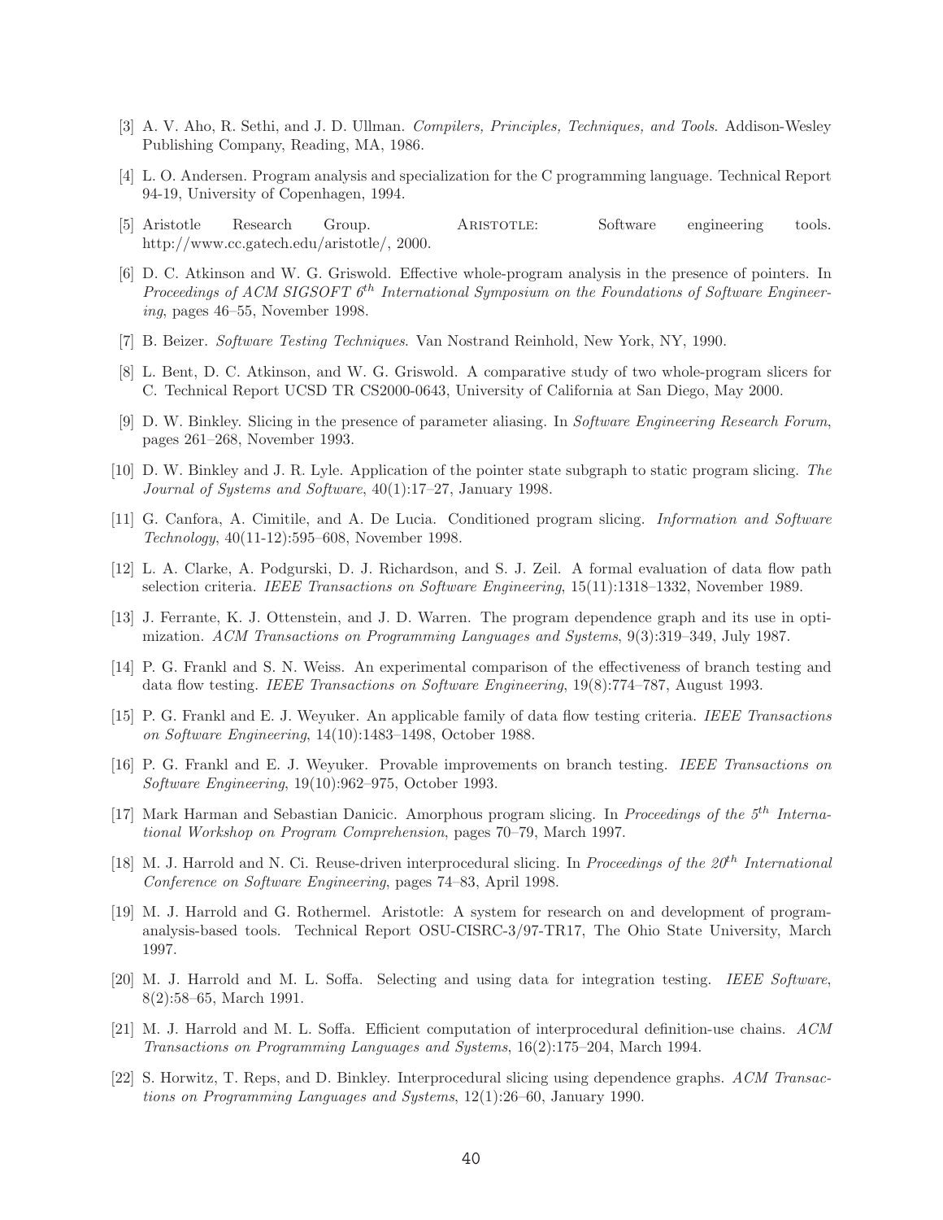[3] A. V. Aho, R. Sethi, and J. D. Ullman. *Compilers, Principles, Techniques, and Tools*. Addison-Wesley Publishing Company, Reading, MA, 1986.

[4] L. O. Andersen. Program analysis and specialization for the C programming language. Technical Report 94-19, University of Copenhagen, 1994.

[5] Aristotle Research Group. Aristotle: Software engineering tools. http://www.cc.gatech.edu/aristotle/, 2000.

[6] D. C. Atkinson and W. G. Griswold. Effective whole-program analysis in the presence of pointers. In *Proceedings of ACM SIGSOFT 6th International Symposium on the Foundations of Software Engineering*, pages 46–55, November 1998.

[7] B. Beizer. *Software Testing Techniques*. Van Nostrand Reinhold, New York, NY, 1990.

[8] L. Bent, D. C. Atkinson, and W. G. Griswold. A comparative study of two whole-program slicers for C. Technical Report UCSD TR CS2000-0643, University of California at San Diego, May 2000.

[9] D. W. Binkley. Slicing in the presence of parameter aliasing. In *Software Engineering Research Forum*, pages 261–268, November 1993.

[10] D. W. Binkley and J. R. Lyle. Application of the pointer state subgraph to static program slicing. *The Journal of Systems and Software*, 40(1):17–27, January 1998.

[11] G. Canfora, A. Cimitile, and A. De Lucia. Conditioned program slicing. *Information and Software Technology*, 40(11-12):595–608, November 1998.

[12] L. A. Clarke, A. Podgurski, D. J. Richardson, and S. J. Zeil. A formal evaluation of data flow path selection criteria. *IEEE Transactions on Software Engineering*, 15(11):1318–1332, November 1989.

[13] J. Ferrante, K. J. Ottenstein, and J. D. Warren. The program dependence graph and its use in optimization. *ACM Transactions on Programming Languages and Systems*, 9(3):319–349, July 1987.

[14] P. G. Frankl and S. N. Weiss. An experimental comparison of the effectiveness of branch testing and data flow testing. *IEEE Transactions on Software Engineering*, 19(8):774–787, August 1993.

[15] P. G. Frankl and E. J. Weyuker. An applicable family of data flow testing criteria. *IEEE Transactions on Software Engineering*, 14(10):1483–1498, October 1988.

[16] P. G. Frankl and E. J. Weyuker. Provable improvements on branch testing. *IEEE Transactions on Software Engineering*, 19(10):962–975, October 1993.

[17] Mark Harman and Sebastian Danicic. Amorphous program slicing. In *Proceedings of the 5th International Workshop on Program Comprehension*, pages 70–79, March 1997.

[18] M. J. Harrold and N. Ci. Reuse-driven interprocedural slicing. In *Proceedings of the 20th International Conference on Software Engineering*, pages 74–83, April 1998.

[19] M. J. Harrold and G. Rothermel. Aristotle: A system for research on and development of program-analysis-based tools. Technical Report OSU-CISRC-3/97-TR17, The Ohio State University, March 1997.

[20] M. J. Harrold and M. L. Soffa. Selecting and using data for integration testing. *IEEE Software*, 8(2):58–65, March 1991.

[21] M. J. Harrold and M. L. Soffa. Efficient computation of interprocedural definition-use chains. *ACM Transactions on Programming Languages and Systems*, 16(2):175–204, March 1994.

[22] S. Horwitz, T. Reps, and D. Binkley. Interprocedural slicing using dependence graphs. *ACM Transactions on Programming Languages and Systems*, 12(1):26–60, January 1990.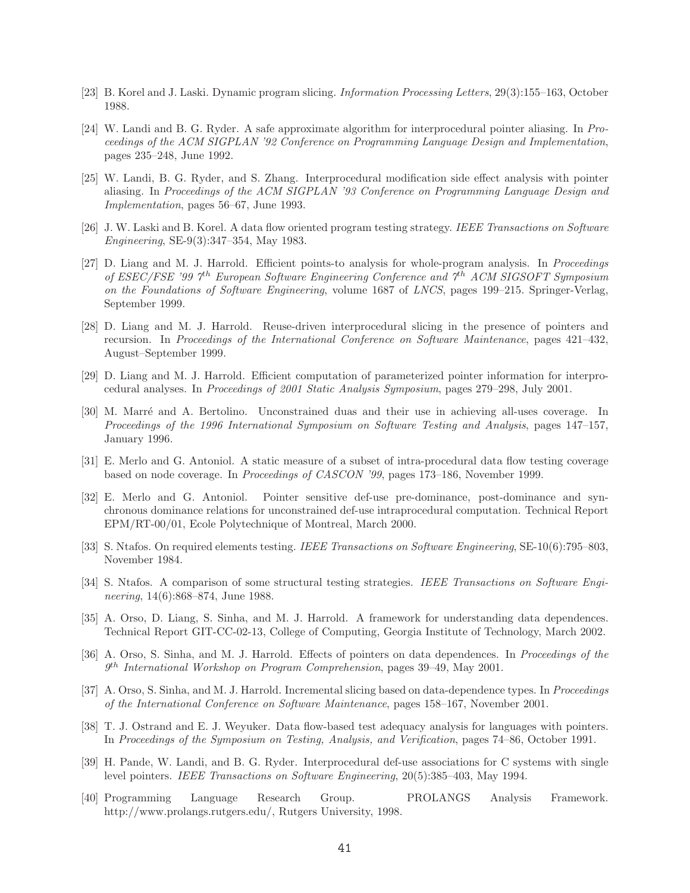[23] B. Korel and J. Laski. Dynamic program slicing. *Information Processing Letters*, 29(3):155–163, October 1988.

[24] W. Landi and B. G. Ryder. A safe approximate algorithm for interprocedural pointer aliasing. In *Proceedings of the ACM SIGPLAN '92 Conference on Programming Language Design and Implementation*, pages 235–248, June 1992.

[25] W. Landi, B. G. Ryder, and S. Zhang. Interprocedural modification side effect analysis with pointer aliasing. In *Proceedings of the ACM SIGPLAN '93 Conference on Programming Language Design and Implementation*, pages 56–67, June 1993.

[26] J. W. Laski and B. Korel. A data flow oriented program testing strategy. *IEEE Transactions on Software Engineering*, SE-9(3):347–354, May 1983.

[27] D. Liang and M. J. Harrold. Efficient points-to analysis for whole-program analysis. In *Proceedings of ESEC/FSE '99 7th European Software Engineering Conference and 7th ACM SIGSOFT Symposium on the Foundations of Software Engineering*, volume 1687 of *LNCS*, pages 199–215. Springer-Verlag, September 1999.

[28] D. Liang and M. J. Harrold. Reuse-driven interprocedural slicing in the presence of pointers and recursion. In *Proceedings of the International Conference on Software Maintenance*, pages 421–432, August–September 1999.

[29] D. Liang and M. J. Harrold. Efficient computation of parameterized pointer information for interprocedural analyses. In *Proceedings of 2001 Static Analysis Symposium*, pages 279–298, July 2001.

[30] M. Marré and A. Bertolino. Unconstrained duas and their use in achieving all-uses coverage. In *Proceedings of the 1996 International Symposium on Software Testing and Analysis*, pages 147–157, January 1996.

[31] E. Merlo and G. Antoniol. A static measure of a subset of intra-procedural data flow testing coverage based on node coverage. In *Proceedings of CASCON '99*, pages 173–186, November 1999.

[32] E. Merlo and G. Antoniol. Pointer sensitive def-use pre-dominance, post-dominance and synchronous dominance relations for unconstrained def-use intraprocedural computation. Technical Report EPM/RT-00/01, Ecole Polytechnique of Montreal, March 2000.

[33] S. Ntafos. On required elements testing. *IEEE Transactions on Software Engineering*, SE-10(6):795–803, November 1984.

[34] S. Ntafos. A comparison of some structural testing strategies. *IEEE Transactions on Software Engineering*, 14(6):868–874, June 1988.

[35] A. Orso, D. Liang, S. Sinha, and M. J. Harrold. A framework for understanding data dependences. Technical Report GIT-CC-02-13, College of Computing, Georgia Institute of Technology, March 2002.

[36] A. Orso, S. Sinha, and M. J. Harrold. Effects of pointers on data dependences. In *Proceedings of the 9th International Workshop on Program Comprehension*, pages 39–49, May 2001.

[37] A. Orso, S. Sinha, and M. J. Harrold. Incremental slicing based on data-dependence types. In *Proceedings of the International Conference on Software Maintenance*, pages 158–167, November 2001.

[38] T. J. Ostrand and E. J. Weyuker. Data flow-based test adequacy analysis for languages with pointers. In *Proceedings of the Symposium on Testing, Analysis, and Verification*, pages 74–86, October 1991.

[39] H. Pande, W. Landi, and B. G. Ryder. Interprocedural def-use associations for C systems with single level pointers. *IEEE Transactions on Software Engineering*, 20(5):385–403, May 1994.

[40] Programming Language Research Group. PROLANGS Analysis Framework. http://www.prolangs.rutgers.edu/, Rutgers University, 1998.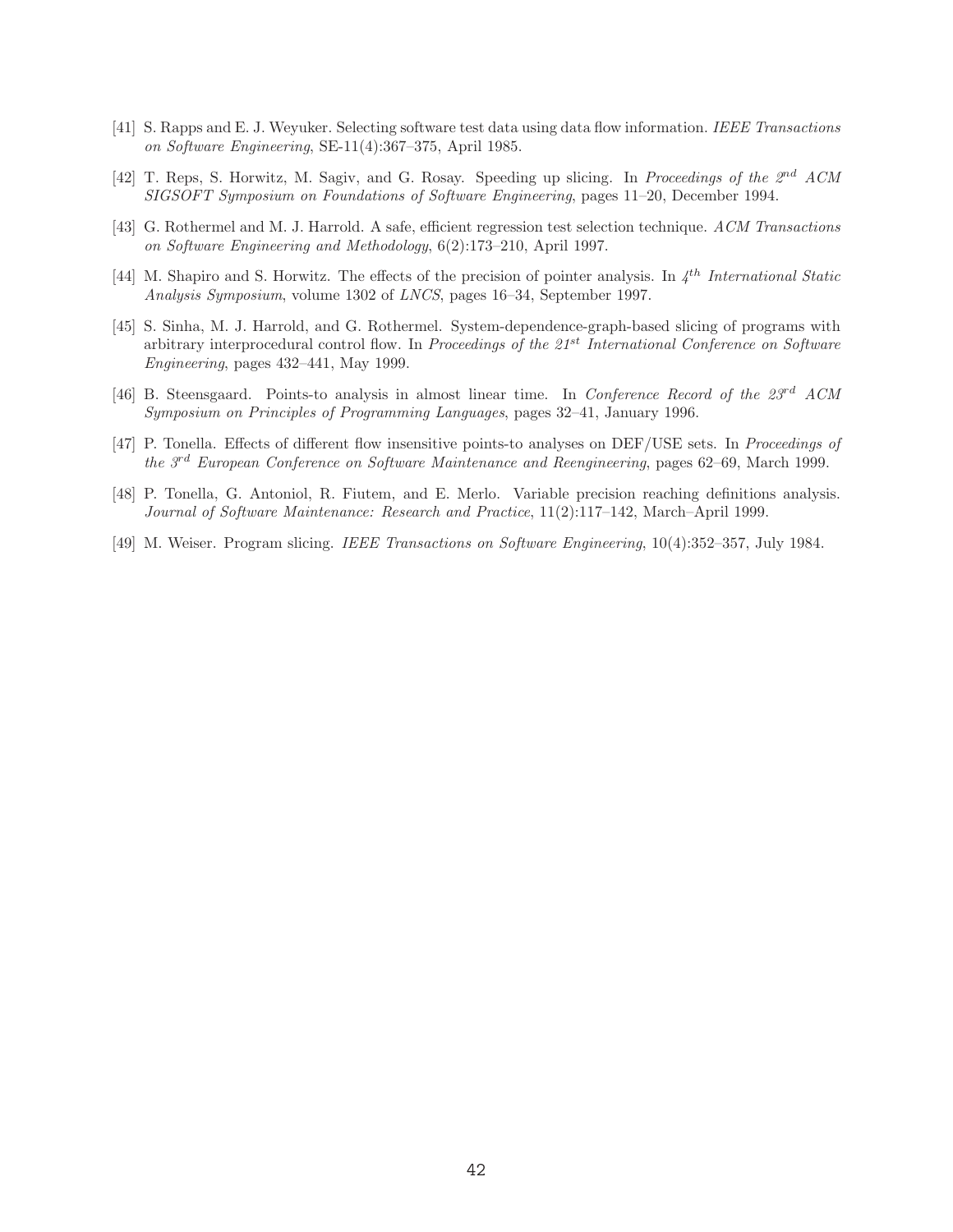[41] S. Rapps and E. J. Weyuker. Selecting software test data using data flow information. *IEEE Transactions on Software Engineering*, SE-11(4):367–375, April 1985.

[42] T. Reps, S. Horwitz, M. Sagiv, and G. Rosay. Speeding up slicing. In *Proceedings of the 2nd ACM SIGSOFT Symposium on Foundations of Software Engineering*, pages 11–20, December 1994.

[43] G. Rothermel and M. J. Harrold. A safe, efficient regression test selection technique. *ACM Transactions on Software Engineering and Methodology*, 6(2):173–210, April 1997.

[44] M. Shapiro and S. Horwitz. The effects of the precision of pointer analysis. In *4th International Static Analysis Symposium*, volume 1302 of *LNCS*, pages 16–34, September 1997.

[45] S. Sinha, M. J. Harrold, and G. Rothermel. System-dependence-graph-based slicing of programs with arbitrary interprocedural control flow. In *Proceedings of the 21st International Conference on Software Engineering*, pages 432–441, May 1999.

[46] B. Steensgaard. Points-to analysis in almost linear time. In *Conference Record of the 23rd ACM Symposium on Principles of Programming Languages*, pages 32–41, January 1996.

[47] P. Tonella. Effects of different flow insensitive points-to analyses on DEF/USE sets. In *Proceedings of the 3rd European Conference on Software Maintenance and Reengineering*, pages 62–69, March 1999.

[48] P. Tonella, G. Antoniol, R. Fiutem, and E. Merlo. Variable precision reaching definitions analysis. *Journal of Software Maintenance: Research and Practice*, 11(2):117–142, March–April 1999.

[49] M. Weiser. Program slicing. *IEEE Transactions on Software Engineering*, 10(4):352–357, July 1984.